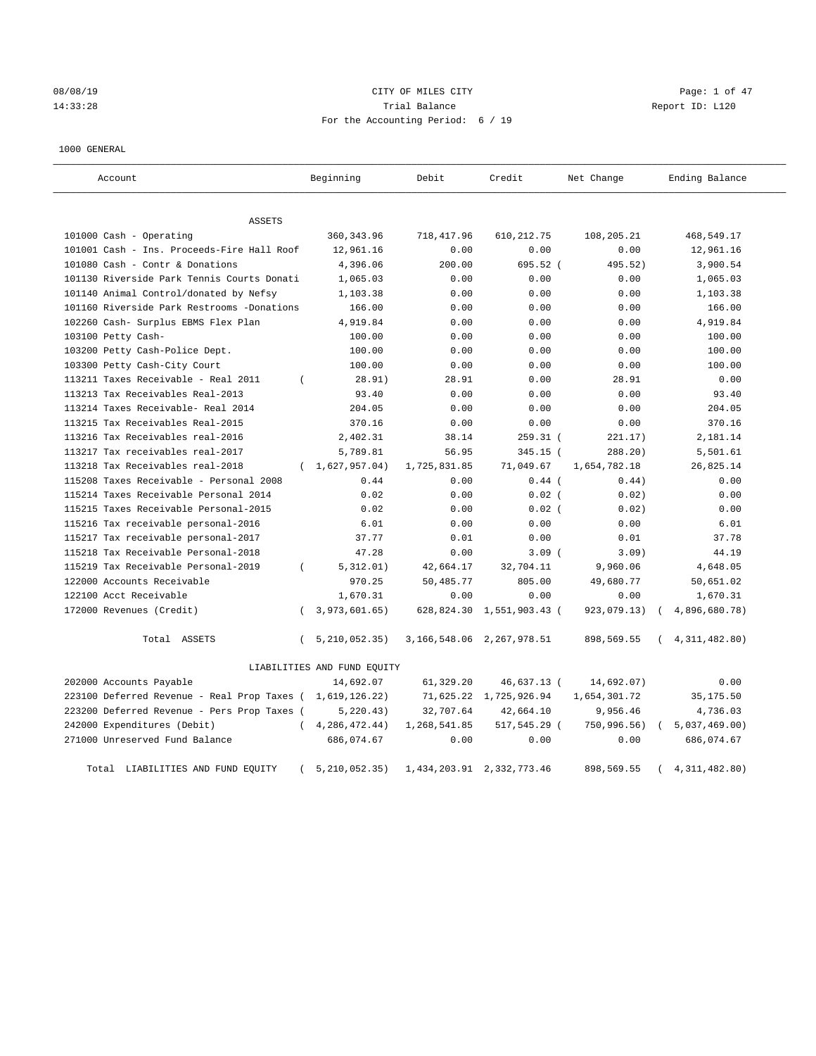08/08/19 CITY OF MILES CITY
14:33:28 Trial Balance Report ID: L120
For the Accounting Period: 6 / 19

1000 GENERAL

| Account | Beginning | Debit | Credit | Net Change | Ending Balance |
|---|---|---|---|---|---|
| ASSETS | | | | | |
| 101000 Cash - Operating | 360,343.96 | 718,417.96 | 610,212.75 | 108,205.21 | 468,549.17 |
| 101001 Cash - Ins. Proceeds-Fire Hall Roof | 12,961.16 | 0.00 | 0.00 | 0.00 | 12,961.16 |
| 101080 Cash - Contr & Donations | 4,396.06 | 200.00 | 695.52 | ( 495.52) | 3,900.54 |
| 101130 Riverside Park Tennis Courts Donati | 1,065.03 | 0.00 | 0.00 | 0.00 | 1,065.03 |
| 101140 Animal Control/donated by Nefsy | 1,103.38 | 0.00 | 0.00 | 0.00 | 1,103.38 |
| 101160 Riverside Park Restrooms -Donations | 166.00 | 0.00 | 0.00 | 0.00 | 166.00 |
| 102260 Cash- Surplus EBMS Flex Plan | 4,919.84 | 0.00 | 0.00 | 0.00 | 4,919.84 |
| 103100 Petty Cash- | 100.00 | 0.00 | 0.00 | 0.00 | 100.00 |
| 103200 Petty Cash-Police Dept. | 100.00 | 0.00 | 0.00 | 0.00 | 100.00 |
| 103300 Petty Cash-City Court | 100.00 | 0.00 | 0.00 | 0.00 | 100.00 |
| 113211 Taxes Receivable - Real 2011 | ( 28.91) | 28.91 | 0.00 | 28.91 | 0.00 |
| 113213 Tax Receivables Real-2013 | 93.40 | 0.00 | 0.00 | 0.00 | 93.40 |
| 113214 Taxes Receivable- Real 2014 | 204.05 | 0.00 | 0.00 | 0.00 | 204.05 |
| 113215 Tax Receivables Real-2015 | 370.16 | 0.00 | 0.00 | 0.00 | 370.16 |
| 113216 Tax Receivables real-2016 | 2,402.31 | 38.14 | 259.31 | ( 221.17) | 2,181.14 |
| 113217 Tax receivables real-2017 | 5,789.81 | 56.95 | 345.15 | ( 288.20) | 5,501.61 |
| 113218 Tax Receivables real-2018 | ( 1,627,957.04) | 1,725,831.85 | 71,049.67 | 1,654,782.18 | 26,825.14 |
| 115208 Taxes Receivable - Personal 2008 | 0.44 | 0.00 | 0.44 | ( 0.44) | 0.00 |
| 115214 Taxes Receivable Personal 2014 | 0.02 | 0.00 | 0.02 | ( 0.02) | 0.00 |
| 115215 Taxes Receivable Personal-2015 | 0.02 | 0.00 | 0.02 | ( 0.02) | 0.00 |
| 115216 Tax receivable personal-2016 | 6.01 | 0.00 | 0.00 | 0.00 | 6.01 |
| 115217 Tax receivable personal-2017 | 37.77 | 0.01 | 0.00 | 0.01 | 37.78 |
| 115218 Tax Receivable Personal-2018 | 47.28 | 0.00 | 3.09 | ( 3.09) | 44.19 |
| 115219 Tax Receivable Personal-2019 | ( 5,312.01) | 42,664.17 | 32,704.11 | 9,960.06 | 4,648.05 |
| 122000 Accounts Receivable | 970.25 | 50,485.77 | 805.00 | 49,680.77 | 50,651.02 |
| 122100 Acct Receivable | 1,670.31 | 0.00 | 0.00 | 0.00 | 1,670.31 |
| 172000 Revenues (Credit) | ( 3,973,601.65) | 628,824.30 | 1,551,903.43 | ( 923,079.13) | ( 4,896,680.78) |
| Total ASSETS | ( 5,210,052.35) | 3,166,548.06 | 2,267,978.51 | 898,569.55 | ( 4,311,482.80) |
| LIABILITIES AND FUND EQUITY | | | | | |
| 202000 Accounts Payable | 14,692.07 | 61,329.20 | 46,637.13 | ( 14,692.07) | 0.00 |
| 223100 Deferred Revenue - Real Prop Taxes | ( 1,619,126.22) | 71,625.22 | 1,725,926.94 | 1,654,301.72 | 35,175.50 |
| 223200 Deferred Revenue - Pers Prop Taxes | ( 5,220.43) | 32,707.64 | 42,664.10 | 9,956.46 | 4,736.03 |
| 242000 Expenditures (Debit) | ( 4,286,472.44) | 1,268,541.85 | 517,545.29 | ( 750,996.56) | ( 5,037,469.00) |
| 271000 Unreserved Fund Balance | 686,074.67 | 0.00 | 0.00 | 0.00 | 686,074.67 |
| Total LIABILITIES AND FUND EQUITY | ( 5,210,052.35) | 1,434,203.91 | 2,332,773.46 | 898,569.55 | ( 4,311,482.80) |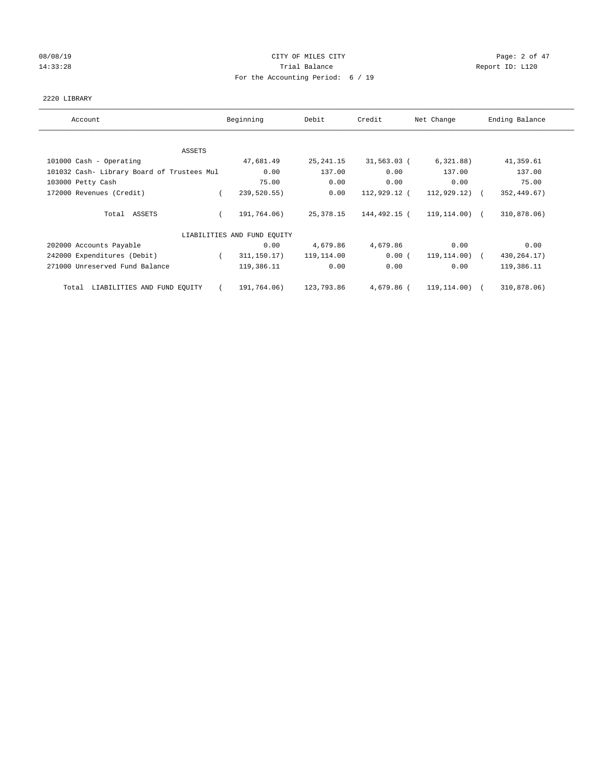08/08/19 CITY OF MILES CITY
14:33:28 Trial Balance Report ID: L120
For the Accounting Period: 6 / 19

2220 LIBRARY

| Account | Beginning | Debit | Credit | Net Change | Ending Balance |
|---|---|---|---|---|---|
| ASSETS | | | | | |
| 101000 Cash - Operating | 47,681.49 | 25,241.15 | 31,563.03 | ( 6,321.88) | 41,359.61 |
| 101032 Cash- Library Board of Trustees Mul | 0.00 | 137.00 | 0.00 | 137.00 | 137.00 |
| 103000 Petty Cash | 75.00 | 0.00 | 0.00 | 0.00 | 75.00 |
| 172000 Revenues (Credit) | ( 239,520.55) | 0.00 | 112,929.12 | ( 112,929.12) | ( 352,449.67) |
| Total ASSETS | ( 191,764.06) | 25,378.15 | 144,492.15 | ( 119,114.00) | ( 310,878.06) |
| LIABILITIES AND FUND EQUITY | | | | | |
| 202000 Accounts Payable | 0.00 | 4,679.86 | 4,679.86 | 0.00 | 0.00 |
| 242000 Expenditures (Debit) | ( 311,150.17) | 119,114.00 | 0.00 | ( 119,114.00) | ( 430,264.17) |
| 271000 Unreserved Fund Balance | 119,386.11 | 0.00 | 0.00 | 0.00 | 119,386.11 |
| Total LIABILITIES AND FUND EQUITY | ( 191,764.06) | 123,793.86 | 4,679.86 | ( 119,114.00) | ( 310,878.06) |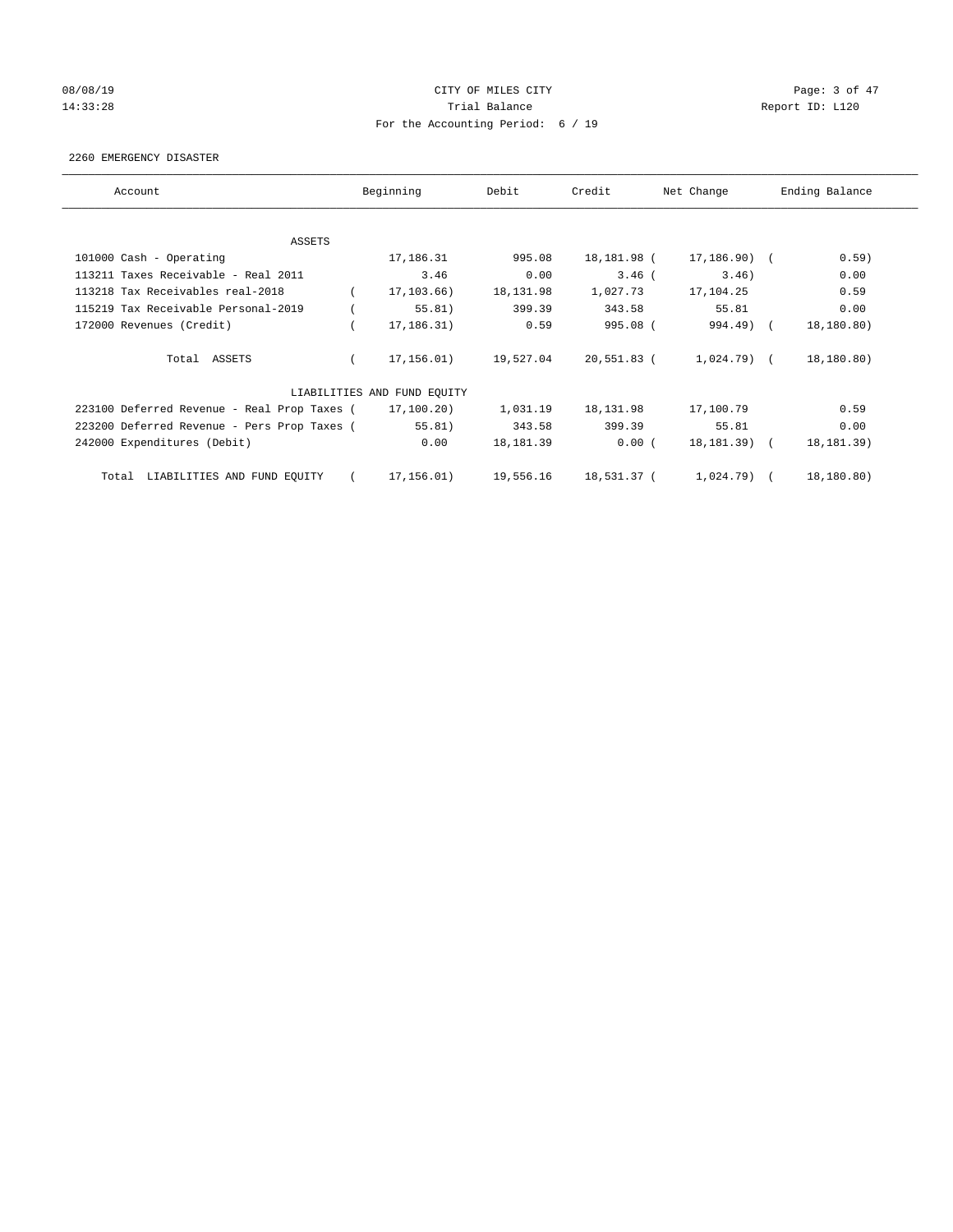CITY OF MILES CITY
Trial Balance
For the Accounting Period: 6 / 19

08/08/19
14:33:28

Report ID: L120

2260 EMERGENCY DISASTER

| Account | Beginning | Debit | Credit | Net Change | Ending Balance |
|---|---|---|---|---|---|
| ASSETS | | | | | |
| 101000 Cash - Operating | 17,186.31 | 995.08 | 18,181.98 | ( 17,186.90) | ( 0.59) |
| 113211 Taxes Receivable - Real 2011 | 3.46 | 0.00 | 3.46 | ( 3.46) | 0.00 |
| 113218 Tax Receivables real-2018 | ( 17,103.66) | 18,131.98 | 1,027.73 | 17,104.25 | 0.59 |
| 115219 Tax Receivable Personal-2019 | ( 55.81) | 399.39 | 343.58 | 55.81 | 0.00 |
| 172000 Revenues (Credit) | ( 17,186.31) | 0.59 | 995.08 | ( 994.49) | ( 18,180.80) |
| Total ASSETS | ( 17,156.01) | 19,527.04 | 20,551.83 | ( 1,024.79) | ( 18,180.80) |
| LIABILITIES AND FUND EQUITY | | | | | |
| 223100 Deferred Revenue - Real Prop Taxes | ( 17,100.20) | 1,031.19 | 18,131.98 | 17,100.79 | 0.59 |
| 223200 Deferred Revenue - Pers Prop Taxes | ( 55.81) | 343.58 | 399.39 | 55.81 | 0.00 |
| 242000 Expenditures (Debit) | 0.00 | 18,181.39 | 0.00 | ( 18,181.39) | ( 18,181.39) |
| Total LIABILITIES AND FUND EQUITY | ( 17,156.01) | 19,556.16 | 18,531.37 | ( 1,024.79) | ( 18,180.80) |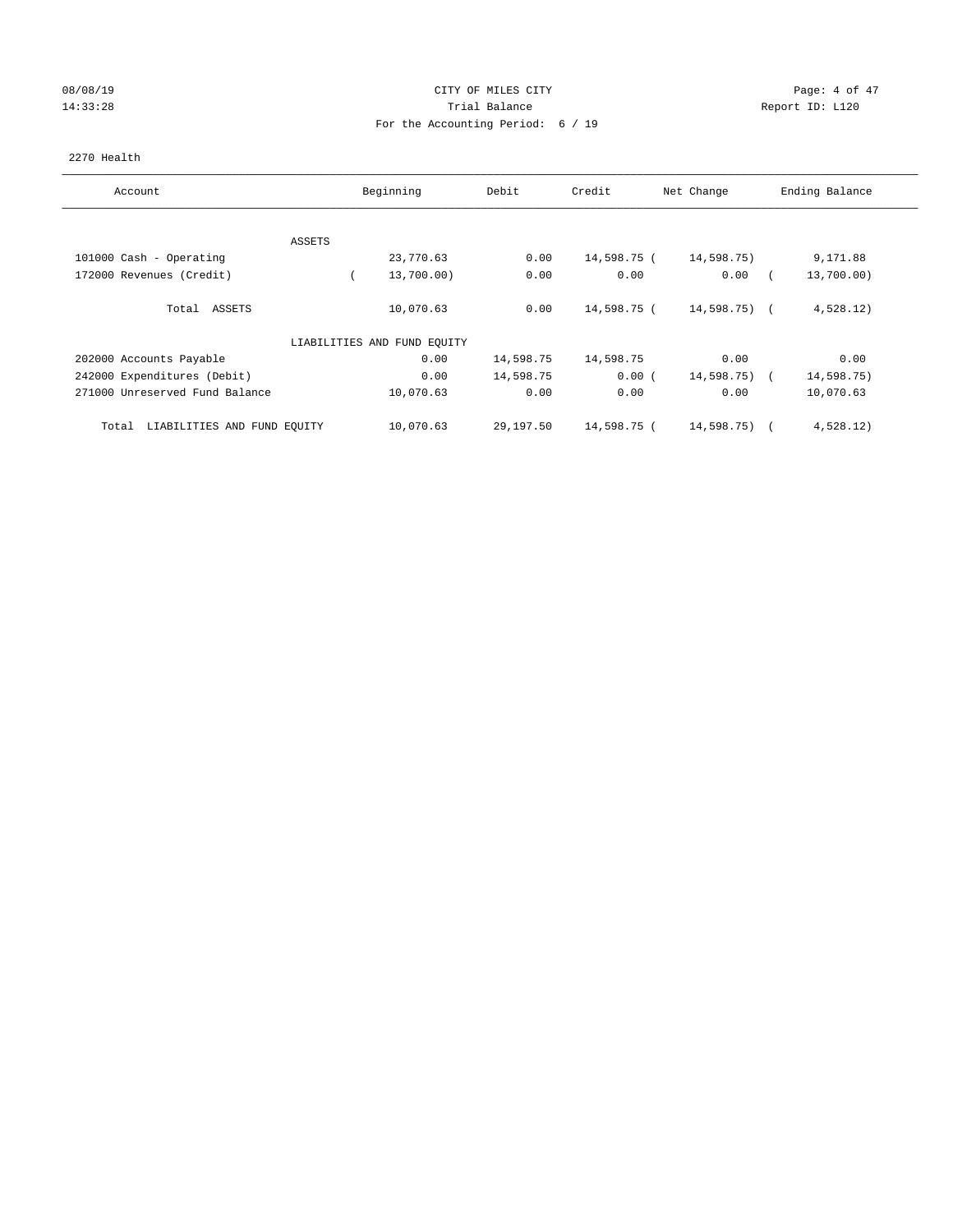# CITY OF MILES CITY

Trial Balance

For the Accounting Period: 6 / 19

08/08/19
14:33:28

Report ID: L120

2270 Health

| Account | Beginning | Debit | Credit | Net Change | Ending Balance |
|---|---|---|---|---|---|
| ASSETS | | | | | |
| 101000 Cash - Operating | 23,770.63 | 0.00 | 14,598.75 | ( 14,598.75) | 9,171.88 |
| 172000 Revenues (Credit) | ( 13,700.00) | 0.00 | 0.00 | 0.00 | ( 13,700.00) |
| Total ASSETS | 10,070.63 | 0.00 | 14,598.75 | ( 14,598.75) | ( 4,528.12) |
| LIABILITIES AND FUND EQUITY | | | | | |
| 202000 Accounts Payable | 0.00 | 14,598.75 | 14,598.75 | 0.00 | 0.00 |
| 242000 Expenditures (Debit) | 0.00 | 14,598.75 | 0.00 | ( 14,598.75) | ( 14,598.75) |
| 271000 Unreserved Fund Balance | 10,070.63 | 0.00 | 0.00 | 0.00 | 10,070.63 |
| Total LIABILITIES AND FUND EQUITY | 10,070.63 | 29,197.50 | 14,598.75 | ( 14,598.75) | ( 4,528.12) |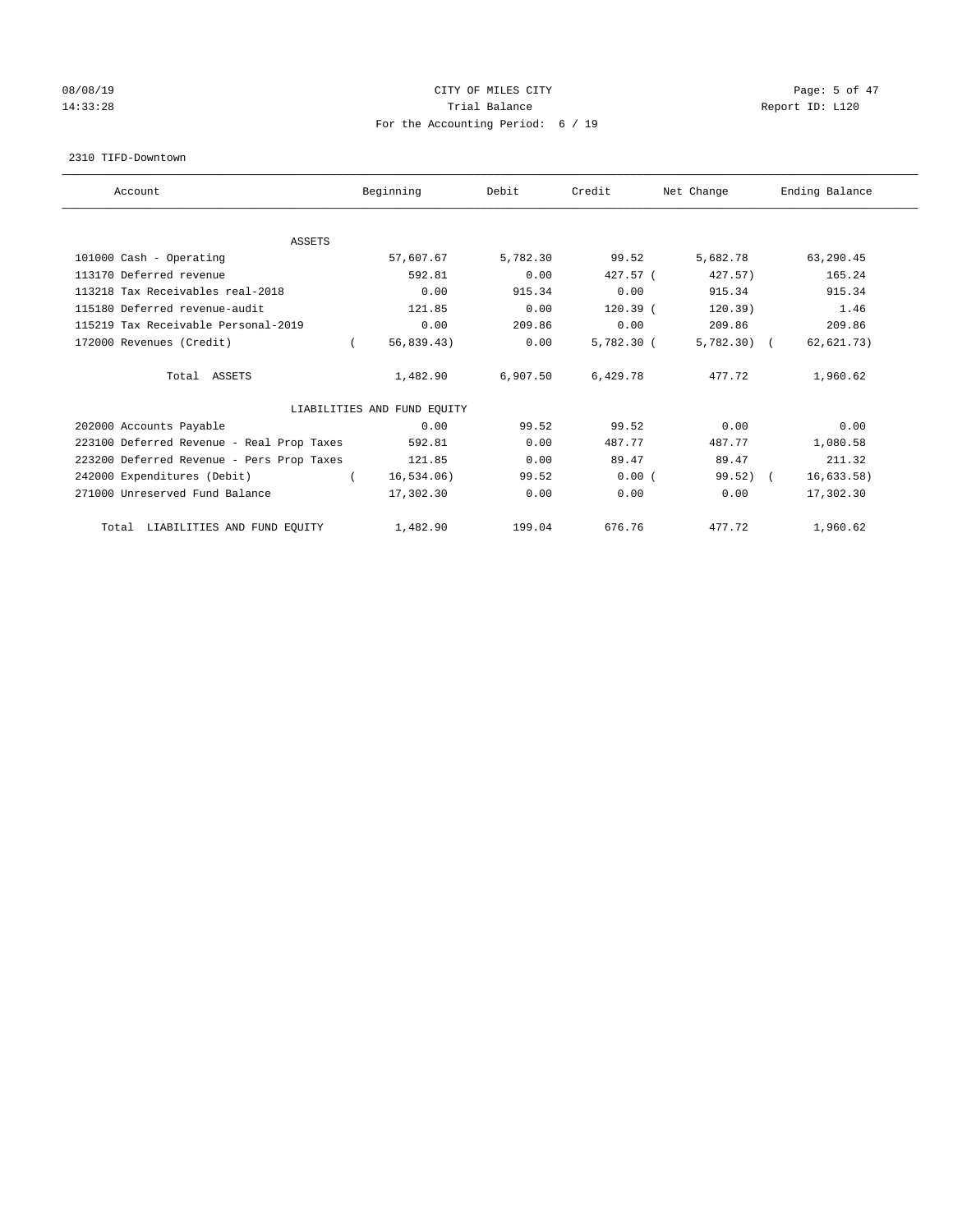08/08/19 CITY OF MILES CITY
14:33:28 Trial Balance Report ID: L120
For the Accounting Period: 6 / 19

2310 TIFD-Downtown

| Account | Beginning | Debit | Credit | Net Change | Ending Balance |
|---|---|---|---|---|---|
| ASSETS | | | | | |
| 101000 Cash - Operating | 57,607.67 | 5,782.30 | 99.52 | 5,682.78 | 63,290.45 |
| 113170 Deferred revenue | 592.81 | 0.00 | 427.57 | (427.57) | 165.24 |
| 113218 Tax Receivables real-2018 | 0.00 | 915.34 | 0.00 | 915.34 | 915.34 |
| 115180 Deferred revenue-audit | 121.85 | 0.00 | 120.39 | (120.39) | 1.46 |
| 115219 Tax Receivable Personal-2019 | 0.00 | 209.86 | 0.00 | 209.86 | 209.86 |
| 172000 Revenues (Credit) | (56,839.43) | 0.00 | 5,782.30 | (5,782.30) | (62,621.73) |
| Total ASSETS | 1,482.90 | 6,907.50 | 6,429.78 | 477.72 | 1,960.62 |
| LIABILITIES AND FUND EQUITY | | | | | |
| 202000 Accounts Payable | 0.00 | 99.52 | 99.52 | 0.00 | 0.00 |
| 223100 Deferred Revenue - Real Prop Taxes | 592.81 | 0.00 | 487.77 | 487.77 | 1,080.58 |
| 223200 Deferred Revenue - Pers Prop Taxes | 121.85 | 0.00 | 89.47 | 89.47 | 211.32 |
| 242000 Expenditures (Debit) | (16,534.06) | 99.52 | 0.00 | (99.52) | (16,633.58) |
| 271000 Unreserved Fund Balance | 17,302.30 | 0.00 | 0.00 | 0.00 | 17,302.30 |
| Total LIABILITIES AND FUND EQUITY | 1,482.90 | 199.04 | 676.76 | 477.72 | 1,960.62 |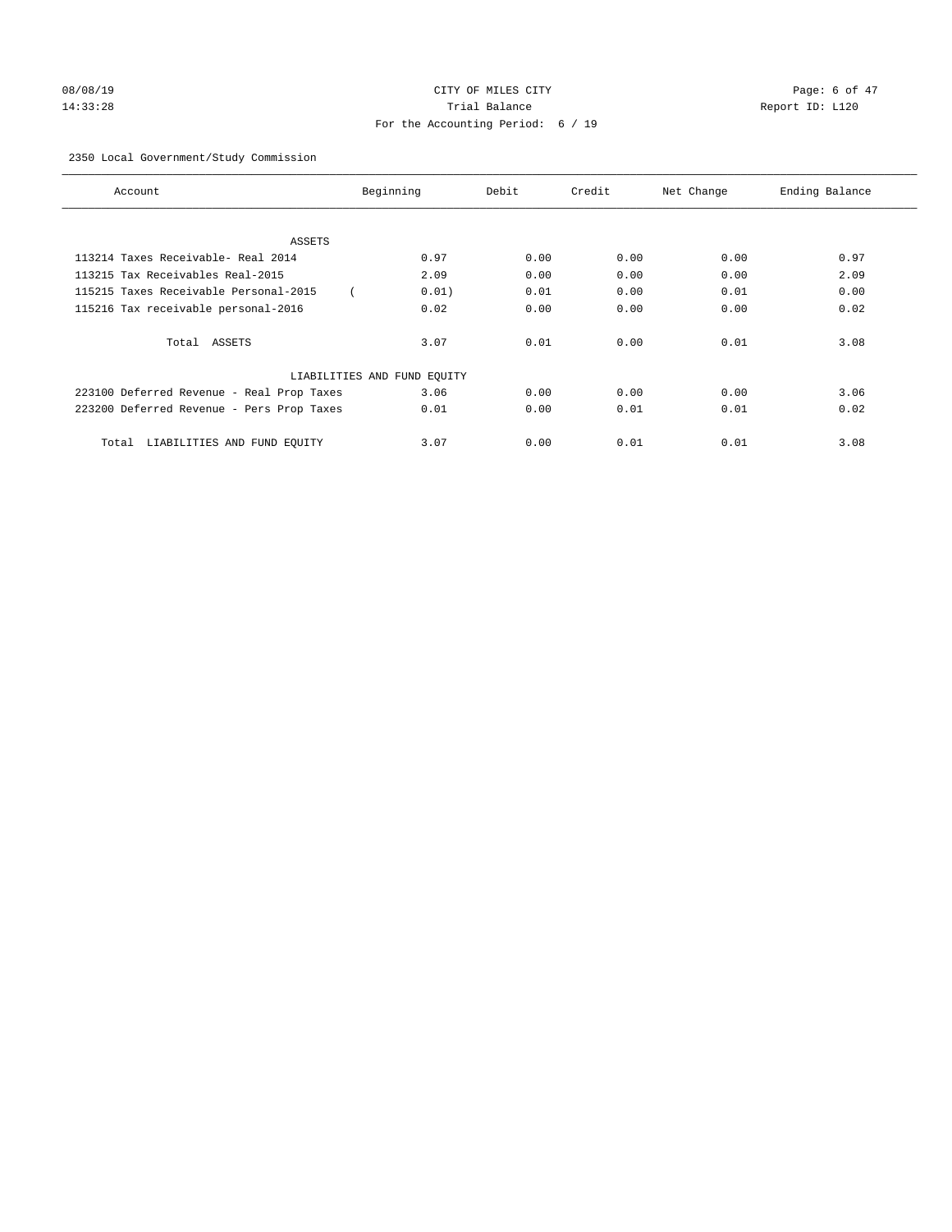CITY OF MILES CITY

Trial Balance

For the Accounting Period: 6 / 19

08/08/19 14:33:28 Report ID: L120

2350 Local Government/Study Commission

| Account | Beginning | Debit | Credit | Net Change | Ending Balance |
|---|---|---|---|---|---|
| ASSETS | | | | | |
| 113214 Taxes Receivable- Real 2014 | 0.97 | 0.00 | 0.00 | 0.00 | 0.97 |
| 113215 Tax Receivables Real-2015 | 2.09 | 0.00 | 0.00 | 0.00 | 2.09 |
| 115215 Taxes Receivable Personal-2015 | ( 0.01) | 0.01 | 0.00 | 0.01 | 0.00 |
| 115216 Tax receivable personal-2016 | 0.02 | 0.00 | 0.00 | 0.00 | 0.02 |
| Total ASSETS | 3.07 | 0.01 | 0.00 | 0.01 | 3.08 |
| LIABILITIES AND FUND EQUITY | | | | | |
| 223100 Deferred Revenue - Real Prop Taxes | 3.06 | 0.00 | 0.00 | 0.00 | 3.06 |
| 223200 Deferred Revenue - Pers Prop Taxes | 0.01 | 0.00 | 0.01 | 0.01 | 0.02 |
| Total LIABILITIES AND FUND EQUITY | 3.07 | 0.00 | 0.01 | 0.01 | 3.08 |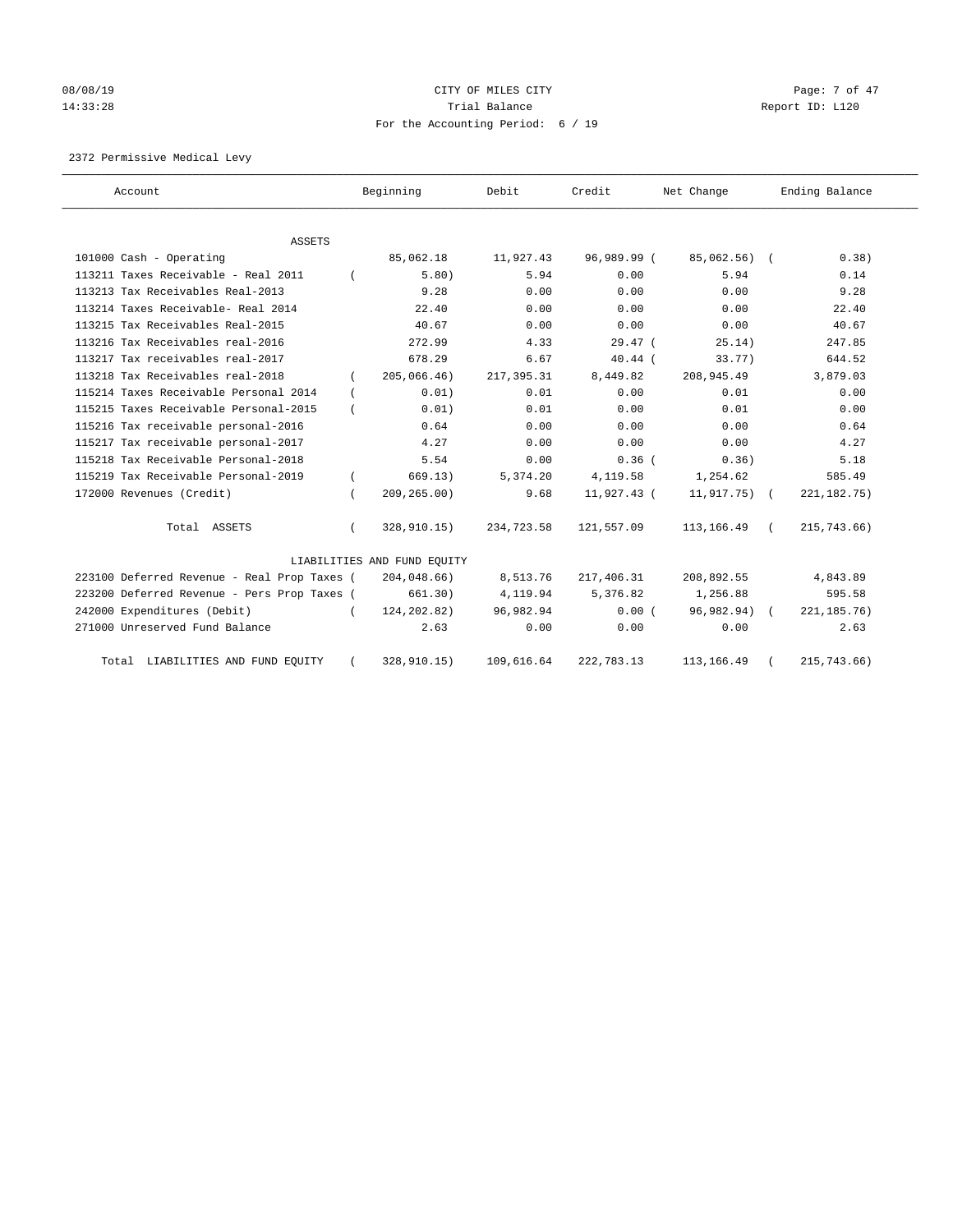CITY OF MILES CITY

Trial Balance

For the Accounting Period: 6 / 19

08/08/19 14:33:28 — Report ID: L120

2372 Permissive Medical Levy

| Account | Beginning | Debit | Credit | Net Change | Ending Balance |
|---|---|---|---|---|---|
| **ASSETS** | | | | | |
| 101000 Cash - Operating | 85,062.18 | 11,927.43 | 96,989.99 | (85,062.56) | (0.38) |
| 113211 Taxes Receivable - Real 2011 | (5.80) | 5.94 | 0.00 | 5.94 | 0.14 |
| 113213 Tax Receivables Real-2013 | 9.28 | 0.00 | 0.00 | 0.00 | 9.28 |
| 113214 Taxes Receivable- Real 2014 | 22.40 | 0.00 | 0.00 | 0.00 | 22.40 |
| 113215 Tax Receivables Real-2015 | 40.67 | 0.00 | 0.00 | 0.00 | 40.67 |
| 113216 Tax Receivables real-2016 | 272.99 | 4.33 | 29.47 | (25.14) | 247.85 |
| 113217 Tax receivables real-2017 | 678.29 | 6.67 | 40.44 | (33.77) | 644.52 |
| 113218 Tax Receivables real-2018 | (205,066.46) | 217,395.31 | 8,449.82 | 208,945.49 | 3,879.03 |
| 115214 Taxes Receivable Personal 2014 | (0.01) | 0.01 | 0.00 | 0.01 | 0.00 |
| 115215 Taxes Receivable Personal-2015 | (0.01) | 0.01 | 0.00 | 0.01 | 0.00 |
| 115216 Tax receivable personal-2016 | 0.64 | 0.00 | 0.00 | 0.00 | 0.64 |
| 115217 Tax receivable personal-2017 | 4.27 | 0.00 | 0.00 | 0.00 | 4.27 |
| 115218 Tax Receivable Personal-2018 | 5.54 | 0.00 | 0.36 | (0.36) | 5.18 |
| 115219 Tax Receivable Personal-2019 | (669.13) | 5,374.20 | 4,119.58 | 1,254.62 | 585.49 |
| 172000 Revenues (Credit) | (209,265.00) | 9.68 | 11,927.43 | (11,917.75) | (221,182.75) |
| Total ASSETS | (328,910.15) | 234,723.58 | 121,557.09 | 113,166.49 | (215,743.66) |
| **LIABILITIES AND FUND EQUITY** | | | | | |
| 223100 Deferred Revenue - Real Prop Taxes | (204,048.66) | 8,513.76 | 217,406.31 | 208,892.55 | 4,843.89 |
| 223200 Deferred Revenue - Pers Prop Taxes | (661.30) | 4,119.94 | 5,376.82 | 1,256.88 | 595.58 |
| 242000 Expenditures (Debit) | (124,202.82) | 96,982.94 | 0.00 | (96,982.94) | (221,185.76) |
| 271000 Unreserved Fund Balance | 2.63 | 0.00 | 0.00 | 0.00 | 2.63 |
| Total LIABILITIES AND FUND EQUITY | (328,910.15) | 109,616.64 | 222,783.13 | 113,166.49 | (215,743.66) |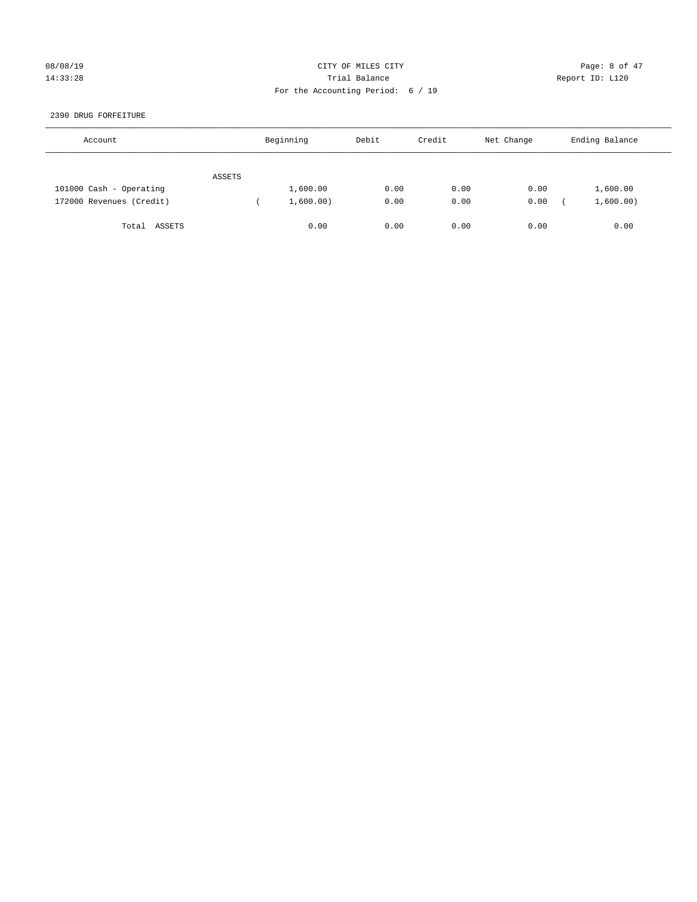CITY OF MILES CITY
Trial Balance
For the Accounting Period: 6 / 19

08/08/19
14:33:28

Report ID: L120

2390 DRUG FORFEITURE

| Account | Beginning | Debit | Credit | Net Change | Ending Balance |
|---|---|---|---|---|---|
| ASSETS | | | | | |
| 101000 Cash - Operating | 1,600.00 | 0.00 | 0.00 | 0.00 | 1,600.00 |
| 172000 Revenues (Credit) | ( 1,600.00) | 0.00 | 0.00 | 0.00 | ( 1,600.00) |
| Total ASSETS | 0.00 | 0.00 | 0.00 | 0.00 | 0.00 |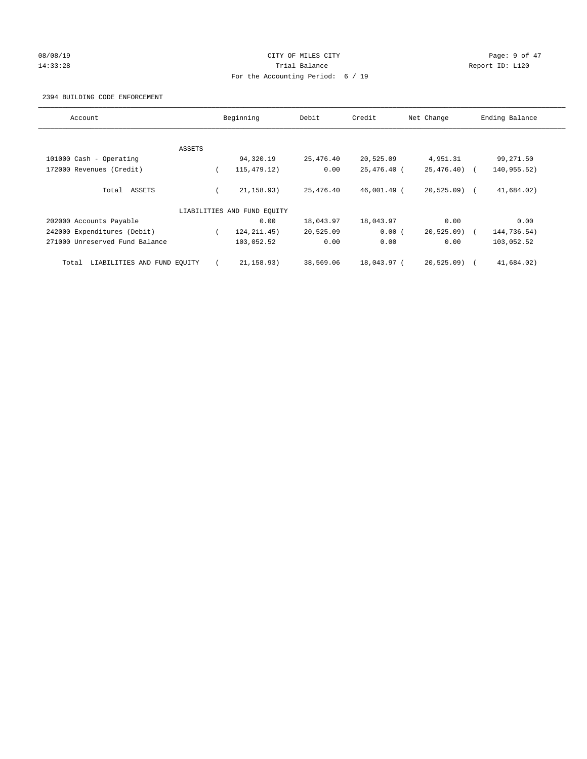CITY OF MILES CITY
Trial Balance
For the Accounting Period: 6 / 19

08/08/19
14:33:28

Report ID: L120

2394 BUILDING CODE ENFORCEMENT

| Account | Beginning | Debit | Credit | Net Change | Ending Balance |
|---|---|---|---|---|---|
| ASSETS | | | | | |
| 101000 Cash - Operating | 94,320.19 | 25,476.40 | 20,525.09 | 4,951.31 | 99,271.50 |
| 172000 Revenues (Credit) | ( 115,479.12) | 0.00 | 25,476.40 | ( 25,476.40) | ( 140,955.52) |
| Total ASSETS | ( 21,158.93) | 25,476.40 | 46,001.49 | ( 20,525.09) | ( 41,684.02) |
| LIABILITIES AND FUND EQUITY | | | | | |
| 202000 Accounts Payable | 0.00 | 18,043.97 | 18,043.97 | 0.00 | 0.00 |
| 242000 Expenditures (Debit) | ( 124,211.45) | 20,525.09 | 0.00 | ( 20,525.09) | ( 144,736.54) |
| 271000 Unreserved Fund Balance | 103,052.52 | 0.00 | 0.00 | 0.00 | 103,052.52 |
| Total LIABILITIES AND FUND EQUITY | ( 21,158.93) | 38,569.06 | 18,043.97 | ( 20,525.09) | ( 41,684.02) |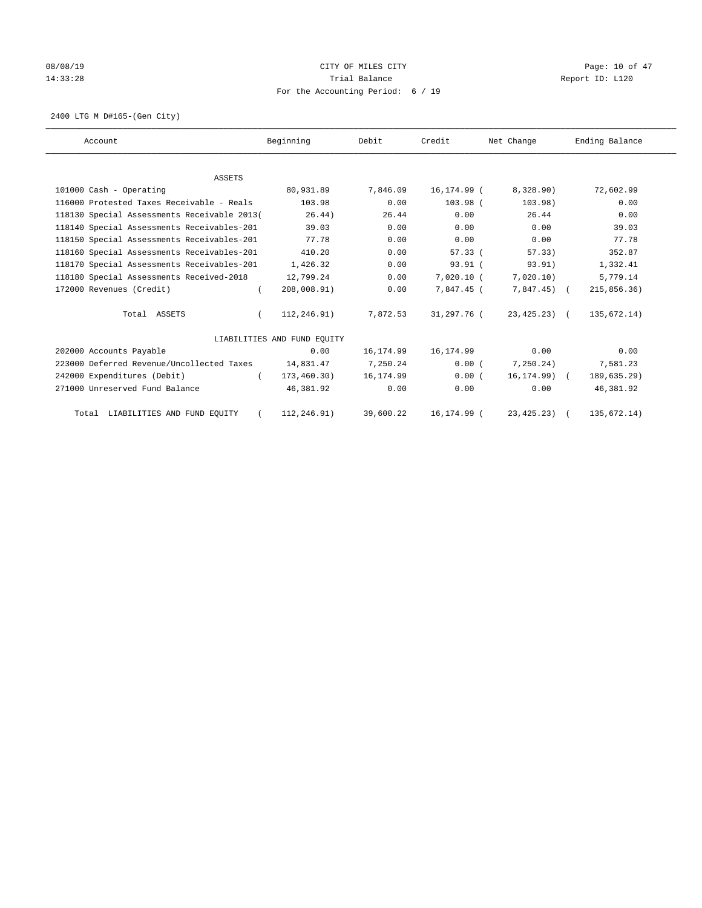CITY OF MILES CITY

Trial Balance

For the Accounting Period: 6 / 19

08/08/19 14:33:28

Report ID: L120

2400 LTG M D#165-(Gen City)

| Account | Beginning | Debit | Credit | Net Change | Ending Balance |
|---|---|---|---|---|---|
| ASSETS | | | | | |
| 101000 Cash - Operating | 80,931.89 | 7,846.09 | 16,174.99 | ( 8,328.90) | 72,602.99 |
| 116000 Protested Taxes Receivable - Reals | 103.98 | 0.00 | 103.98 | ( 103.98) | 0.00 |
| 118130 Special Assessments Receivable 2013 | ( 26.44) | 26.44 | 0.00 | 26.44 | 0.00 |
| 118140 Special Assessments Receivables-201 | 39.03 | 0.00 | 0.00 | 0.00 | 39.03 |
| 118150 Special Assessments Receivables-201 | 77.78 | 0.00 | 0.00 | 0.00 | 77.78 |
| 118160 Special Assessments Receivables-201 | 410.20 | 0.00 | 57.33 | ( 57.33) | 352.87 |
| 118170 Special Assessments Receivables-201 | 1,426.32 | 0.00 | 93.91 | ( 93.91) | 1,332.41 |
| 118180 Special Assessments Received-2018 | 12,799.24 | 0.00 | 7,020.10 | ( 7,020.10) | 5,779.14 |
| 172000 Revenues (Credit) | ( 208,008.91) | 0.00 | 7,847.45 | ( 7,847.45) | ( 215,856.36) |
| Total ASSETS | ( 112,246.91) | 7,872.53 | 31,297.76 | ( 23,425.23) | ( 135,672.14) |
| LIABILITIES AND FUND EQUITY | | | | | |
| 202000 Accounts Payable | 0.00 | 16,174.99 | 16,174.99 | 0.00 | 0.00 |
| 223000 Deferred Revenue/Uncollected Taxes | 14,831.47 | 7,250.24 | 0.00 | ( 7,250.24) | 7,581.23 |
| 242000 Expenditures (Debit) | ( 173,460.30) | 16,174.99 | 0.00 | ( 16,174.99) | ( 189,635.29) |
| 271000 Unreserved Fund Balance | 46,381.92 | 0.00 | 0.00 | 0.00 | 46,381.92 |
| Total LIABILITIES AND FUND EQUITY | ( 112,246.91) | 39,600.22 | 16,174.99 | ( 23,425.23) | ( 135,672.14) |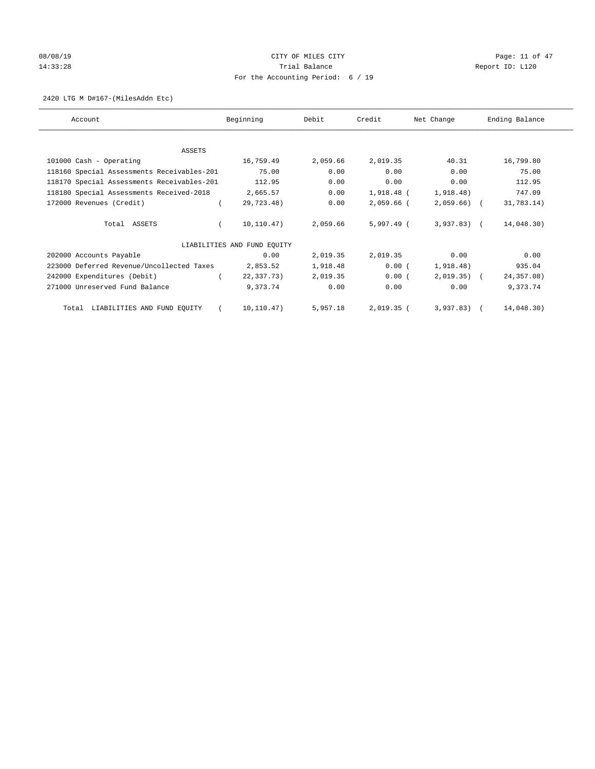CITY OF MILES CITY

Trial Balance

For the Accounting Period: 6 / 19

08/08/19
14:33:28

Report ID: L120

2420 LTG M D#167-(MilesAddn Etc)

| Account | Beginning | Debit | Credit | Net Change | Ending Balance |
|---|---|---|---|---|---|
| ASSETS | | | | | |
| 101000 Cash - Operating | 16,759.49 | 2,059.66 | 2,019.35 | 40.31 | 16,799.80 |
| 118160 Special Assessments Receivables-201 | 75.00 | 0.00 | 0.00 | 0.00 | 75.00 |
| 118170 Special Assessments Receivables-201 | 112.95 | 0.00 | 0.00 | 0.00 | 112.95 |
| 118180 Special Assessments Received-2018 | 2,665.57 | 0.00 | 1,918.48 | (1,918.48) | 747.09 |
| 172000 Revenues (Credit) | (29,723.48) | 0.00 | 2,059.66 | (2,059.66) | (31,783.14) |
| Total ASSETS | (10,110.47) | 2,059.66 | 5,997.49 | (3,937.83) | (14,048.30) |
| LIABILITIES AND FUND EQUITY | | | | | |
| 202000 Accounts Payable | 0.00 | 2,019.35 | 2,019.35 | 0.00 | 0.00 |
| 223000 Deferred Revenue/Uncollected Taxes | 2,853.52 | 1,918.48 | 0.00 | (1,918.48) | 935.04 |
| 242000 Expenditures (Debit) | (22,337.73) | 2,019.35 | 0.00 | (2,019.35) | (24,357.08) |
| 271000 Unreserved Fund Balance | 9,373.74 | 0.00 | 0.00 | 0.00 | 9,373.74 |
| Total LIABILITIES AND FUND EQUITY | (10,110.47) | 5,957.18 | 2,019.35 | (3,937.83) | (14,048.30) |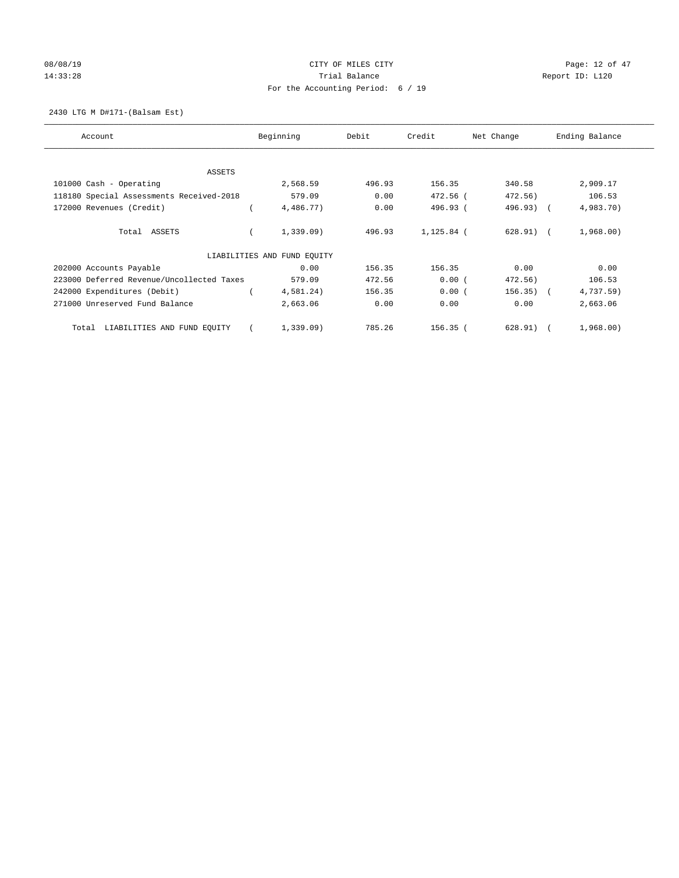CITY OF MILES CITY
Trial Balance
For the Accounting Period: 6 / 19

Report ID: L120

2430 LTG M D#171-(Balsam Est)

| Account | Beginning | Debit | Credit | Net Change | Ending Balance |
|---|---|---|---|---|---|
| ASSETS | | | | | |
| 101000 Cash - Operating | 2,568.59 | 496.93 | 156.35 | 340.58 | 2,909.17 |
| 118180 Special Assessments Received-2018 | 579.09 | 0.00 | 472.56 | (472.56) | 106.53 |
| 172000 Revenues (Credit) | (4,486.77) | 0.00 | 496.93 | (496.93) | (4,983.70) |
| Total ASSETS | (1,339.09) | 496.93 | 1,125.84 | (628.91) | (1,968.00) |
| LIABILITIES AND FUND EQUITY | | | | | |
| 202000 Accounts Payable | 0.00 | 156.35 | 156.35 | 0.00 | 0.00 |
| 223000 Deferred Revenue/Uncollected Taxes | 579.09 | 472.56 | 0.00 | (472.56) | 106.53 |
| 242000 Expenditures (Debit) | (4,581.24) | 156.35 | 0.00 | (156.35) | (4,737.59) |
| 271000 Unreserved Fund Balance | 2,663.06 | 0.00 | 0.00 | 0.00 | 2,663.06 |
| Total LIABILITIES AND FUND EQUITY | (1,339.09) | 785.26 | 156.35 | (628.91) | (1,968.00) |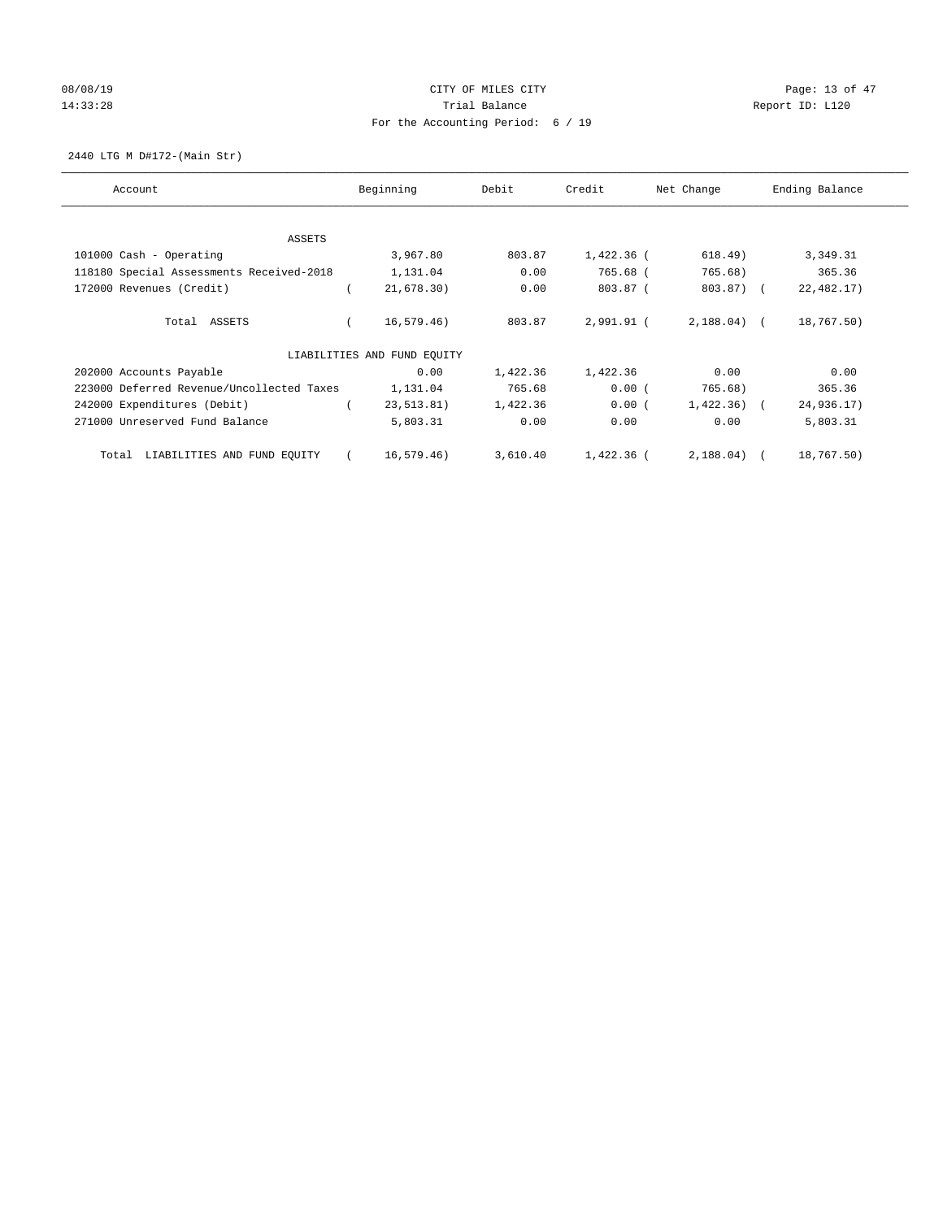CITY OF MILES CITY
Trial Balance
For the Accounting Period: 6 / 19

08/08/19
14:33:28

Report ID: L120

2440 LTG M D#172-(Main Str)

| Account | Beginning | Debit | Credit | Net Change | Ending Balance |
|---|---|---|---|---|---|
| ASSETS | | | | | |
| 101000 Cash - Operating | 3,967.80 | 803.87 | 1,422.36 | ( 618.49) | 3,349.31 |
| 118180 Special Assessments Received-2018 | 1,131.04 | 0.00 | 765.68 | ( 765.68) | 365.36 |
| 172000 Revenues (Credit) | ( 21,678.30) | 0.00 | 803.87 | ( 803.87) | ( 22,482.17) |
| Total ASSETS | ( 16,579.46) | 803.87 | 2,991.91 | ( 2,188.04) | ( 18,767.50) |
| LIABILITIES AND FUND EQUITY | | | | | |
| 202000 Accounts Payable | 0.00 | 1,422.36 | 1,422.36 | 0.00 | 0.00 |
| 223000 Deferred Revenue/Uncollected Taxes | 1,131.04 | 765.68 | 0.00 | ( 765.68) | 365.36 |
| 242000 Expenditures (Debit) | ( 23,513.81) | 1,422.36 | 0.00 | ( 1,422.36) | ( 24,936.17) |
| 271000 Unreserved Fund Balance | 5,803.31 | 0.00 | 0.00 | 0.00 | 5,803.31 |
| Total LIABILITIES AND FUND EQUITY | ( 16,579.46) | 3,610.40 | 1,422.36 | ( 2,188.04) | ( 18,767.50) |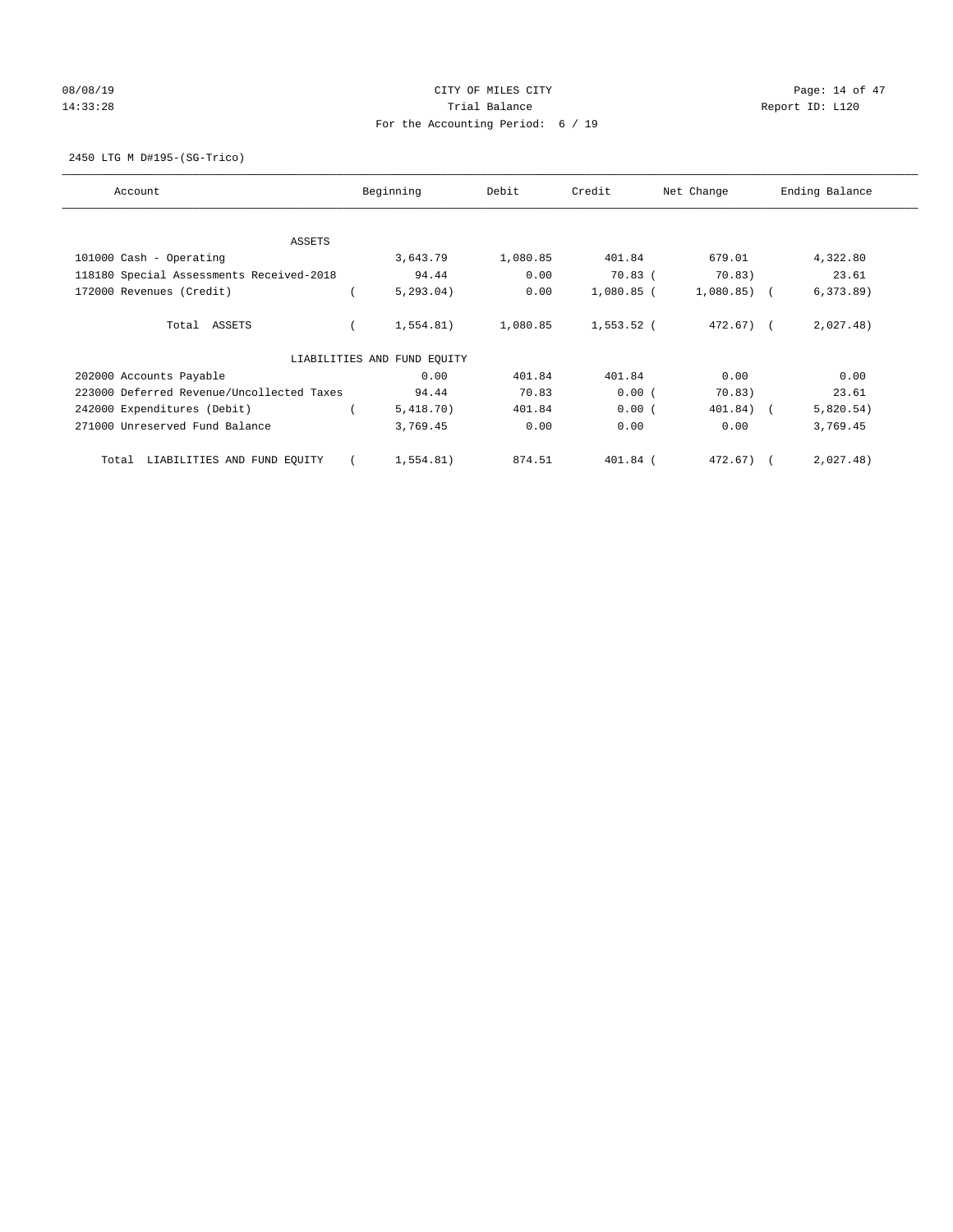CITY OF MILES CITY

Trial Balance

For the Accounting Period: 6 / 19

08/08/19
14:33:28

Report ID: L120

2450 LTG M D#195-(SG-Trico)

| Account | Beginning | Debit | Credit | Net Change | Ending Balance |
|---|---|---|---|---|---|
| ASSETS | | | | | |
| 101000 Cash - Operating | 3,643.79 | 1,080.85 | 401.84 | 679.01 | 4,322.80 |
| 118180 Special Assessments Received-2018 | 94.44 | 0.00 | 70.83 | ( 70.83) | 23.61 |
| 172000 Revenues (Credit) | ( 5,293.04) | 0.00 | 1,080.85 | ( 1,080.85) | ( 6,373.89) |
| Total ASSETS | ( 1,554.81) | 1,080.85 | 1,553.52 | ( 472.67) | ( 2,027.48) |
| LIABILITIES AND FUND EQUITY | | | | | |
| 202000 Accounts Payable | 0.00 | 401.84 | 401.84 | 0.00 | 0.00 |
| 223000 Deferred Revenue/Uncollected Taxes | 94.44 | 70.83 | 0.00 | ( 70.83) | 23.61 |
| 242000 Expenditures (Debit) | ( 5,418.70) | 401.84 | 0.00 | ( 401.84) | ( 5,820.54) |
| 271000 Unreserved Fund Balance | 3,769.45 | 0.00 | 0.00 | 0.00 | 3,769.45 |
| Total LIABILITIES AND FUND EQUITY | ( 1,554.81) | 874.51 | 401.84 | ( 472.67) | ( 2,027.48) |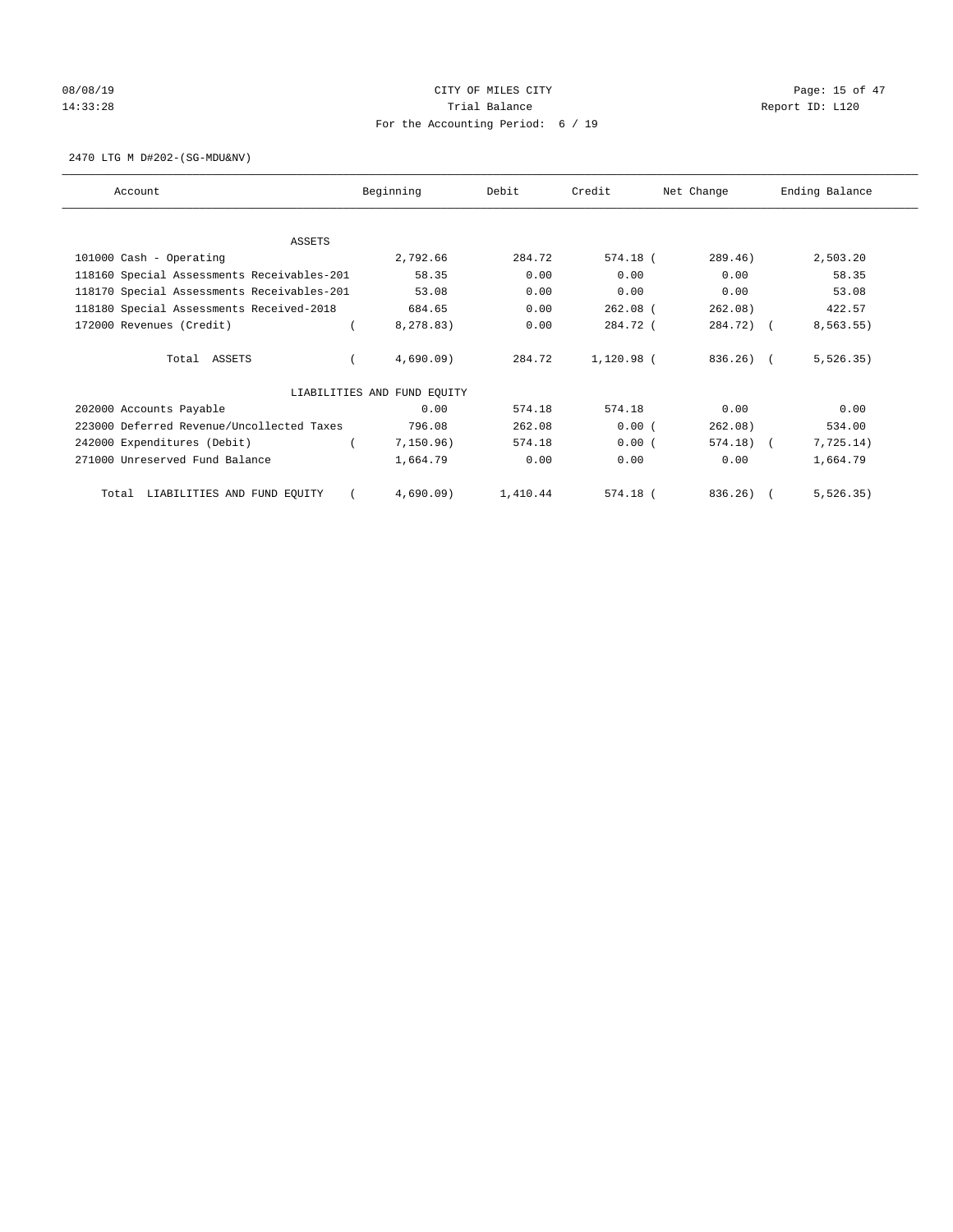CITY OF MILES CITY

Trial Balance

For the Accounting Period: 6 / 19

2470 LTG M D#202-(SG-MDU&NV)

| Account | Beginning | Debit | Credit | Net Change | Ending Balance |
|---|---|---|---|---|---|
| ASSETS | | | | | |
| 101000 Cash - Operating | 2,792.66 | 284.72 | 574.18 | (289.46) | 2,503.20 |
| 118160 Special Assessments Receivables-201 | 58.35 | 0.00 | 0.00 | 0.00 | 58.35 |
| 118170 Special Assessments Receivables-201 | 53.08 | 0.00 | 0.00 | 0.00 | 53.08 |
| 118180 Special Assessments Received-2018 | 684.65 | 0.00 | 262.08 | (262.08) | 422.57 |
| 172000 Revenues (Credit) | (8,278.83) | 0.00 | 284.72 | (284.72) | (8,563.55) |
| Total ASSETS | (4,690.09) | 284.72 | 1,120.98 | (836.26) | (5,526.35) |
| LIABILITIES AND FUND EQUITY | | | | | |
| 202000 Accounts Payable | 0.00 | 574.18 | 574.18 | 0.00 | 0.00 |
| 223000 Deferred Revenue/Uncollected Taxes | 796.08 | 262.08 | 0.00 | (262.08) | 534.00 |
| 242000 Expenditures (Debit) | (7,150.96) | 574.18 | 0.00 | (574.18) | (7,725.14) |
| 271000 Unreserved Fund Balance | 1,664.79 | 0.00 | 0.00 | 0.00 | 1,664.79 |
| Total LIABILITIES AND FUND EQUITY | (4,690.09) | 1,410.44 | 574.18 | (836.26) | (5,526.35) |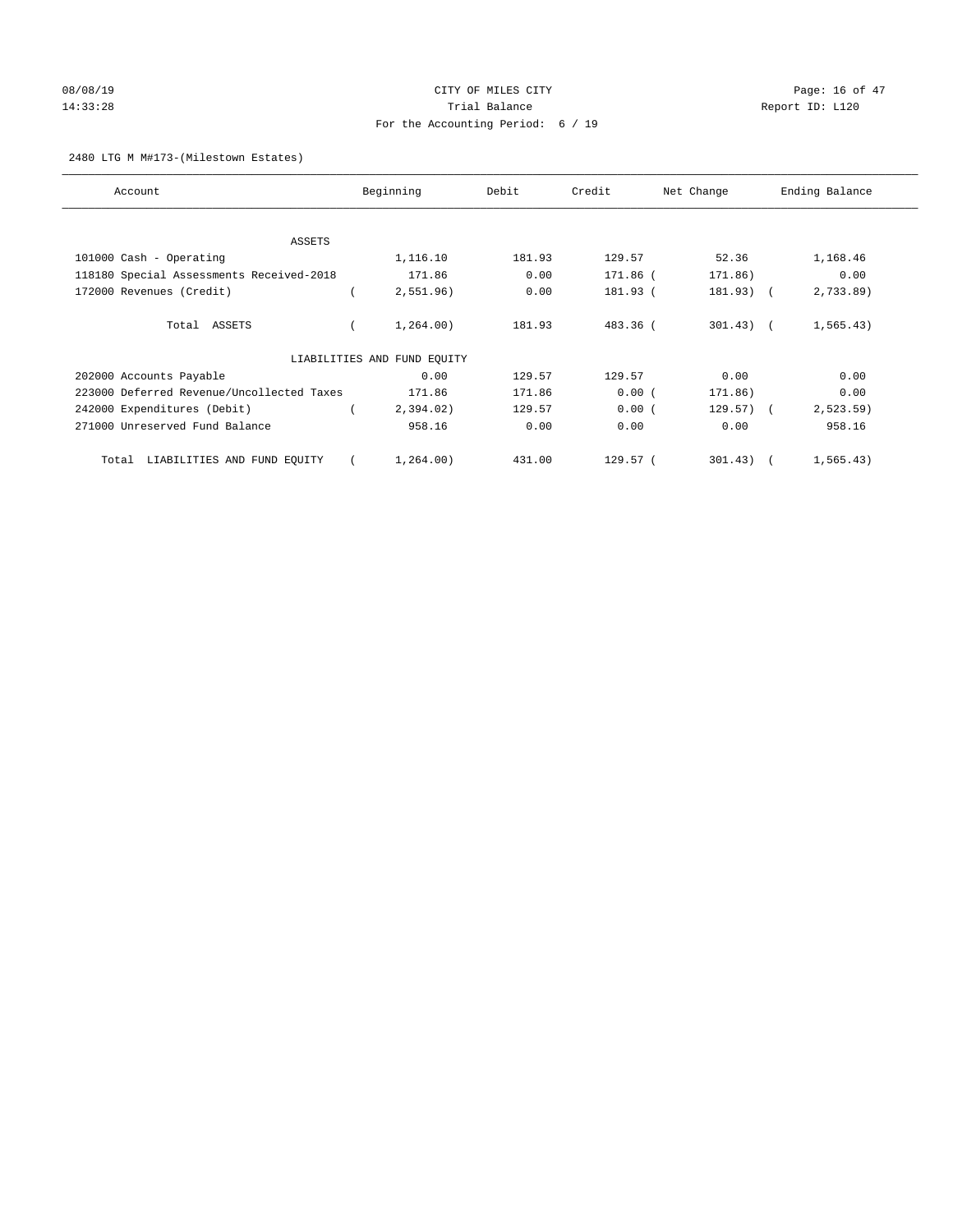# CITY OF MILES CITY

Trial Balance

For the Accounting Period: 6 / 19

08/08/19
14:33:28

Report ID: L120

2480 LTG M M#173-(Milestown Estates)

| Account | Beginning | Debit | Credit | Net Change | Ending Balance |
|---|---|---|---|---|---|
| ASSETS | | | | | |
| 101000 Cash - Operating | 1,116.10 | 181.93 | 129.57 | 52.36 | 1,168.46 |
| 118180 Special Assessments Received-2018 | 171.86 | 0.00 | 171.86 | (171.86) | 0.00 |
| 172000 Revenues (Credit) | (2,551.96) | 0.00 | 181.93 | (181.93) | (2,733.89) |
| Total ASSETS | (1,264.00) | 181.93 | 483.36 | (301.43) | (1,565.43) |
| LIABILITIES AND FUND EQUITY | | | | | |
| 202000 Accounts Payable | 0.00 | 129.57 | 129.57 | 0.00 | 0.00 |
| 223000 Deferred Revenue/Uncollected Taxes | 171.86 | 171.86 | 0.00 | (171.86) | 0.00 |
| 242000 Expenditures (Debit) | (2,394.02) | 129.57 | 0.00 | (129.57) | (2,523.59) |
| 271000 Unreserved Fund Balance | 958.16 | 0.00 | 0.00 | 0.00 | 958.16 |
| Total LIABILITIES AND FUND EQUITY | (1,264.00) | 431.00 | 129.57 | (301.43) | (1,565.43) |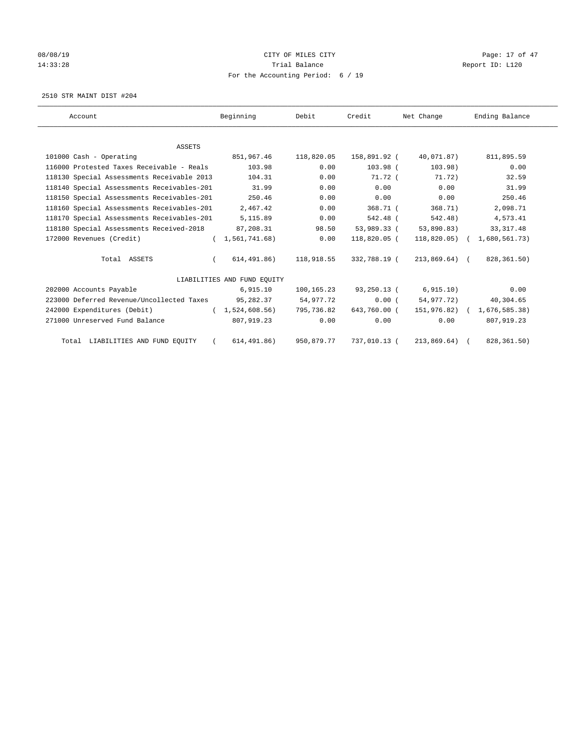CITY OF MILES CITY

Trial Balance

For the Accounting Period: 6 / 19

2510 STR MAINT DIST #204

| Account | Beginning | Debit | Credit | Net Change | Ending Balance |
|---|---|---|---|---|---|
| ASSETS | | | | | |
| 101000 Cash - Operating | 851,967.46 | 118,820.05 | 158,891.92 | ( 40,071.87) | 811,895.59 |
| 116000 Protested Taxes Receivable - Reals | 103.98 | 0.00 | 103.98 | ( 103.98) | 0.00 |
| 118130 Special Assessments Receivable 2013 | 104.31 | 0.00 | 71.72 | ( 71.72) | 32.59 |
| 118140 Special Assessments Receivables-201 | 31.99 | 0.00 | 0.00 | 0.00 | 31.99 |
| 118150 Special Assessments Receivables-201 | 250.46 | 0.00 | 0.00 | 0.00 | 250.46 |
| 118160 Special Assessments Receivables-201 | 2,467.42 | 0.00 | 368.71 | ( 368.71) | 2,098.71 |
| 118170 Special Assessments Receivables-201 | 5,115.89 | 0.00 | 542.48 | ( 542.48) | 4,573.41 |
| 118180 Special Assessments Received-2018 | 87,208.31 | 98.50 | 53,989.33 | ( 53,890.83) | 33,317.48 |
| 172000 Revenues (Credit) | ( 1,561,741.68) | 0.00 | 118,820.05 | ( 118,820.05) | ( 1,680,561.73) |
| Total ASSETS | ( 614,491.86) | 118,918.55 | 332,788.19 | ( 213,869.64) | ( 828,361.50) |
| LIABILITIES AND FUND EQUITY | | | | | |
| 202000 Accounts Payable | 6,915.10 | 100,165.23 | 93,250.13 | ( 6,915.10) | 0.00 |
| 223000 Deferred Revenue/Uncollected Taxes | 95,282.37 | 54,977.72 | 0.00 | ( 54,977.72) | 40,304.65 |
| 242000 Expenditures (Debit) | ( 1,524,608.56) | 795,736.82 | 643,760.00 | ( 151,976.82) | ( 1,676,585.38) |
| 271000 Unreserved Fund Balance | 807,919.23 | 0.00 | 0.00 | 0.00 | 807,919.23 |
| Total LIABILITIES AND FUND EQUITY | ( 614,491.86) | 950,879.77 | 737,010.13 | ( 213,869.64) | ( 828,361.50) |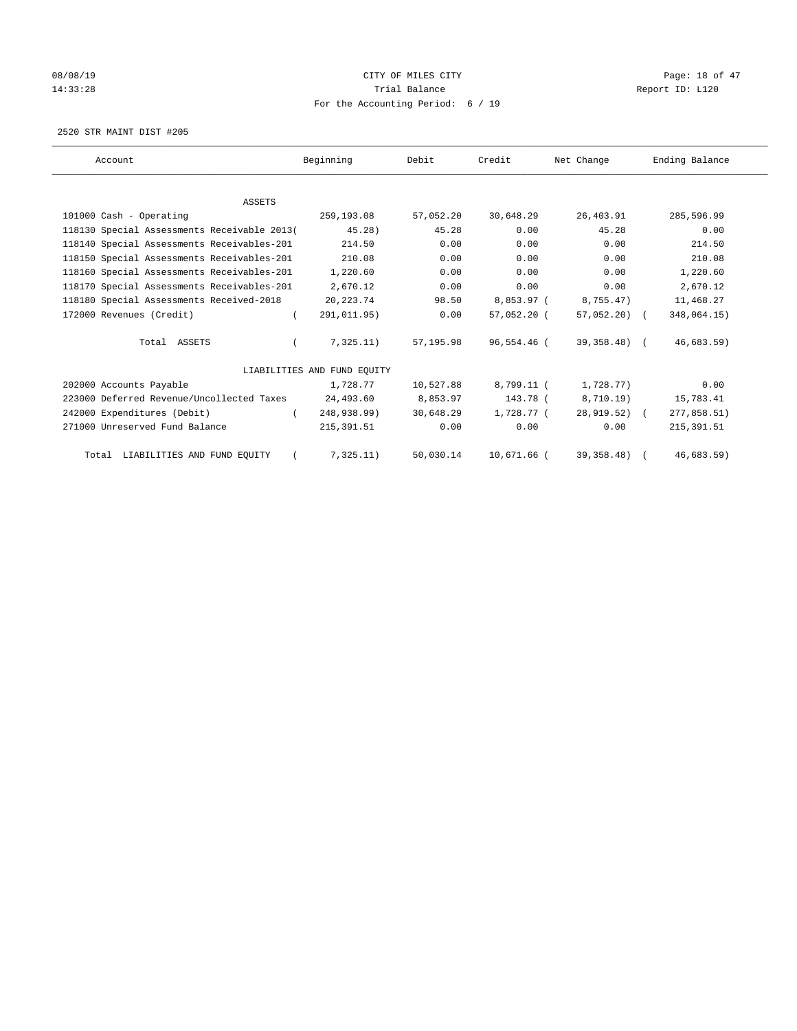08/08/19 CITY OF MILES CITY
14:33:28 Trial Balance Report ID: L120
For the Accounting Period: 6 / 19

2520 STR MAINT DIST #205

| Account | Beginning | Debit | Credit | Net Change | Ending Balance |
|---|---|---|---|---|---|
| ASSETS | | | | | |
| 101000 Cash - Operating | 259,193.08 | 57,052.20 | 30,648.29 | 26,403.91 | 285,596.99 |
| 118130 Special Assessments Receivable 2013 | ( 45.28) | 45.28 | 0.00 | 45.28 | 0.00 |
| 118140 Special Assessments Receivables-201 | 214.50 | 0.00 | 0.00 | 0.00 | 214.50 |
| 118150 Special Assessments Receivables-201 | 210.08 | 0.00 | 0.00 | 0.00 | 210.08 |
| 118160 Special Assessments Receivables-201 | 1,220.60 | 0.00 | 0.00 | 0.00 | 1,220.60 |
| 118170 Special Assessments Receivables-201 | 2,670.12 | 0.00 | 0.00 | 0.00 | 2,670.12 |
| 118180 Special Assessments Received-2018 | 20,223.74 | 98.50 | 8,853.97 | ( 8,755.47) | 11,468.27 |
| 172000 Revenues (Credit) | ( 291,011.95) | 0.00 | 57,052.20 | ( 57,052.20) | ( 348,064.15) |
| Total ASSETS | ( 7,325.11) | 57,195.98 | 96,554.46 | ( 39,358.48) | ( 46,683.59) |
| LIABILITIES AND FUND EQUITY | | | | | |
| 202000 Accounts Payable | 1,728.77 | 10,527.88 | 8,799.11 | ( 1,728.77) | 0.00 |
| 223000 Deferred Revenue/Uncollected Taxes | 24,493.60 | 8,853.97 | 143.78 | ( 8,710.19) | 15,783.41 |
| 242000 Expenditures (Debit) | ( 248,938.99) | 30,648.29 | 1,728.77 | ( 28,919.52) | ( 277,858.51) |
| 271000 Unreserved Fund Balance | 215,391.51 | 0.00 | 0.00 | 0.00 | 215,391.51 |
| Total LIABILITIES AND FUND EQUITY | ( 7,325.11) | 50,030.14 | 10,671.66 | ( 39,358.48) | ( 46,683.59) |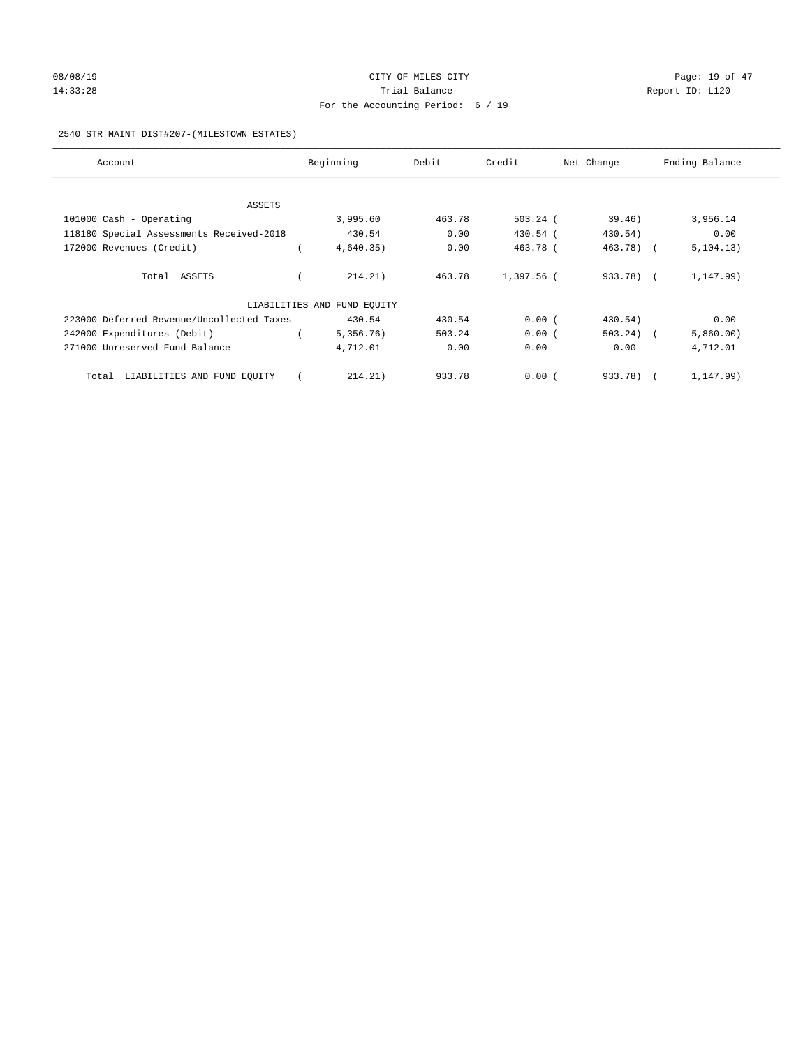CITY OF MILES CITY
Trial Balance
For the Accounting Period: 6 / 19

08/08/19
14:33:28

Report ID: L120

2540 STR MAINT DIST#207-(MILESTOWN ESTATES)

| Account | Beginning | Debit | Credit | Net Change | Ending Balance |
|---|---|---|---|---|---|
| ASSETS | | | | | |
| 101000 Cash - Operating | 3,995.60 | 463.78 | 503.24 | ( 39.46) | 3,956.14 |
| 118180 Special Assessments Received-2018 | 430.54 | 0.00 | 430.54 | ( 430.54) | 0.00 |
| 172000 Revenues (Credit) | ( 4,640.35) | 0.00 | 463.78 | ( 463.78) | ( 5,104.13) |
| Total ASSETS | ( 214.21) | 463.78 | 1,397.56 | ( 933.78) | ( 1,147.99) |
| LIABILITIES AND FUND EQUITY | | | | | |
| 223000 Deferred Revenue/Uncollected Taxes | 430.54 | 430.54 | 0.00 | ( 430.54) | 0.00 |
| 242000 Expenditures (Debit) | ( 5,356.76) | 503.24 | 0.00 | ( 503.24) | ( 5,860.00) |
| 271000 Unreserved Fund Balance | 4,712.01 | 0.00 | 0.00 | 0.00 | 4,712.01 |
| Total LIABILITIES AND FUND EQUITY | ( 214.21) | 933.78 | 0.00 | ( 933.78) | ( 1,147.99) |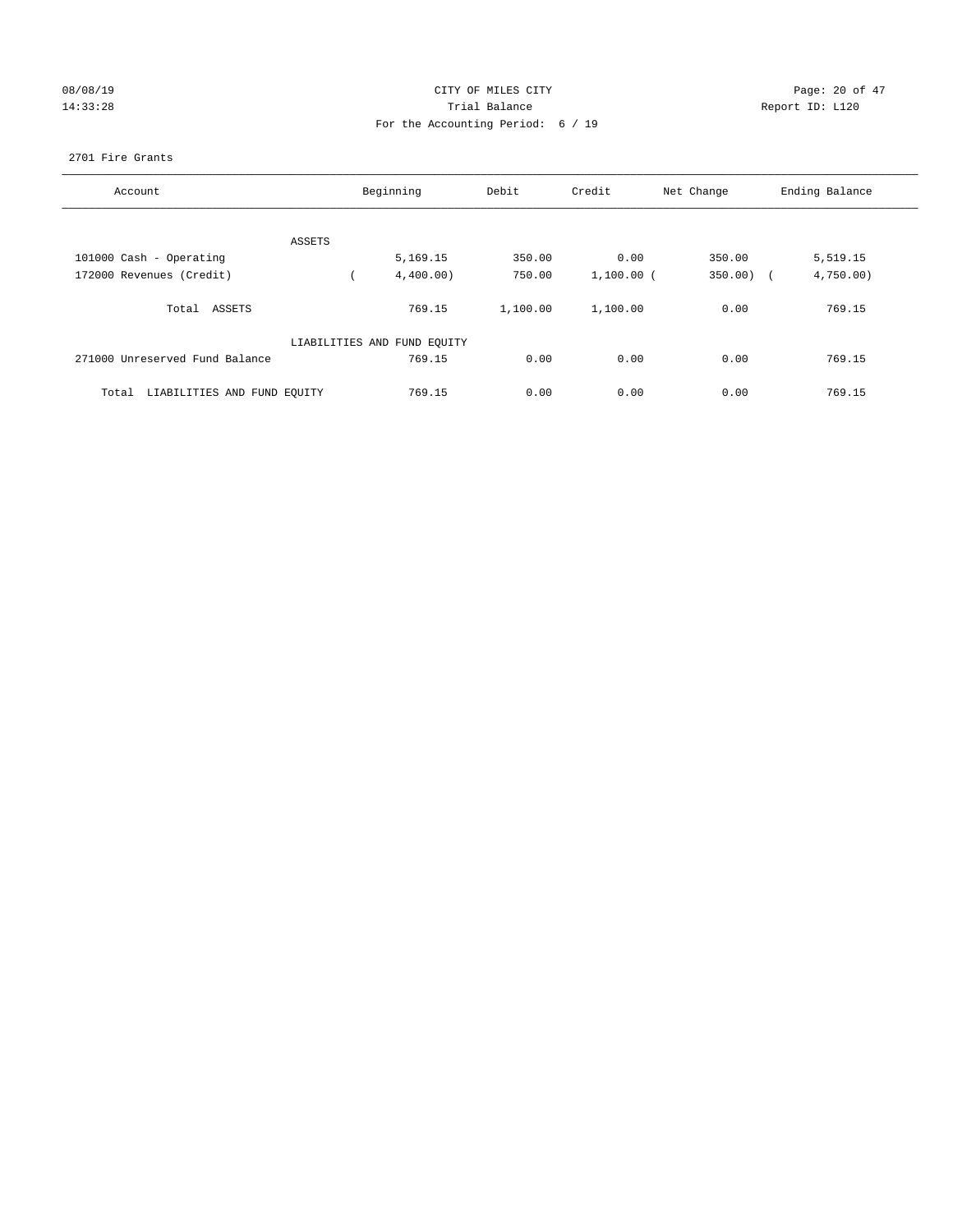CITY OF MILES CITY

Trial Balance

For the Accounting Period: 6 / 19

08/08/19 14:33:28

Report ID: L120

2701 Fire Grants

| Account | Beginning | Debit | Credit | Net Change | Ending Balance |
|---|---|---|---|---|---|
| ASSETS | | | | | |
| 101000 Cash - Operating | 5,169.15 | 350.00 | 0.00 | 350.00 | 5,519.15 |
| 172000 Revenues (Credit) | ( 4,400.00) | 750.00 | 1,100.00 | ( 350.00) | ( 4,750.00) |
| Total ASSETS | 769.15 | 1,100.00 | 1,100.00 | 0.00 | 769.15 |
| LIABILITIES AND FUND EQUITY | | | | | |
| 271000 Unreserved Fund Balance | 769.15 | 0.00 | 0.00 | 0.00 | 769.15 |
| Total LIABILITIES AND FUND EQUITY | 769.15 | 0.00 | 0.00 | 0.00 | 769.15 |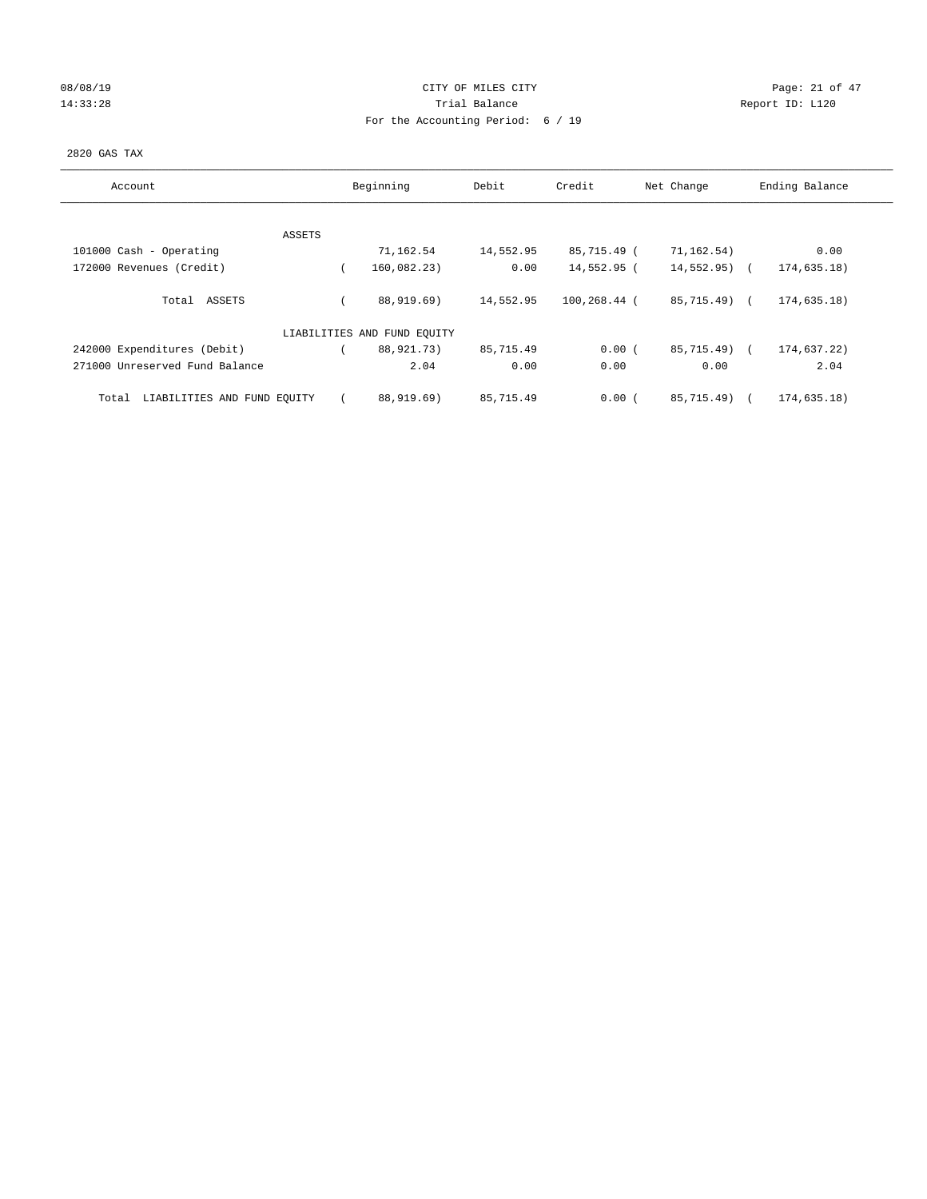08/08/19 CITY OF MILES CITY
14:33:28 Trial Balance Report ID: L120
For the Accounting Period: 6 / 19

2820 GAS TAX

| Account | Beginning | Debit | Credit | Net Change | Ending Balance |
|---|---|---|---|---|---|
| ASSETS | | | | | |
| 101000 Cash - Operating | 71,162.54 | 14,552.95 | 85,715.49 | ( 71,162.54) | 0.00 |
| 172000 Revenues (Credit) | ( 160,082.23) | 0.00 | 14,552.95 | ( 14,552.95) | ( 174,635.18) |
| Total ASSETS | ( 88,919.69) | 14,552.95 | 100,268.44 | ( 85,715.49) | ( 174,635.18) |
| LIABILITIES AND FUND EQUITY | | | | | |
| 242000 Expenditures (Debit) | ( 88,921.73) | 85,715.49 | 0.00 | ( 85,715.49) | ( 174,637.22) |
| 271000 Unreserved Fund Balance | 2.04 | 0.00 | 0.00 | 0.00 | 2.04 |
| Total LIABILITIES AND FUND EQUITY | ( 88,919.69) | 85,715.49 | 0.00 | ( 85,715.49) | ( 174,635.18) |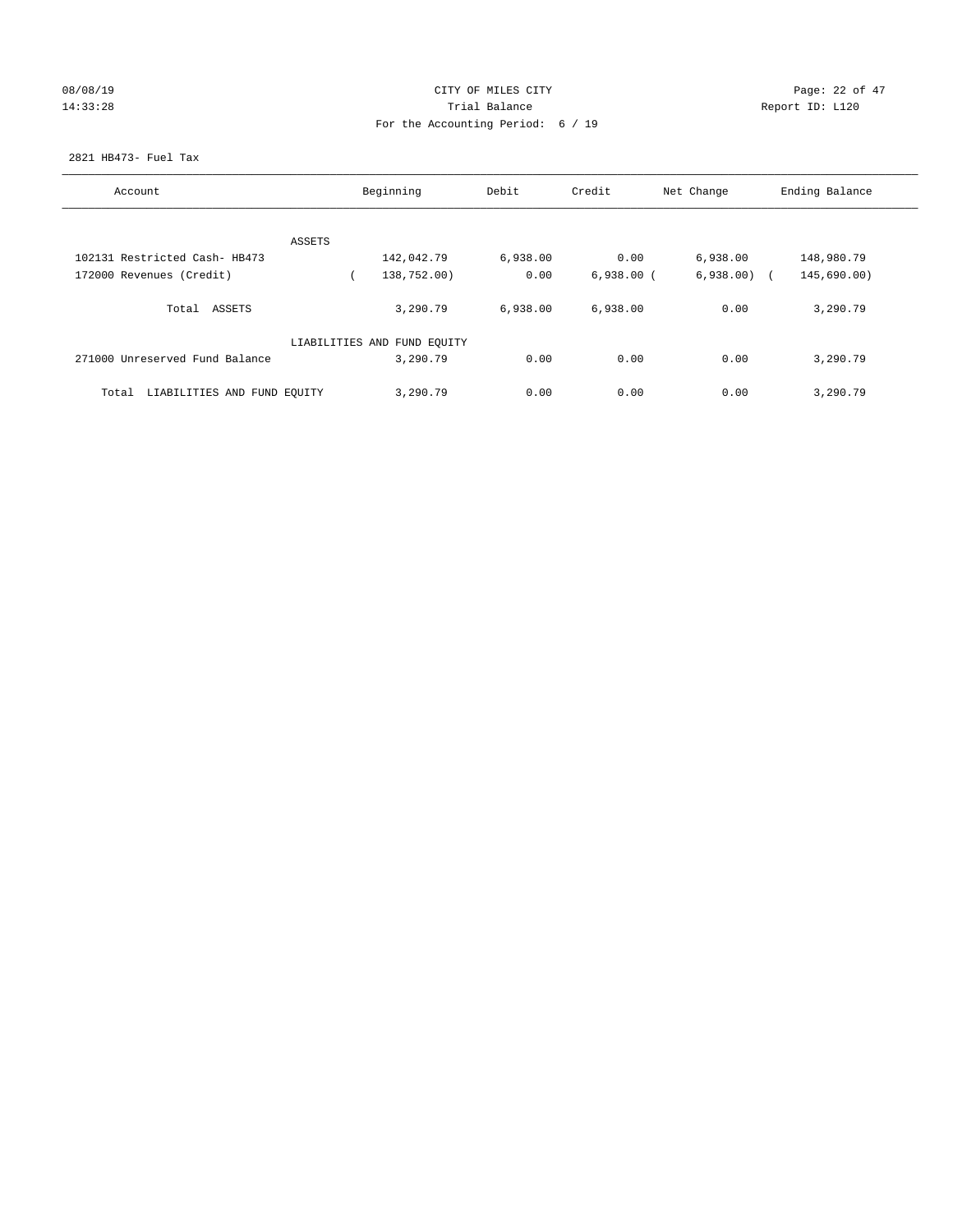CITY OF MILES CITY
Trial Balance
For the Accounting Period: 6 / 19

08/08/19
14:33:28

Report ID: L120

2821 HB473- Fuel Tax

| Account | Beginning | Debit | Credit | Net Change | Ending Balance |
|---|---|---|---|---|---|
| ASSETS | | | | | |
| 102131 Restricted Cash- HB473 | 142,042.79 | 6,938.00 | 0.00 | 6,938.00 | 148,980.79 |
| 172000 Revenues (Credit) | ( 138,752.00) | 0.00 | 6,938.00 | ( 6,938.00) | ( 145,690.00) |
| Total ASSETS | 3,290.79 | 6,938.00 | 6,938.00 | 0.00 | 3,290.79 |
| LIABILITIES AND FUND EQUITY | | | | | |
| 271000 Unreserved Fund Balance | 3,290.79 | 0.00 | 0.00 | 0.00 | 3,290.79 |
| Total LIABILITIES AND FUND EQUITY | 3,290.79 | 0.00 | 0.00 | 0.00 | 3,290.79 |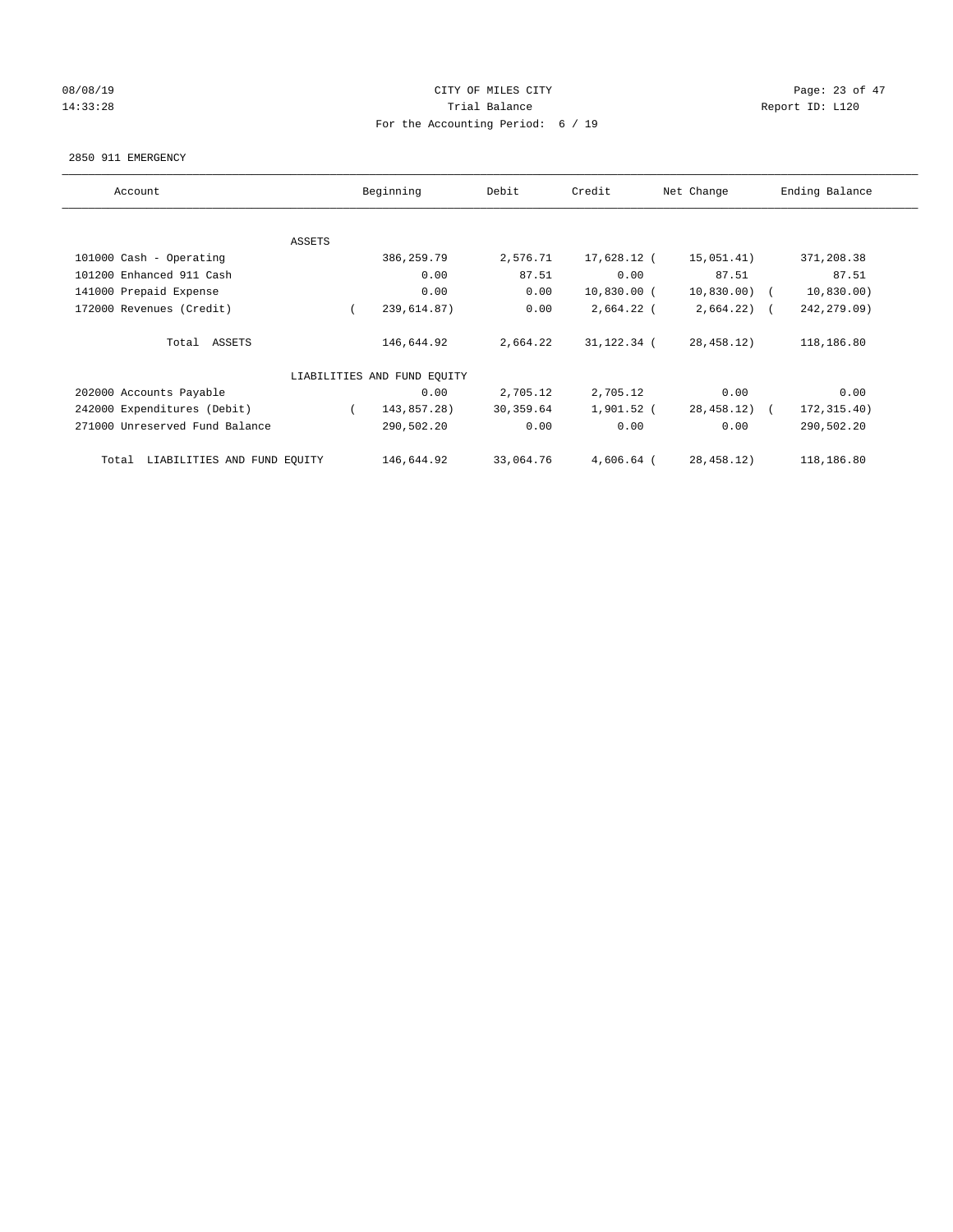08/08/19 CITY OF MILES CITY
14:33:28 Trial Balance Report ID: L120
For the Accounting Period: 6 / 19

2850 911 EMERGENCY

| Account | Beginning | Debit | Credit | Net Change | Ending Balance |
|---|---|---|---|---|---|
| ASSETS | | | | | |
| 101000 Cash - Operating | 386,259.79 | 2,576.71 | 17,628.12 | ( 15,051.41) | 371,208.38 |
| 101200 Enhanced 911 Cash | 0.00 | 87.51 | 0.00 | 87.51 | 87.51 |
| 141000 Prepaid Expense | 0.00 | 0.00 | 10,830.00 | ( 10,830.00) | ( 10,830.00) |
| 172000 Revenues (Credit) | ( 239,614.87) | 0.00 | 2,664.22 | ( 2,664.22) | ( 242,279.09) |
| Total ASSETS | 146,644.92 | 2,664.22 | 31,122.34 | ( 28,458.12) | 118,186.80 |
| LIABILITIES AND FUND EQUITY | | | | | |
| 202000 Accounts Payable | 0.00 | 2,705.12 | 2,705.12 | 0.00 | 0.00 |
| 242000 Expenditures (Debit) | ( 143,857.28) | 30,359.64 | 1,901.52 | ( 28,458.12) | ( 172,315.40) |
| 271000 Unreserved Fund Balance | 290,502.20 | 0.00 | 0.00 | 0.00 | 290,502.20 |
| Total LIABILITIES AND FUND EQUITY | 146,644.92 | 33,064.76 | 4,606.64 | ( 28,458.12) | 118,186.80 |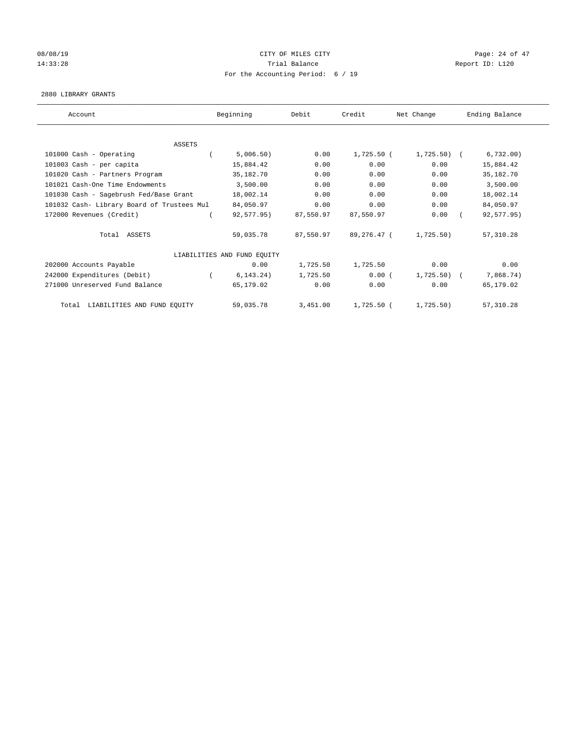CITY OF MILES CITY
Trial Balance
For the Accounting Period: 6 / 19

08/08/19
14:33:28

Report ID: L120

2880 LIBRARY GRANTS

| Account | Beginning | Debit | Credit | Net Change | Ending Balance |
|---|---|---|---|---|---|
| ASSETS | | | | | |
| 101000 Cash - Operating | ( 5,006.50) | 0.00 | 1,725.50 | ( 1,725.50) | ( 6,732.00) |
| 101003 Cash - per capita | 15,884.42 | 0.00 | 0.00 | 0.00 | 15,884.42 |
| 101020 Cash - Partners Program | 35,182.70 | 0.00 | 0.00 | 0.00 | 35,182.70 |
| 101021 Cash-One Time Endowments | 3,500.00 | 0.00 | 0.00 | 0.00 | 3,500.00 |
| 101030 Cash - Sagebrush Fed/Base Grant | 18,002.14 | 0.00 | 0.00 | 0.00 | 18,002.14 |
| 101032 Cash- Library Board of Trustees Mul | 84,050.97 | 0.00 | 0.00 | 0.00 | 84,050.97 |
| 172000 Revenues (Credit) | ( 92,577.95) | 87,550.97 | 87,550.97 | 0.00 | ( 92,577.95) |
| Total ASSETS | 59,035.78 | 87,550.97 | 89,276.47 | ( 1,725.50) | 57,310.28 |
| LIABILITIES AND FUND EQUITY | | | | | |
| 202000 Accounts Payable | 0.00 | 1,725.50 | 1,725.50 | 0.00 | 0.00 |
| 242000 Expenditures (Debit) | ( 6,143.24) | 1,725.50 | 0.00 | ( 1,725.50) | ( 7,868.74) |
| 271000 Unreserved Fund Balance | 65,179.02 | 0.00 | 0.00 | 0.00 | 65,179.02 |
| Total LIABILITIES AND FUND EQUITY | 59,035.78 | 3,451.00 | 1,725.50 | ( 1,725.50) | 57,310.28 |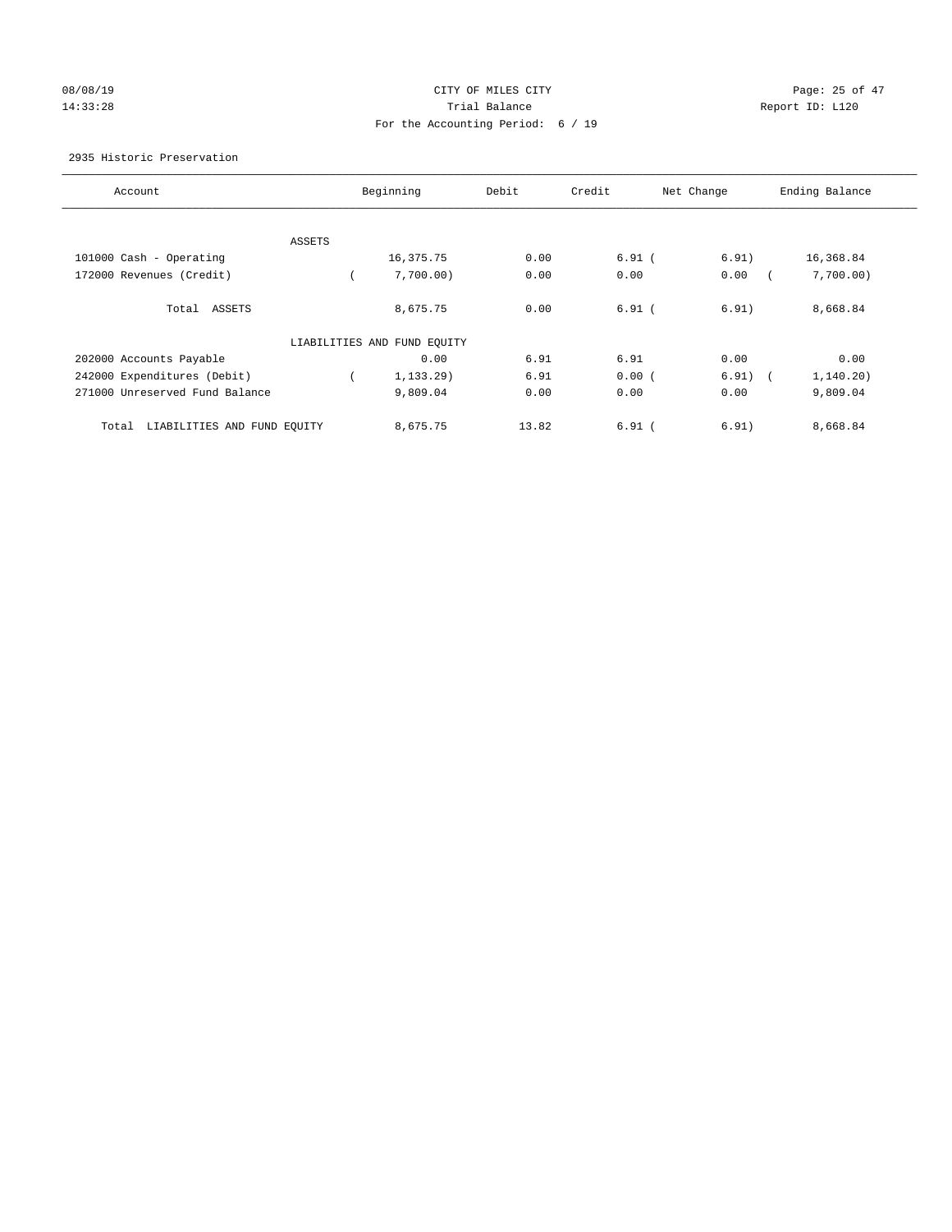CITY OF MILES CITY

Trial Balance

For the Accounting Period: 6 / 19

08/08/19
14:33:28

Report ID: L120

2935 Historic Preservation

| Account | Beginning | Debit | Credit | Net Change | Ending Balance |
|---|---|---|---|---|---|
| ASSETS | | | | | |
| 101000 Cash - Operating | 16,375.75 | 0.00 | 6.91 | ( 6.91) | 16,368.84 |
| 172000 Revenues (Credit) | ( 7,700.00) | 0.00 | 0.00 | 0.00 | ( 7,700.00) |
| Total ASSETS | 8,675.75 | 0.00 | 6.91 | ( 6.91) | 8,668.84 |
| LIABILITIES AND FUND EQUITY | | | | | |
| 202000 Accounts Payable | 0.00 | 6.91 | 6.91 | 0.00 | 0.00 |
| 242000 Expenditures (Debit) | ( 1,133.29) | 6.91 | 0.00 | ( 6.91) | ( 1,140.20) |
| 271000 Unreserved Fund Balance | 9,809.04 | 0.00 | 0.00 | 0.00 | 9,809.04 |
| Total LIABILITIES AND FUND EQUITY | 8,675.75 | 13.82 | 6.91 | ( 6.91) | 8,668.84 |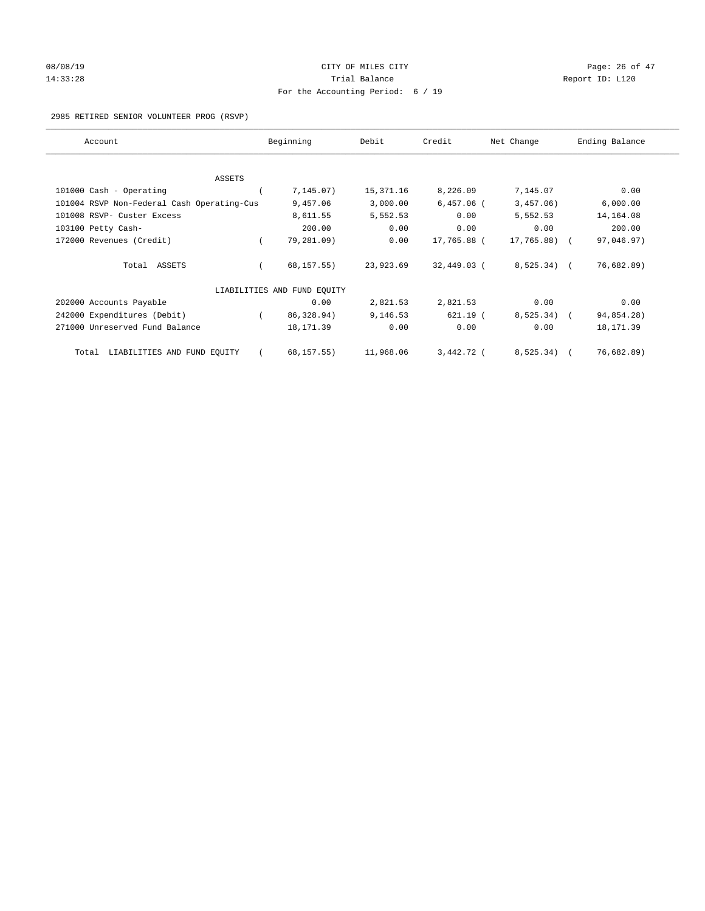CITY OF MILES CITY

Trial Balance

For the Accounting Period: 6 / 19

2985 RETIRED SENIOR VOLUNTEER PROG (RSVP)

| Account | Beginning | Debit | Credit | Net Change | Ending Balance |
|---|---|---|---|---|---|
| **ASSETS** | | | | | |
| 101000 Cash - Operating | ( 7,145.07) | 15,371.16 | 8,226.09 | 7,145.07 | 0.00 |
| 101004 RSVP Non-Federal Cash Operating-Cus | 9,457.06 | 3,000.00 | 6,457.06 | ( 3,457.06) | 6,000.00 |
| 101008 RSVP- Custer Excess | 8,611.55 | 5,552.53 | 0.00 | 5,552.53 | 14,164.08 |
| 103100 Petty Cash- | 200.00 | 0.00 | 0.00 | 0.00 | 200.00 |
| 172000 Revenues (Credit) | ( 79,281.09) | 0.00 | 17,765.88 | ( 17,765.88) | ( 97,046.97) |
| Total ASSETS | ( 68,157.55) | 23,923.69 | 32,449.03 | ( 8,525.34) | ( 76,682.89) |
| **LIABILITIES AND FUND EQUITY** | | | | | |
| 202000 Accounts Payable | 0.00 | 2,821.53 | 2,821.53 | 0.00 | 0.00 |
| 242000 Expenditures (Debit) | ( 86,328.94) | 9,146.53 | 621.19 | ( 8,525.34) | ( 94,854.28) |
| 271000 Unreserved Fund Balance | 18,171.39 | 0.00 | 0.00 | 0.00 | 18,171.39 |
| Total LIABILITIES AND FUND EQUITY | ( 68,157.55) | 11,968.06 | 3,442.72 | ( 8,525.34) | ( 76,682.89) |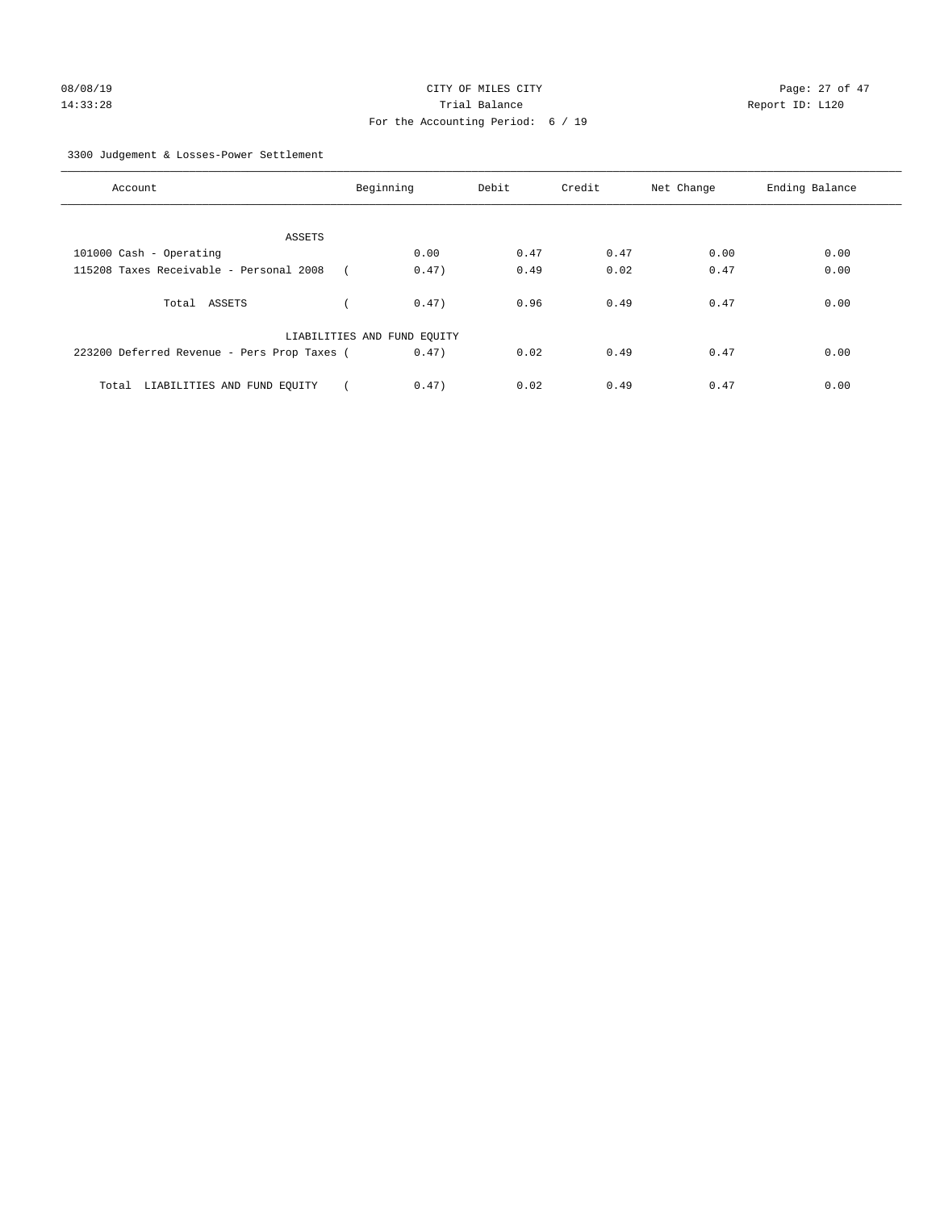CITY OF MILES CITY
Trial Balance
For the Accounting Period: 6 / 19

08/08/19
14:33:28

Report ID: L120

3300 Judgement & Losses-Power Settlement

| Account | Beginning | Debit | Credit | Net Change | Ending Balance |
|---|---|---|---|---|---|
| ASSETS | | | | | |
| 101000 Cash - Operating | 0.00 | 0.47 | 0.47 | 0.00 | 0.00 |
| 115208 Taxes Receivable - Personal 2008 | ( 0.47) | 0.49 | 0.02 | 0.47 | 0.00 |
| Total ASSETS | ( 0.47) | 0.96 | 0.49 | 0.47 | 0.00 |
| LIABILITIES AND FUND EQUITY | | | | | |
| 223200 Deferred Revenue - Pers Prop Taxes | ( 0.47) | 0.02 | 0.49 | 0.47 | 0.00 |
| Total LIABILITIES AND FUND EQUITY | ( 0.47) | 0.02 | 0.49 | 0.47 | 0.00 |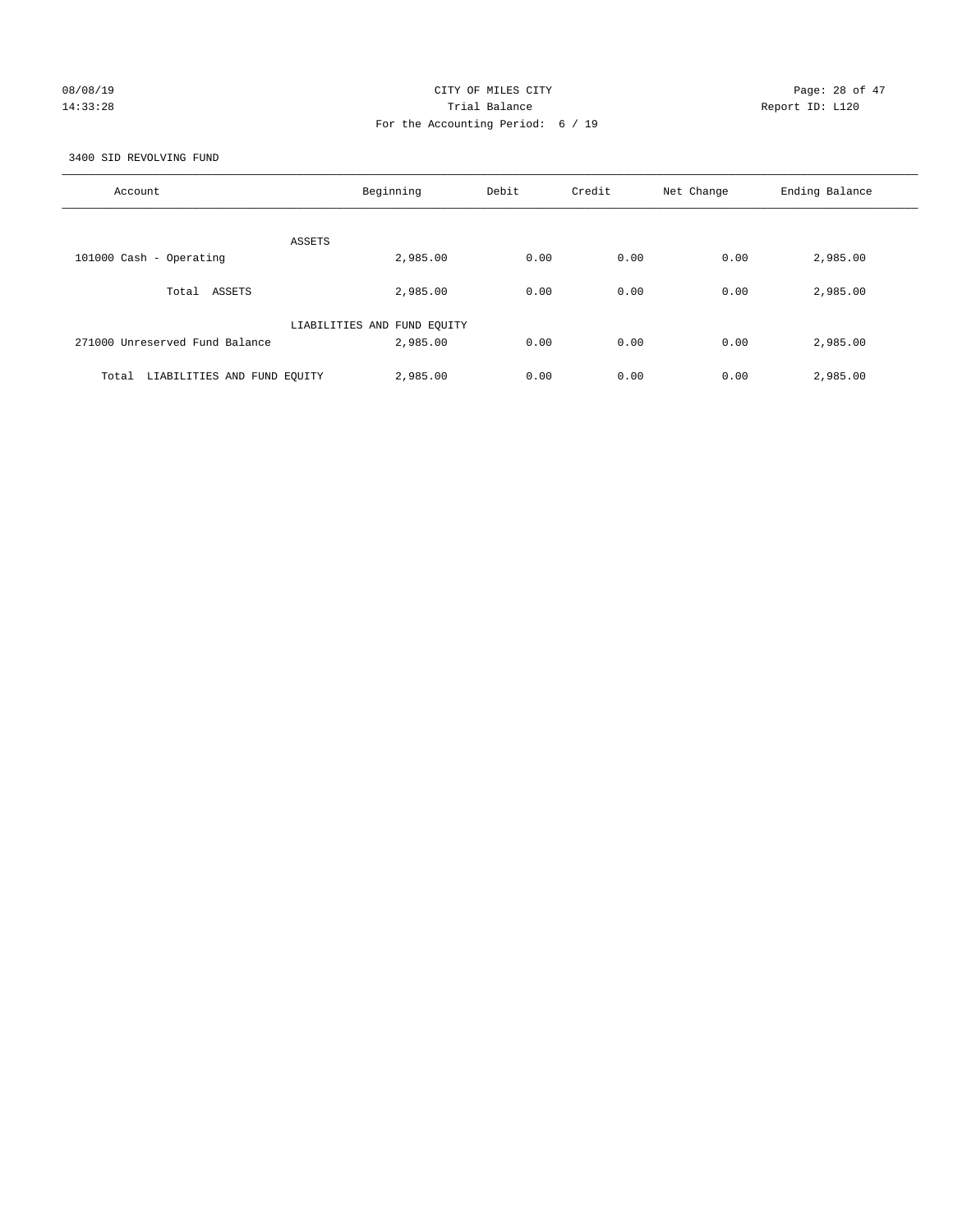CITY OF MILES CITY
Trial Balance
For the Accounting Period: 6 / 19

08/08/19 14:33:28 — Report ID: L120

3400 SID REVOLVING FUND

| Account | Beginning | Debit | Credit | Net Change | Ending Balance |
|---|---|---|---|---|---|
| ASSETS | | | | | |
| 101000 Cash - Operating | 2,985.00 | 0.00 | 0.00 | 0.00 | 2,985.00 |
| Total ASSETS | 2,985.00 | 0.00 | 0.00 | 0.00 | 2,985.00 |
| LIABILITIES AND FUND EQUITY | | | | | |
| 271000 Unreserved Fund Balance | 2,985.00 | 0.00 | 0.00 | 0.00 | 2,985.00 |
| Total LIABILITIES AND FUND EQUITY | 2,985.00 | 0.00 | 0.00 | 0.00 | 2,985.00 |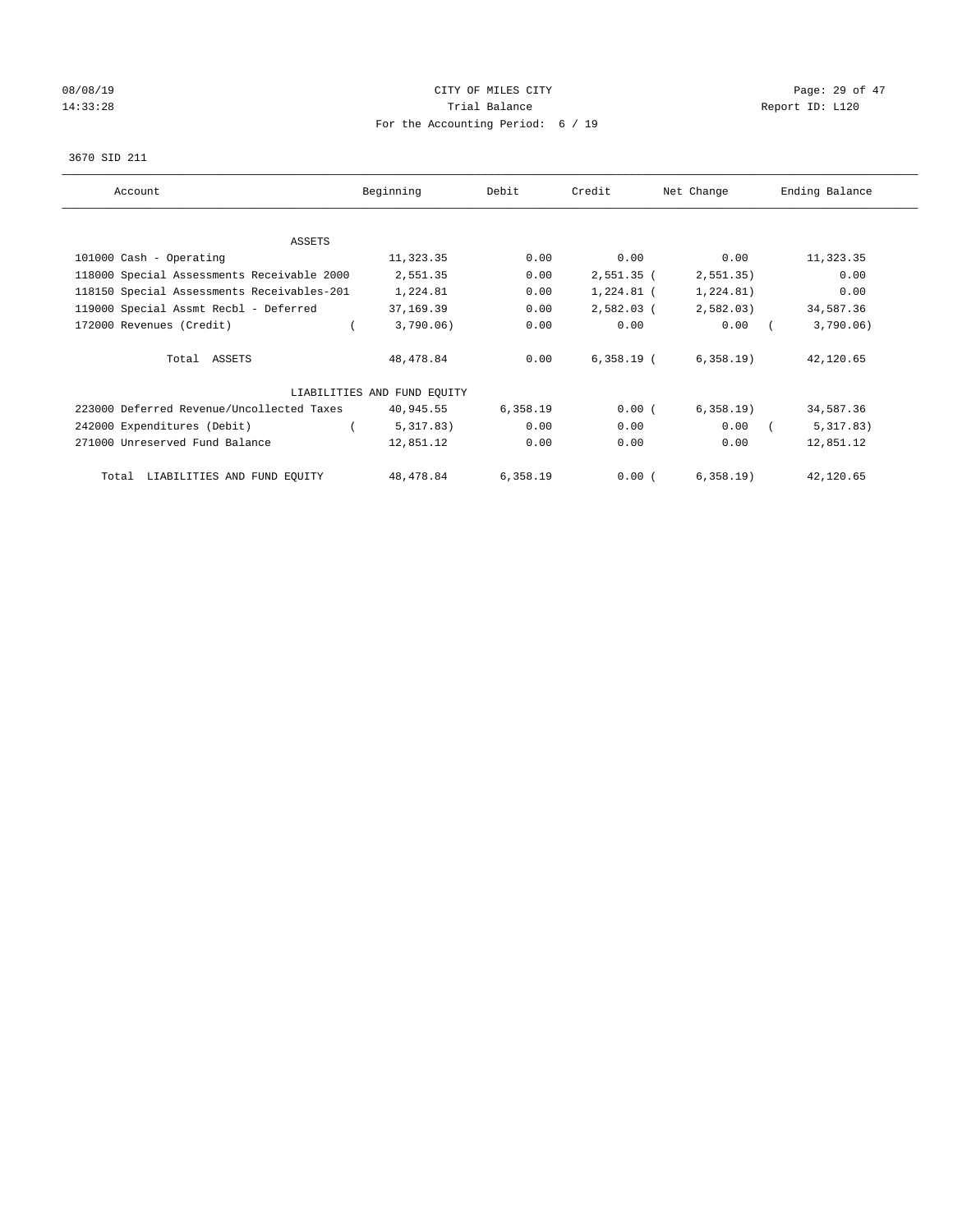08/08/19 CITY OF MILES CITY
14:33:28 Trial Balance Report ID: L120
For the Accounting Period: 6 / 19

3670 SID 211

| Account | Beginning | Debit | Credit | Net Change | Ending Balance |
|---|---|---|---|---|---|
| ASSETS | | | | | |
| 101000 Cash - Operating | 11,323.35 | 0.00 | 0.00 | 0.00 | 11,323.35 |
| 118000 Special Assessments Receivable 2000 | 2,551.35 | 0.00 | 2,551.35 | (2,551.35) | 0.00 |
| 118150 Special Assessments Receivables-201 | 1,224.81 | 0.00 | 1,224.81 | (1,224.81) | 0.00 |
| 119000 Special Assmt Recbl - Deferred | 37,169.39 | 0.00 | 2,582.03 | (2,582.03) | 34,587.36 |
| 172000 Revenues (Credit) | (3,790.06) | 0.00 | 0.00 | 0.00 | (3,790.06) |
| Total ASSETS | 48,478.84 | 0.00 | 6,358.19 | (6,358.19) | 42,120.65 |
| LIABILITIES AND FUND EQUITY | | | | | |
| 223000 Deferred Revenue/Uncollected Taxes | 40,945.55 | 6,358.19 | 0.00 | (6,358.19) | 34,587.36 |
| 242000 Expenditures (Debit) | (5,317.83) | 0.00 | 0.00 | 0.00 | (5,317.83) |
| 271000 Unreserved Fund Balance | 12,851.12 | 0.00 | 0.00 | 0.00 | 12,851.12 |
| Total LIABILITIES AND FUND EQUITY | 48,478.84 | 6,358.19 | 0.00 | (6,358.19) | 42,120.65 |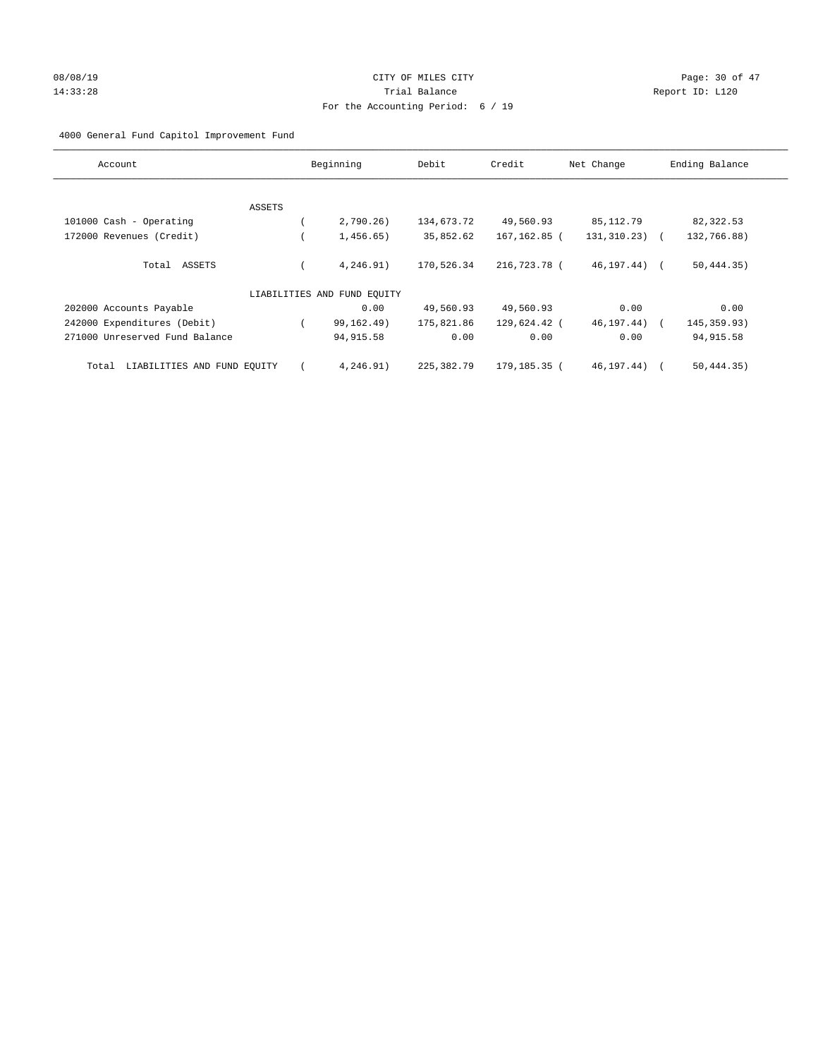08/08/19 CITY OF MILES CITY
14:33:28 Trial Balance Report ID: L120
For the Accounting Period: 6 / 19

4000 General Fund Capitol Improvement Fund

| Account | Beginning | Debit | Credit | Net Change | Ending Balance |
|---|---|---|---|---|---|
| ASSETS | | | | | |
| 101000 Cash - Operating | (2,790.26) | 134,673.72 | 49,560.93 | 85,112.79 | 82,322.53 |
| 172000 Revenues (Credit) | (1,456.65) | 35,852.62 | 167,162.85 | (131,310.23) | (132,766.88) |
| Total ASSETS | (4,246.91) | 170,526.34 | 216,723.78 | (46,197.44) | (50,444.35) |
| LIABILITIES AND FUND EQUITY | | | | | |
| 202000 Accounts Payable | 0.00 | 49,560.93 | 49,560.93 | 0.00 | 0.00 |
| 242000 Expenditures (Debit) | (99,162.49) | 175,821.86 | 129,624.42 | (46,197.44) | (145,359.93) |
| 271000 Unreserved Fund Balance | 94,915.58 | 0.00 | 0.00 | 0.00 | 94,915.58 |
| Total LIABILITIES AND FUND EQUITY | (4,246.91) | 225,382.79 | 179,185.35 | (46,197.44) | (50,444.35) |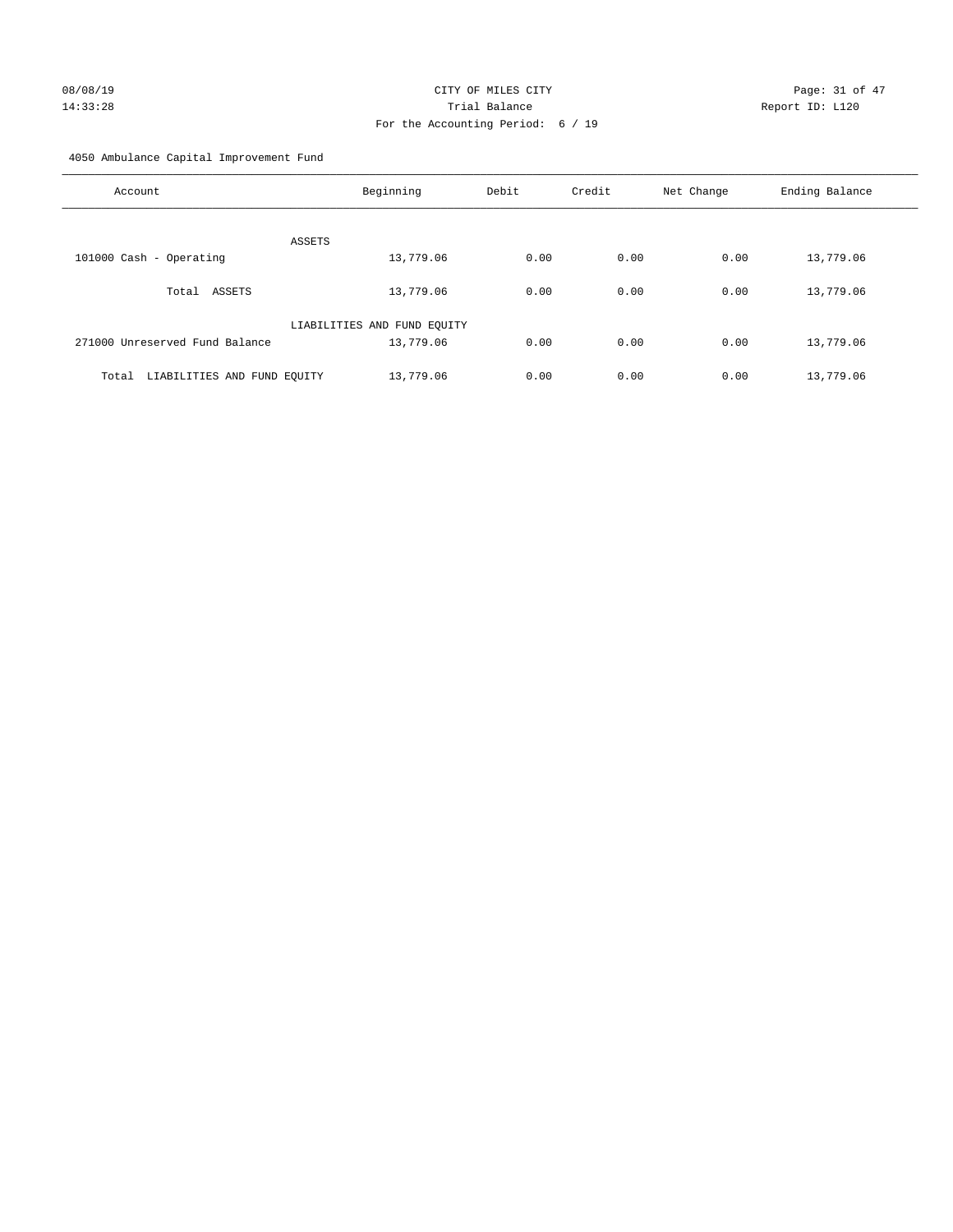CITY OF MILES CITY
Trial Balance
For the Accounting Period: 6 / 19

08/08/19
14:33:28

Report ID: L120

4050 Ambulance Capital Improvement Fund

| Account | Beginning | Debit | Credit | Net Change | Ending Balance |
|---|---|---|---|---|---|
| ASSETS | | | | | |
| 101000 Cash - Operating | 13,779.06 | 0.00 | 0.00 | 0.00 | 13,779.06 |
| Total ASSETS | 13,779.06 | 0.00 | 0.00 | 0.00 | 13,779.06 |
| LIABILITIES AND FUND EQUITY | | | | | |
| 271000 Unreserved Fund Balance | 13,779.06 | 0.00 | 0.00 | 0.00 | 13,779.06 |
| Total LIABILITIES AND FUND EQUITY | 13,779.06 | 0.00 | 0.00 | 0.00 | 13,779.06 |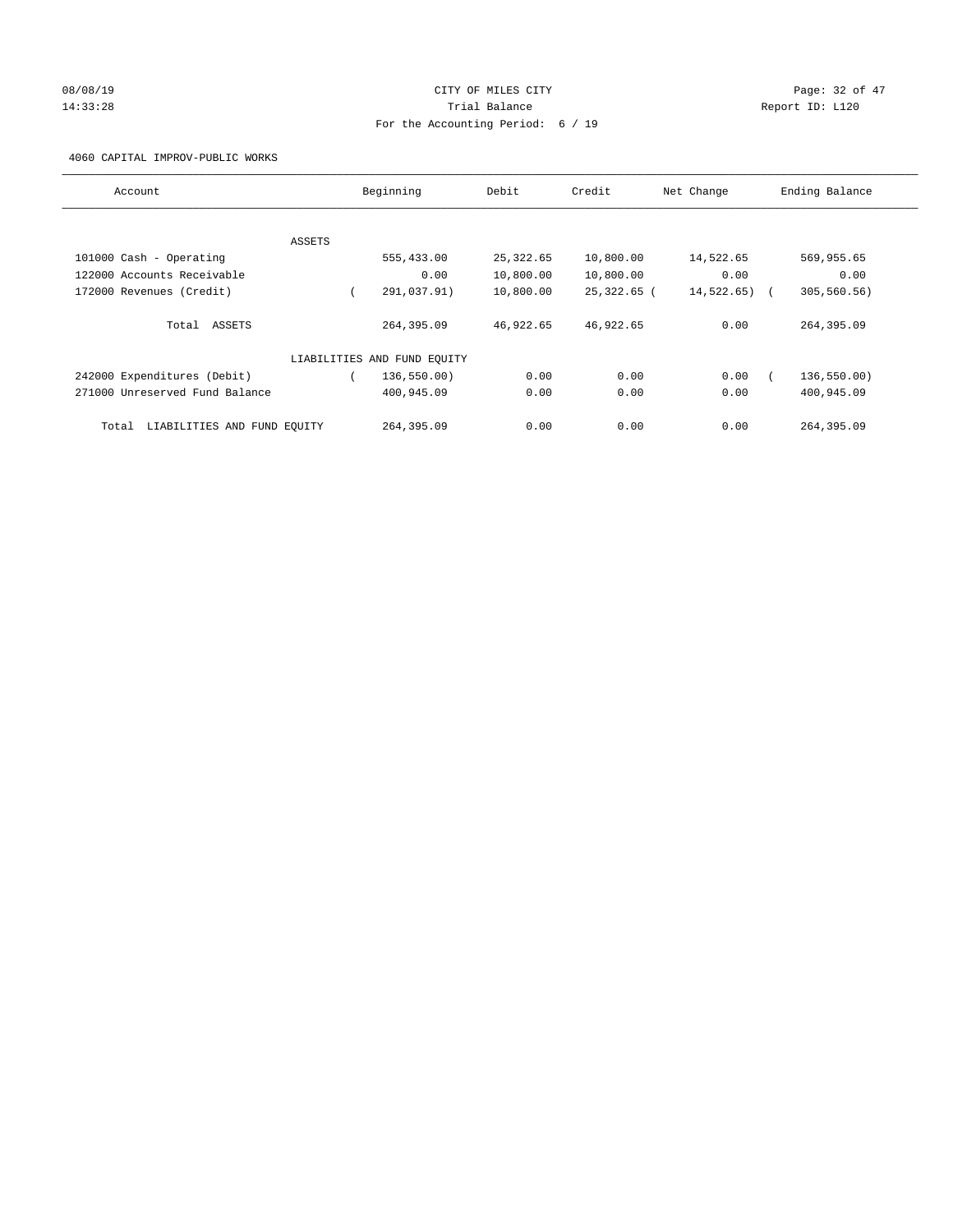08/08/19 CITY OF MILES CITY
14:33:28 Trial Balance Report ID: L120
For the Accounting Period: 6 / 19

4060 CAPITAL IMPROV-PUBLIC WORKS

| Account | Beginning | Debit | Credit | Net Change | Ending Balance |
|---|---|---|---|---|---|
| ASSETS | | | | | |
| 101000 Cash - Operating | 555,433.00 | 25,322.65 | 10,800.00 | 14,522.65 | 569,955.65 |
| 122000 Accounts Receivable | 0.00 | 10,800.00 | 10,800.00 | 0.00 | 0.00 |
| 172000 Revenues (Credit) | ( 291,037.91) | 10,800.00 | 25,322.65 | ( 14,522.65) | ( 305,560.56) |
| Total ASSETS | 264,395.09 | 46,922.65 | 46,922.65 | 0.00 | 264,395.09 |
| LIABILITIES AND FUND EQUITY | | | | | |
| 242000 Expenditures (Debit) | ( 136,550.00) | 0.00 | 0.00 | 0.00 | ( 136,550.00) |
| 271000 Unreserved Fund Balance | 400,945.09 | 0.00 | 0.00 | 0.00 | 400,945.09 |
| Total LIABILITIES AND FUND EQUITY | 264,395.09 | 0.00 | 0.00 | 0.00 | 264,395.09 |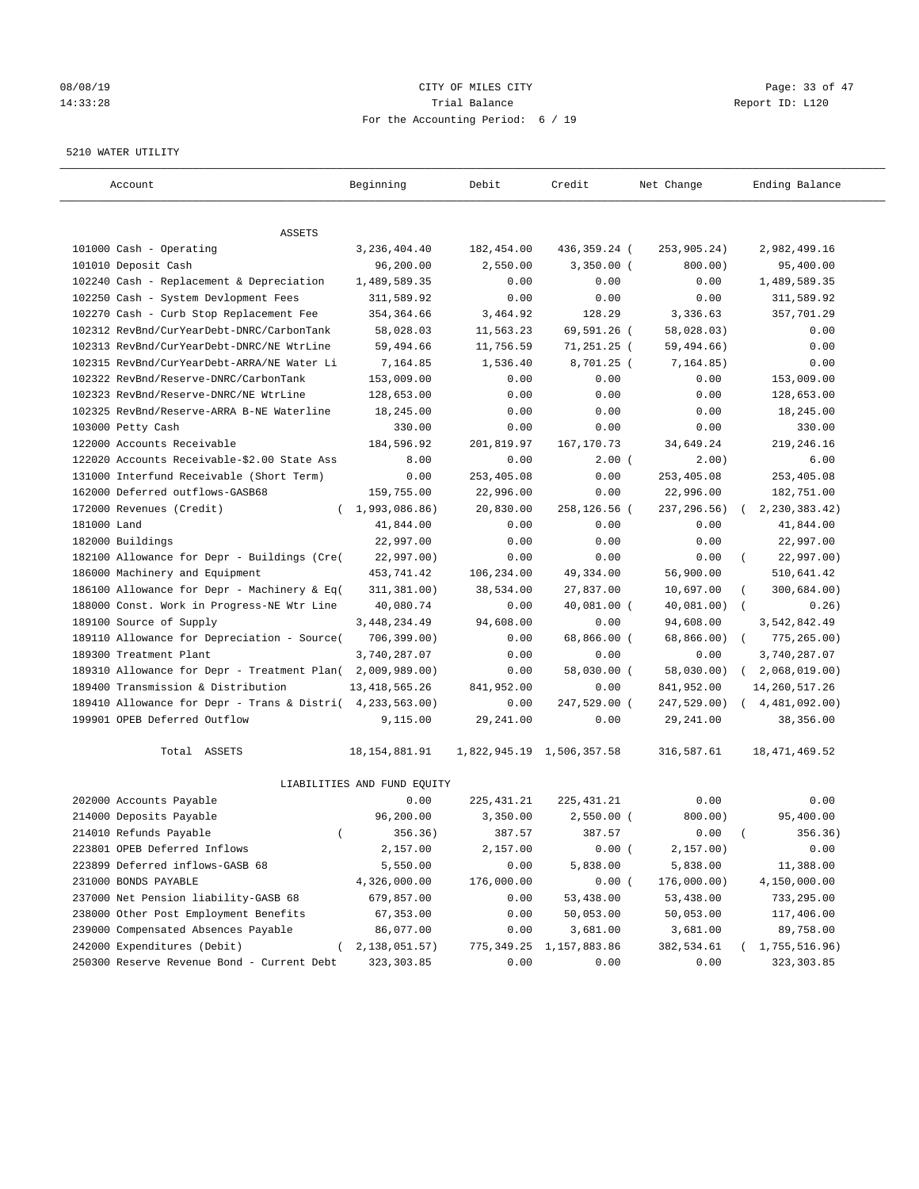CITY OF MILES CITY
Trial Balance
For the Accounting Period: 6 / 19

08/08/19
14:33:28

Report ID: L120

5210 WATER UTILITY

| Account | Beginning | Debit | Credit | Net Change | Ending Balance |
|---|---|---|---|---|---|
| ASSETS | | | | | |
| 101000 Cash - Operating | 3,236,404.40 | 182,454.00 | 436,359.24 | ( 253,905.24) | 2,982,499.16 |
| 101010 Deposit Cash | 96,200.00 | 2,550.00 | 3,350.00 | ( 800.00) | 95,400.00 |
| 102240 Cash - Replacement & Depreciation | 1,489,589.35 | 0.00 | 0.00 | 0.00 | 1,489,589.35 |
| 102250 Cash - System Devlopment Fees | 311,589.92 | 0.00 | 0.00 | 0.00 | 311,589.92 |
| 102270 Cash - Curb Stop Replacement Fee | 354,364.66 | 3,464.92 | 128.29 | 3,336.63 | 357,701.29 |
| 102312 RevBnd/CurYearDebt-DNRC/CarbonTank | 58,028.03 | 11,563.23 | 69,591.26 | ( 58,028.03) | 0.00 |
| 102313 RevBnd/CurYearDebt-DNRC/NE WtrLine | 59,494.66 | 11,756.59 | 71,251.25 | ( 59,494.66) | 0.00 |
| 102315 RevBnd/CurYearDebt-ARRA/NE Water Li | 7,164.85 | 1,536.40 | 8,701.25 | ( 7,164.85) | 0.00 |
| 102322 RevBnd/Reserve-DNRC/CarbonTank | 153,009.00 | 0.00 | 0.00 | 0.00 | 153,009.00 |
| 102323 RevBnd/Reserve-DNRC/NE WtrLine | 128,653.00 | 0.00 | 0.00 | 0.00 | 128,653.00 |
| 102325 RevBnd/Reserve-ARRA B-NE Waterline | 18,245.00 | 0.00 | 0.00 | 0.00 | 18,245.00 |
| 103000 Petty Cash | 330.00 | 0.00 | 0.00 | 0.00 | 330.00 |
| 122000 Accounts Receivable | 184,596.92 | 201,819.97 | 167,170.73 | 34,649.24 | 219,246.16 |
| 122020 Accounts Receivable-$2.00 State Ass | 8.00 | 0.00 | 2.00 | ( 2.00) | 6.00 |
| 131000 Interfund Receivable (Short Term) | 0.00 | 253,405.08 | 0.00 | 253,405.08 | 253,405.08 |
| 162000 Deferred outflows-GASB68 | 159,755.00 | 22,996.00 | 0.00 | 22,996.00 | 182,751.00 |
| 172000 Revenues (Credit) | ( 1,993,086.86) | 20,830.00 | 258,126.56 | ( 237,296.56) | ( 2,230,383.42) |
| 181000 Land | 41,844.00 | 0.00 | 0.00 | 0.00 | 41,844.00 |
| 182000 Buildings | 22,997.00 | 0.00 | 0.00 | 0.00 | 22,997.00 |
| 182100 Allowance for Depr - Buildings (Cre( | 22,997.00) | 0.00 | 0.00 | 0.00 | ( 22,997.00) |
| 186000 Machinery and Equipment | 453,741.42 | 106,234.00 | 49,334.00 | 56,900.00 | 510,641.42 |
| 186100 Allowance for Depr - Machinery & Eq( | 311,381.00) | 38,534.00 | 27,837.00 | 10,697.00 | ( 300,684.00) |
| 188000 Const. Work in Progress-NE Wtr Line | 40,080.74 | 0.00 | 40,081.00 | ( 40,081.00) | ( 0.26) |
| 189100 Source of Supply | 3,448,234.49 | 94,608.00 | 0.00 | 94,608.00 | 3,542,842.49 |
| 189110 Allowance for Depreciation - Source( | 706,399.00) | 0.00 | 68,866.00 | ( 68,866.00) | ( 775,265.00) |
| 189300 Treatment Plant | 3,740,287.07 | 0.00 | 0.00 | 0.00 | 3,740,287.07 |
| 189310 Allowance for Depr - Treatment Plan( | 2,009,989.00) | 0.00 | 58,030.00 | ( 58,030.00) | ( 2,068,019.00) |
| 189400 Transmission & Distribution | 13,418,565.26 | 841,952.00 | 0.00 | 841,952.00 | 14,260,517.26 |
| 189410 Allowance for Depr - Trans & Distri( | 4,233,563.00) | 0.00 | 247,529.00 | ( 247,529.00) | ( 4,481,092.00) |
| 199901 OPEB Deferred Outflow | 9,115.00 | 29,241.00 | 0.00 | 29,241.00 | 38,356.00 |
| Total ASSETS | 18,154,881.91 | 1,822,945.19 | 1,506,357.58 | 316,587.61 | 18,471,469.52 |
| LIABILITIES AND FUND EQUITY | | | | | |
| 202000 Accounts Payable | 0.00 | 225,431.21 | 225,431.21 | 0.00 | 0.00 |
| 214000 Deposits Payable | 96,200.00 | 3,350.00 | 2,550.00 | ( 800.00) | 95,400.00 |
| 214010 Refunds Payable | ( 356.36) | 387.57 | 387.57 | 0.00 | ( 356.36) |
| 223801 OPEB Deferred Inflows | 2,157.00 | 2,157.00 | 0.00 | ( 2,157.00) | 0.00 |
| 223899 Deferred inflows-GASB 68 | 5,550.00 | 0.00 | 5,838.00 | 5,838.00 | 11,388.00 |
| 231000 BONDS PAYABLE | 4,326,000.00 | 176,000.00 | 0.00 | ( 176,000.00) | 4,150,000.00 |
| 237000 Net Pension liability-GASB 68 | 679,857.00 | 0.00 | 53,438.00 | 53,438.00 | 733,295.00 |
| 238000 Other Post Employment Benefits | 67,353.00 | 0.00 | 50,053.00 | 50,053.00 | 117,406.00 |
| 239000 Compensated Absences Payable | 86,077.00 | 0.00 | 3,681.00 | 3,681.00 | 89,758.00 |
| 242000 Expenditures (Debit) | ( 2,138,051.57) | 775,349.25 | 1,157,883.86 | 382,534.61 | ( 1,755,516.96) |
| 250300 Reserve Revenue Bond - Current Debt | 323,303.85 | 0.00 | 0.00 | 0.00 | 323,303.85 |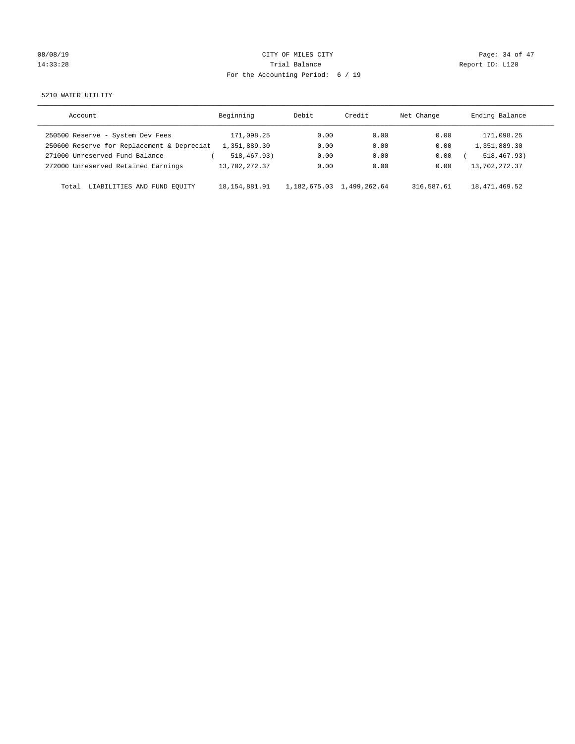CITY OF MILES CITY
Trial Balance
For the Accounting Period: 6 / 19

08/08/19
14:33:28

Report ID: L120

5210 WATER UTILITY

| Account | Beginning | Debit | Credit | Net Change | Ending Balance |
|---|---|---|---|---|---|
| 250500 Reserve - System Dev Fees | 171,098.25 | 0.00 | 0.00 | 0.00 | 171,098.25 |
| 250600 Reserve for Replacement & Depreciat | 1,351,889.30 | 0.00 | 0.00 | 0.00 | 1,351,889.30 |
| 271000 Unreserved Fund Balance | ( 518,467.93) | 0.00 | 0.00 | 0.00 | ( 518,467.93) |
| 272000 Unreserved Retained Earnings | 13,702,272.37 | 0.00 | 0.00 | 0.00 | 13,702,272.37 |
| Total LIABILITIES AND FUND EQUITY | 18,154,881.91 | 1,182,675.03 | 1,499,262.64 | 316,587.61 | 18,471,469.52 |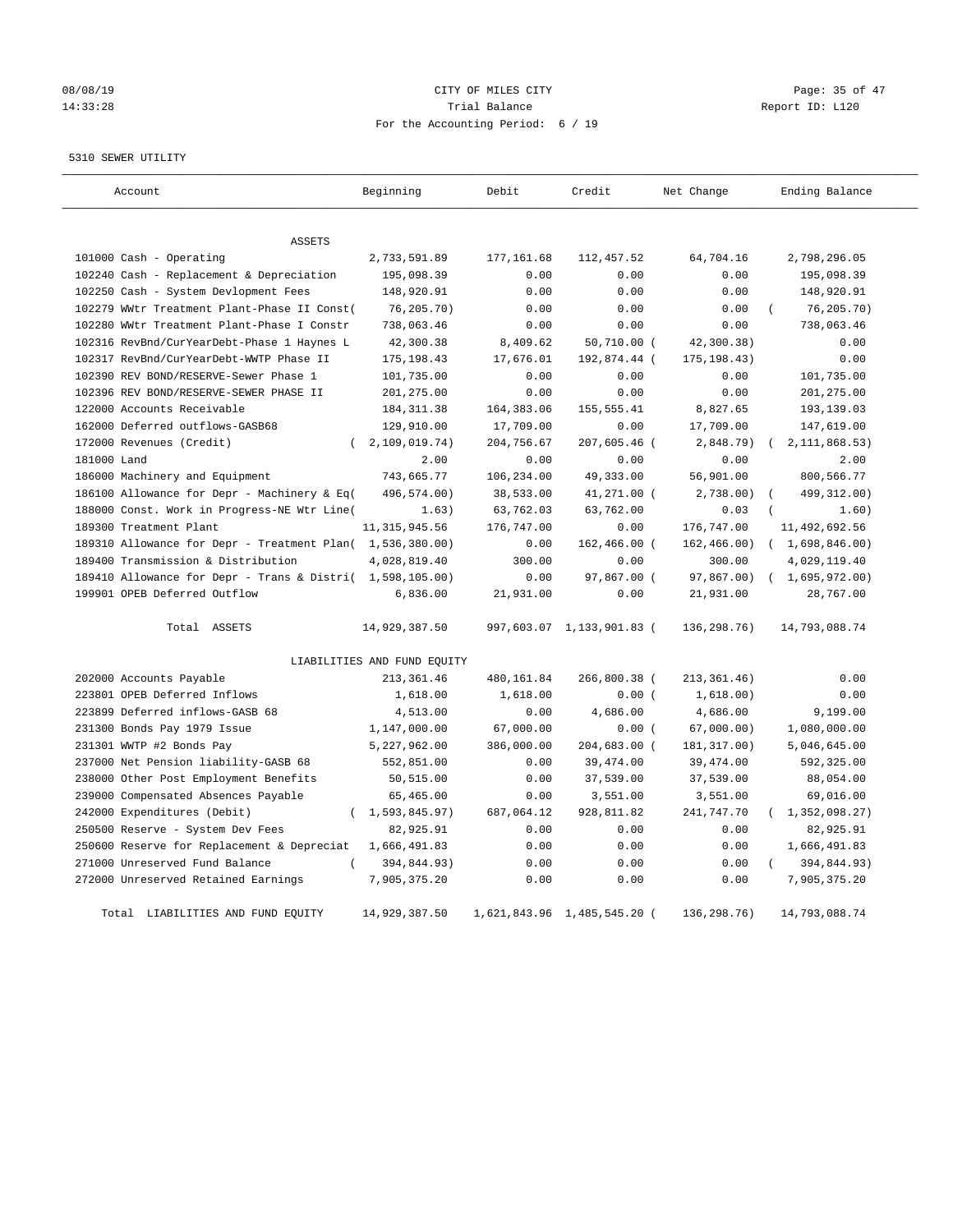08/08/19 CITY OF MILES CITY
14:33:28 Trial Balance Report ID: L120
For the Accounting Period: 6 / 19

5310 SEWER UTILITY

| Account | Beginning | Debit | Credit | Net Change | Ending Balance |
|---|---|---|---|---|---|
| ASSETS | | | | | |
| 101000 Cash - Operating | 2,733,591.89 | 177,161.68 | 112,457.52 | 64,704.16 | 2,798,296.05 |
| 102240 Cash - Replacement & Depreciation | 195,098.39 | 0.00 | 0.00 | 0.00 | 195,098.39 |
| 102250 Cash - System Devlopment Fees | 148,920.91 | 0.00 | 0.00 | 0.00 | 148,920.91 |
| 102279 WWtr Treatment Plant-Phase II Const( | 76,205.70) | 0.00 | 0.00 | 0.00 | ( 76,205.70) |
| 102280 WWtr Treatment Plant-Phase I Constr | 738,063.46 | 0.00 | 0.00 | 0.00 | 738,063.46 |
| 102316 RevBnd/CurYearDebt-Phase 1 Haynes L | 42,300.38 | 8,409.62 | 50,710.00 ( | 42,300.38) | 0.00 |
| 102317 RevBnd/CurYearDebt-WWTP Phase II | 175,198.43 | 17,676.01 | 192,874.44 ( | 175,198.43) | 0.00 |
| 102390 REV BOND/RESERVE-Sewer Phase 1 | 101,735.00 | 0.00 | 0.00 | 0.00 | 101,735.00 |
| 102396 REV BOND/RESERVE-SEWER PHASE II | 201,275.00 | 0.00 | 0.00 | 0.00 | 201,275.00 |
| 122000 Accounts Receivable | 184,311.38 | 164,383.06 | 155,555.41 | 8,827.65 | 193,139.03 |
| 162000 Deferred outflows-GASB68 | 129,910.00 | 17,709.00 | 0.00 | 17,709.00 | 147,619.00 |
| 172000 Revenues (Credit) | ( 2,109,019.74) | 204,756.67 | 207,605.46 ( | 2,848.79) | ( 2,111,868.53) |
| 181000 Land | 2.00 | 0.00 | 0.00 | 0.00 | 2.00 |
| 186000 Machinery and Equipment | 743,665.77 | 106,234.00 | 49,333.00 | 56,901.00 | 800,566.77 |
| 186100 Allowance for Depr - Machinery & Eq( | 496,574.00) | 38,533.00 | 41,271.00 ( | 2,738.00) | ( 499,312.00) |
| 188000 Const. Work in Progress-NE Wtr Line( | 1.63) | 63,762.03 | 63,762.00 | 0.03 | ( 1.60) |
| 189300 Treatment Plant | 11,315,945.56 | 176,747.00 | 0.00 | 176,747.00 | 11,492,692.56 |
| 189310 Allowance for Depr - Treatment Plan( | 1,536,380.00) | 0.00 | 162,466.00 ( | 162,466.00) | ( 1,698,846.00) |
| 189400 Transmission & Distribution | 4,028,819.40 | 300.00 | 0.00 | 300.00 | 4,029,119.40 |
| 189410 Allowance for Depr - Trans & Distri( | 1,598,105.00) | 0.00 | 97,867.00 ( | 97,867.00) | ( 1,695,972.00) |
| 199901 OPEB Deferred Outflow | 6,836.00 | 21,931.00 | 0.00 | 21,931.00 | 28,767.00 |
| Total ASSETS | 14,929,387.50 | 997,603.07 | 1,133,901.83 ( | 136,298.76) | 14,793,088.74 |
| LIABILITIES AND FUND EQUITY | | | | | |
| 202000 Accounts Payable | 213,361.46 | 480,161.84 | 266,800.38 ( | 213,361.46) | 0.00 |
| 223801 OPEB Deferred Inflows | 1,618.00 | 1,618.00 | 0.00 ( | 1,618.00) | 0.00 |
| 223899 Deferred inflows-GASB 68 | 4,513.00 | 0.00 | 4,686.00 | 4,686.00 | 9,199.00 |
| 231300 Bonds Pay 1979 Issue | 1,147,000.00 | 67,000.00 | 0.00 ( | 67,000.00) | 1,080,000.00 |
| 231301 WWTP #2 Bonds Pay | 5,227,962.00 | 386,000.00 | 204,683.00 ( | 181,317.00) | 5,046,645.00 |
| 237000 Net Pension liability-GASB 68 | 552,851.00 | 0.00 | 39,474.00 | 39,474.00 | 592,325.00 |
| 238000 Other Post Employment Benefits | 50,515.00 | 0.00 | 37,539.00 | 37,539.00 | 88,054.00 |
| 239000 Compensated Absences Payable | 65,465.00 | 0.00 | 3,551.00 | 3,551.00 | 69,016.00 |
| 242000 Expenditures (Debit) | ( 1,593,845.97) | 687,064.12 | 928,811.82 | 241,747.70 | ( 1,352,098.27) |
| 250500 Reserve - System Dev Fees | 82,925.91 | 0.00 | 0.00 | 0.00 | 82,925.91 |
| 250600 Reserve for Replacement & Depreciat | 1,666,491.83 | 0.00 | 0.00 | 0.00 | 1,666,491.83 |
| 271000 Unreserved Fund Balance | ( 394,844.93) | 0.00 | 0.00 | 0.00 | ( 394,844.93) |
| 272000 Unreserved Retained Earnings | 7,905,375.20 | 0.00 | 0.00 | 0.00 | 7,905,375.20 |
| Total LIABILITIES AND FUND EQUITY | 14,929,387.50 | 1,621,843.96 | 1,485,545.20 ( | 136,298.76) | 14,793,088.74 |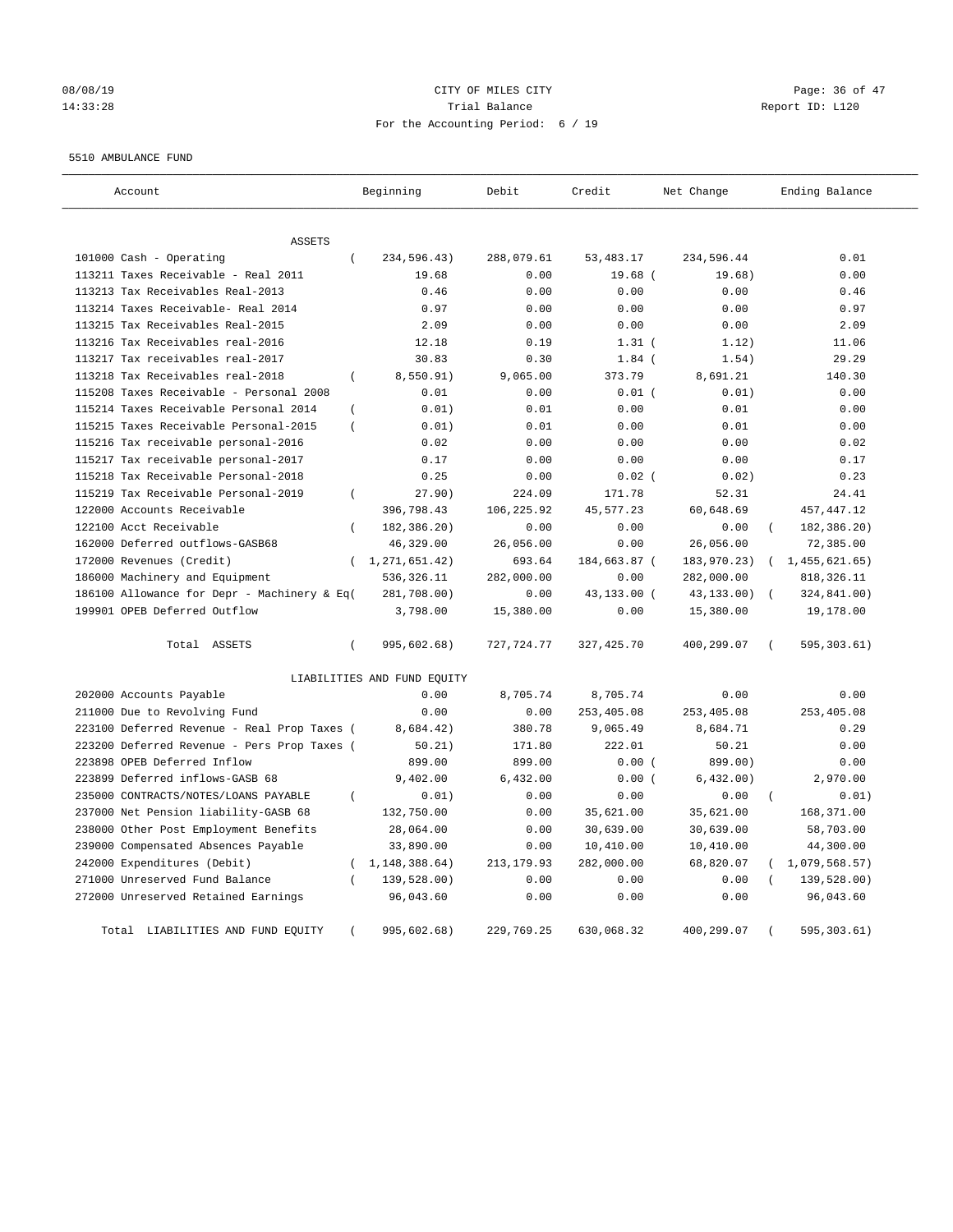08/08/19 CITY OF MILES CITY
14:33:28 Trial Balance Report ID: L120
For the Accounting Period: 6 / 19

5510 AMBULANCE FUND

| Account | Beginning | Debit | Credit | Net Change | Ending Balance |
|---|---|---|---|---|---|
| ASSETS | | | | | |
| 101000 Cash - Operating | ( 234,596.43) | 288,079.61 | 53,483.17 | 234,596.44 | 0.01 |
| 113211 Taxes Receivable - Real 2011 | 19.68 | 0.00 | 19.68 | ( 19.68) | 0.00 |
| 113213 Tax Receivables Real-2013 | 0.46 | 0.00 | 0.00 | 0.00 | 0.46 |
| 113214 Taxes Receivable- Real 2014 | 0.97 | 0.00 | 0.00 | 0.00 | 0.97 |
| 113215 Tax Receivables Real-2015 | 2.09 | 0.00 | 0.00 | 0.00 | 2.09 |
| 113216 Tax Receivables real-2016 | 12.18 | 0.19 | 1.31 | ( 1.12) | 11.06 |
| 113217 Tax receivables real-2017 | 30.83 | 0.30 | 1.84 | ( 1.54) | 29.29 |
| 113218 Tax Receivables real-2018 | ( 8,550.91) | 9,065.00 | 373.79 | 8,691.21 | 140.30 |
| 115208 Taxes Receivable - Personal 2008 | 0.01 | 0.00 | 0.01 | ( 0.01) | 0.00 |
| 115214 Taxes Receivable Personal 2014 | ( 0.01) | 0.01 | 0.00 | 0.01 | 0.00 |
| 115215 Taxes Receivable Personal-2015 | ( 0.01) | 0.01 | 0.00 | 0.01 | 0.00 |
| 115216 Tax receivable personal-2016 | 0.02 | 0.00 | 0.00 | 0.00 | 0.02 |
| 115217 Tax receivable personal-2017 | 0.17 | 0.00 | 0.00 | 0.00 | 0.17 |
| 115218 Tax Receivable Personal-2018 | 0.25 | 0.00 | 0.02 | ( 0.02) | 0.23 |
| 115219 Tax Receivable Personal-2019 | ( 27.90) | 224.09 | 171.78 | 52.31 | 24.41 |
| 122000 Accounts Receivable | 396,798.43 | 106,225.92 | 45,577.23 | 60,648.69 | 457,447.12 |
| 122100 Acct Receivable | ( 182,386.20) | 0.00 | 0.00 | 0.00 | ( 182,386.20) |
| 162000 Deferred outflows-GASB68 | 46,329.00 | 26,056.00 | 0.00 | 26,056.00 | 72,385.00 |
| 172000 Revenues (Credit) | ( 1,271,651.42) | 693.64 | 184,663.87 | ( 183,970.23) | ( 1,455,621.65) |
| 186000 Machinery and Equipment | 536,326.11 | 282,000.00 | 0.00 | 282,000.00 | 818,326.11 |
| 186100 Allowance for Depr - Machinery & Eq( | 281,708.00) | 0.00 | 43,133.00 | ( 43,133.00) | ( 324,841.00) |
| 199901 OPEB Deferred Outflow | 3,798.00 | 15,380.00 | 0.00 | 15,380.00 | 19,178.00 |
| Total ASSETS | ( 995,602.68) | 727,724.77 | 327,425.70 | 400,299.07 | ( 595,303.61) |
| LIABILITIES AND FUND EQUITY | | | | | |
| 202000 Accounts Payable | 0.00 | 8,705.74 | 8,705.74 | 0.00 | 0.00 |
| 211000 Due to Revolving Fund | 0.00 | 0.00 | 253,405.08 | 253,405.08 | 253,405.08 |
| 223100 Deferred Revenue - Real Prop Taxes ( | 8,684.42) | 380.78 | 9,065.49 | 8,684.71 | 0.29 |
| 223200 Deferred Revenue - Pers Prop Taxes ( | 50.21) | 171.80 | 222.01 | 50.21 | 0.00 |
| 223898 OPEB Deferred Inflow | 899.00 | 899.00 | 0.00 | ( 899.00) | 0.00 |
| 223899 Deferred inflows-GASB 68 | 9,402.00 | 6,432.00 | 0.00 | ( 6,432.00) | 2,970.00 |
| 235000 CONTRACTS/NOTES/LOANS PAYABLE | ( 0.01) | 0.00 | 0.00 | 0.00 | ( 0.01) |
| 237000 Net Pension liability-GASB 68 | 132,750.00 | 0.00 | 35,621.00 | 35,621.00 | 168,371.00 |
| 238000 Other Post Employment Benefits | 28,064.00 | 0.00 | 30,639.00 | 30,639.00 | 58,703.00 |
| 239000 Compensated Absences Payable | 33,890.00 | 0.00 | 10,410.00 | 10,410.00 | 44,300.00 |
| 242000 Expenditures (Debit) | ( 1,148,388.64) | 213,179.93 | 282,000.00 | 68,820.07 | ( 1,079,568.57) |
| 271000 Unreserved Fund Balance | ( 139,528.00) | 0.00 | 0.00 | 0.00 | ( 139,528.00) |
| 272000 Unreserved Retained Earnings | 96,043.60 | 0.00 | 0.00 | 0.00 | 96,043.60 |
| Total LIABILITIES AND FUND EQUITY | ( 995,602.68) | 229,769.25 | 630,068.32 | 400,299.07 | ( 595,303.61) |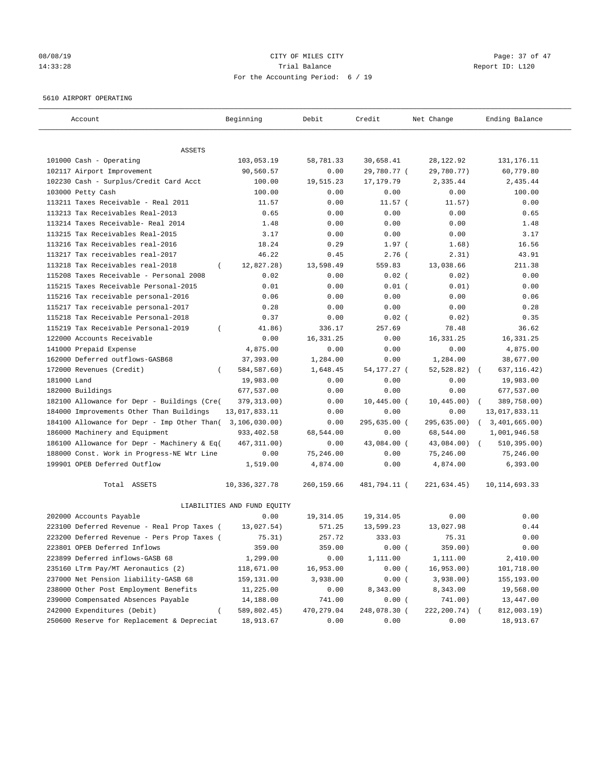08/08/19 CITY OF MILES CITY
14:33:28 Trial Balance Report ID: L120
For the Accounting Period: 6 / 19

5610 AIRPORT OPERATING

| Account | Beginning | Debit | Credit | Net Change | Ending Balance |
|---|---|---|---|---|---|
| ASSETS | | | | | |
| 101000 Cash - Operating | 103,053.19 | 58,781.33 | 30,658.41 | 28,122.92 | 131,176.11 |
| 102117 Airport Improvement | 90,560.57 | 0.00 | 29,780.77 | (29,780.77) | 60,779.80 |
| 102230 Cash - Surplus/Credit Card Acct | 100.00 | 19,515.23 | 17,179.79 | 2,335.44 | 2,435.44 |
| 103000 Petty Cash | 100.00 | 0.00 | 0.00 | 0.00 | 100.00 |
| 113211 Taxes Receivable - Real 2011 | 11.57 | 0.00 | 11.57 | (11.57) | 0.00 |
| 113213 Tax Receivables Real-2013 | 0.65 | 0.00 | 0.00 | 0.00 | 0.65 |
| 113214 Taxes Receivable- Real 2014 | 1.48 | 0.00 | 0.00 | 0.00 | 1.48 |
| 113215 Tax Receivables Real-2015 | 3.17 | 0.00 | 0.00 | 0.00 | 3.17 |
| 113216 Tax Receivables real-2016 | 18.24 | 0.29 | 1.97 | (1.68) | 16.56 |
| 113217 Tax receivables real-2017 | 46.22 | 0.45 | 2.76 | (2.31) | 43.91 |
| 113218 Tax Receivables real-2018 | (12,827.28) | 13,598.49 | 559.83 | 13,038.66 | 211.38 |
| 115208 Taxes Receivable - Personal 2008 | 0.02 | 0.00 | 0.02 | (0.02) | 0.00 |
| 115215 Taxes Receivable Personal-2015 | 0.01 | 0.00 | 0.01 | (0.01) | 0.00 |
| 115216 Tax receivable personal-2016 | 0.06 | 0.00 | 0.00 | 0.00 | 0.06 |
| 115217 Tax receivable personal-2017 | 0.28 | 0.00 | 0.00 | 0.00 | 0.28 |
| 115218 Tax Receivable Personal-2018 | 0.37 | 0.00 | 0.02 | (0.02) | 0.35 |
| 115219 Tax Receivable Personal-2019 | (41.86) | 336.17 | 257.69 | 78.48 | 36.62 |
| 122000 Accounts Receivable | 0.00 | 16,331.25 | 0.00 | 16,331.25 | 16,331.25 |
| 141000 Prepaid Expense | 4,875.00 | 0.00 | 0.00 | 0.00 | 4,875.00 |
| 162000 Deferred outflows-GASB68 | 37,393.00 | 1,284.00 | 0.00 | 1,284.00 | 38,677.00 |
| 172000 Revenues (Credit) | (584,587.60) | 1,648.45 | 54,177.27 | (52,528.82) | (637,116.42) |
| 181000 Land | 19,983.00 | 0.00 | 0.00 | 0.00 | 19,983.00 |
| 182000 Buildings | 677,537.00 | 0.00 | 0.00 | 0.00 | 677,537.00 |
| 182100 Allowance for Depr - Buildings (Cre( | 379,313.00) | 0.00 | 10,445.00 | (10,445.00) | (389,758.00) |
| 184000 Improvements Other Than Buildings | 13,017,833.11 | 0.00 | 0.00 | 0.00 | 13,017,833.11 |
| 184100 Allowance for Depr - Imp Other Than( | 3,106,030.00) | 0.00 | 295,635.00 | (295,635.00) | (3,401,665.00) |
| 186000 Machinery and Equipment | 933,402.58 | 68,544.00 | 0.00 | 68,544.00 | 1,001,946.58 |
| 186100 Allowance for Depr - Machinery & Eq( | 467,311.00) | 0.00 | 43,084.00 | (43,084.00) | (510,395.00) |
| 188000 Const. Work in Progress-NE Wtr Line | 0.00 | 75,246.00 | 0.00 | 75,246.00 | 75,246.00 |
| 199901 OPEB Deferred Outflow | 1,519.00 | 4,874.00 | 0.00 | 4,874.00 | 6,393.00 |
| Total ASSETS | 10,336,327.78 | 260,159.66 | 481,794.11 | (221,634.45) | 10,114,693.33 |
| LIABILITIES AND FUND EQUITY | | | | | |
| 202000 Accounts Payable | 0.00 | 19,314.05 | 19,314.05 | 0.00 | 0.00 |
| 223100 Deferred Revenue - Real Prop Taxes ( | 13,027.54) | 571.25 | 13,599.23 | 13,027.98 | 0.44 |
| 223200 Deferred Revenue - Pers Prop Taxes ( | 75.31) | 257.72 | 333.03 | 75.31 | 0.00 |
| 223801 OPEB Deferred Inflows | 359.00 | 359.00 | 0.00 | (359.00) | 0.00 |
| 223899 Deferred inflows-GASB 68 | 1,299.00 | 0.00 | 1,111.00 | 1,111.00 | 2,410.00 |
| 235160 LTrm Pay/MT Aeronautics (2) | 118,671.00 | 16,953.00 | 0.00 | (16,953.00) | 101,718.00 |
| 237000 Net Pension liability-GASB 68 | 159,131.00 | 3,938.00 | 0.00 | (3,938.00) | 155,193.00 |
| 238000 Other Post Employment Benefits | 11,225.00 | 0.00 | 8,343.00 | 8,343.00 | 19,568.00 |
| 239000 Compensated Absences Payable | 14,188.00 | 741.00 | 0.00 | (741.00) | 13,447.00 |
| 242000 Expenditures (Debit) | (589,802.45) | 470,279.04 | 248,078.30 | (222,200.74) | (812,003.19) |
| 250600 Reserve for Replacement & Depreciat | 18,913.67 | 0.00 | 0.00 | 0.00 | 18,913.67 |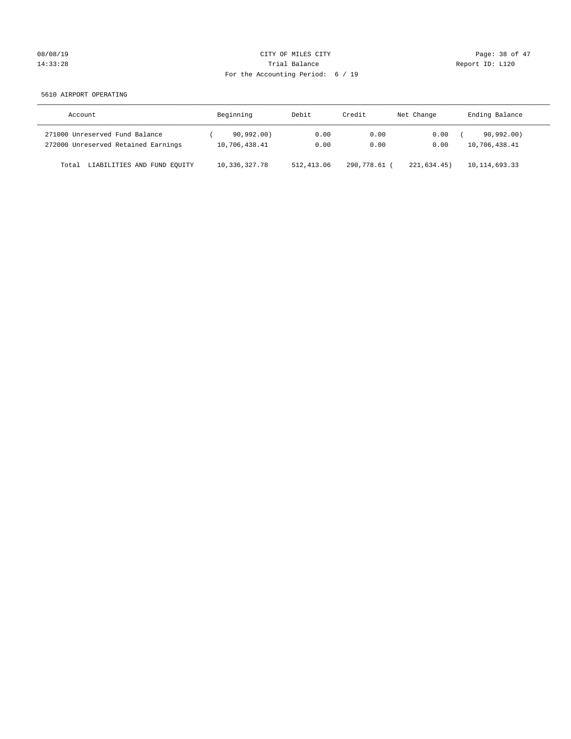CITY OF MILES CITY

Trial Balance

For the Accounting Period: 6 / 19

5610 AIRPORT OPERATING

| Account | Beginning | Debit | Credit | Net Change | Ending Balance |
|---|---|---|---|---|---|
| 271000 Unreserved Fund Balance | ( 90,992.00) | 0.00 | 0.00 | 0.00 | ( 90,992.00) |
| 272000 Unreserved Retained Earnings | 10,706,438.41 | 0.00 | 0.00 | 0.00 | 10,706,438.41 |
| Total LIABILITIES AND FUND EQUITY | 10,336,327.78 | 512,413.06 | 290,778.61 | ( 221,634.45) | 10,114,693.33 |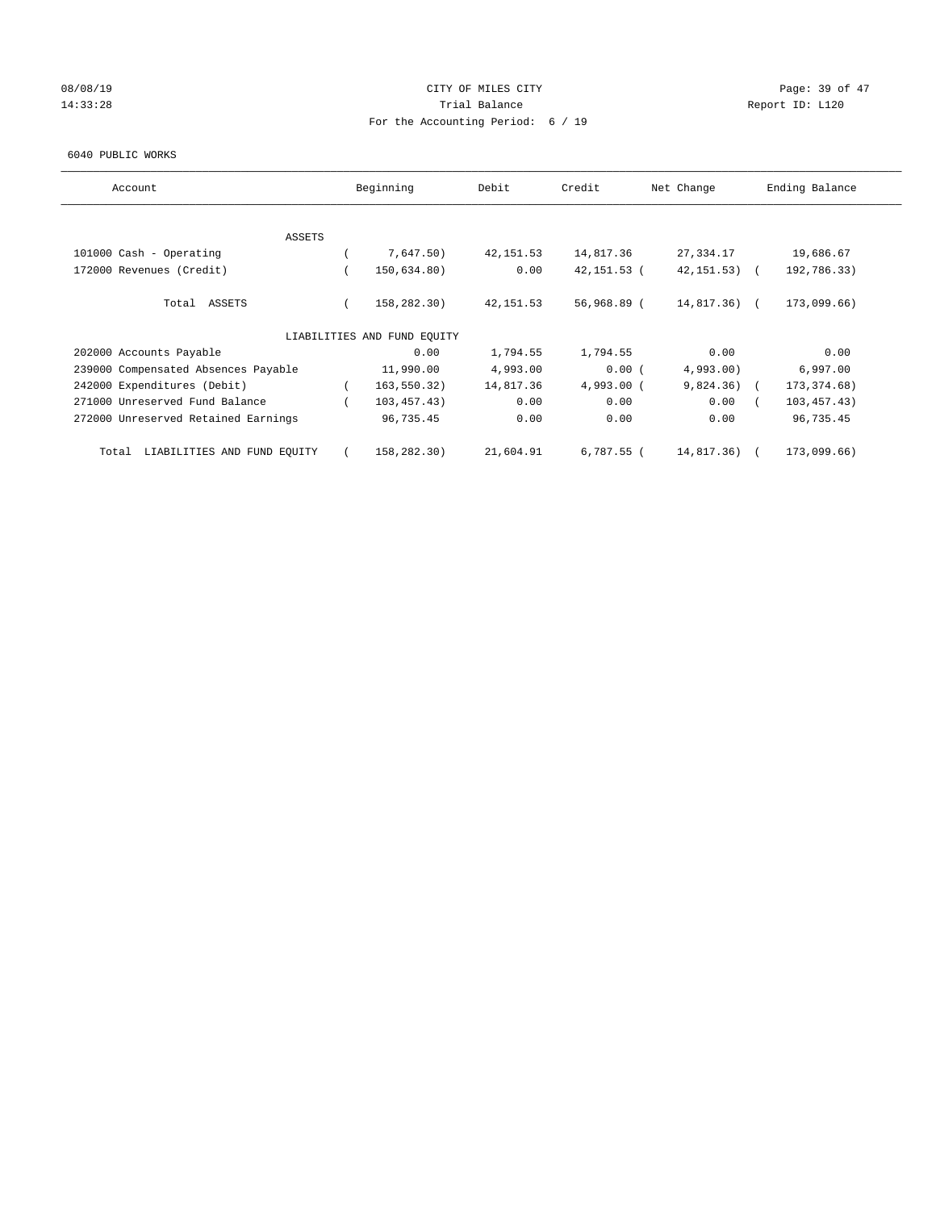08/08/19 CITY OF MILES CITY
14:33:28 Trial Balance Report ID: L120
For the Accounting Period: 6 / 19

6040 PUBLIC WORKS

| Account | Beginning | Debit | Credit | Net Change | Ending Balance |
|---|---|---|---|---|---|
| ASSETS | | | | | |
| 101000 Cash - Operating | ( 7,647.50) | 42,151.53 | 14,817.36 | 27,334.17 | 19,686.67 |
| 172000 Revenues (Credit) | ( 150,634.80) | 0.00 | 42,151.53 ( | 42,151.53) ( | 192,786.33) |
| Total ASSETS | ( 158,282.30) | 42,151.53 | 56,968.89 ( | 14,817.36) ( | 173,099.66) |
| LIABILITIES AND FUND EQUITY | | | | | |
| 202000 Accounts Payable | 0.00 | 1,794.55 | 1,794.55 | 0.00 | 0.00 |
| 239000 Compensated Absences Payable | 11,990.00 | 4,993.00 | 0.00 ( | 4,993.00) | 6,997.00 |
| 242000 Expenditures (Debit) | ( 163,550.32) | 14,817.36 | 4,993.00 ( | 9,824.36) ( | 173,374.68) |
| 271000 Unreserved Fund Balance | ( 103,457.43) | 0.00 | 0.00 | 0.00 ( | 103,457.43) |
| 272000 Unreserved Retained Earnings | 96,735.45 | 0.00 | 0.00 | 0.00 | 96,735.45 |
| Total LIABILITIES AND FUND EQUITY | ( 158,282.30) | 21,604.91 | 6,787.55 ( | 14,817.36) ( | 173,099.66) |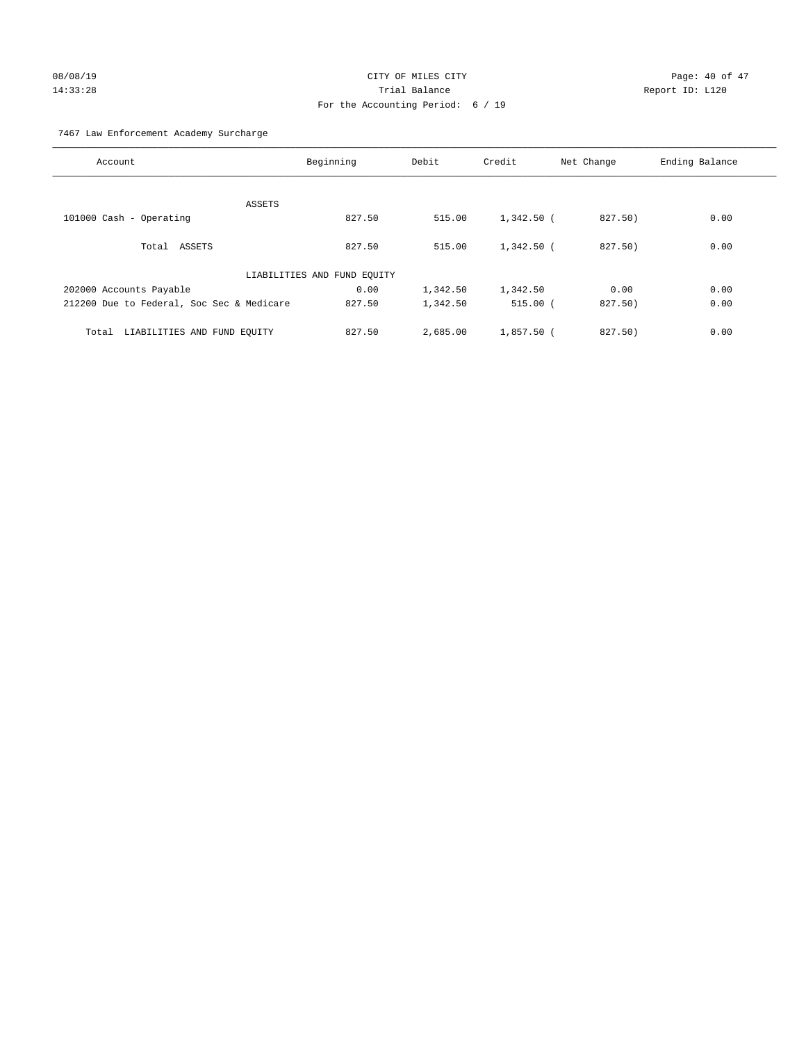CITY OF MILES CITY
Trial Balance
For the Accounting Period: 6 / 19

08/08/19
14:33:28

Report ID: L120

7467 Law Enforcement Academy Surcharge

| Account | Beginning | Debit | Credit | Net Change | Ending Balance |
|---|---|---|---|---|---|
| ASSETS | | | | | |
| 101000 Cash - Operating | 827.50 | 515.00 | 1,342.50 | ( 827.50) | 0.00 |
| Total ASSETS | 827.50 | 515.00 | 1,342.50 | ( 827.50) | 0.00 |
| LIABILITIES AND FUND EQUITY | | | | | |
| 202000 Accounts Payable | 0.00 | 1,342.50 | 1,342.50 | 0.00 | 0.00 |
| 212200 Due to Federal, Soc Sec & Medicare | 827.50 | 1,342.50 | 515.00 | ( 827.50) | 0.00 |
| Total LIABILITIES AND FUND EQUITY | 827.50 | 2,685.00 | 1,857.50 | ( 827.50) | 0.00 |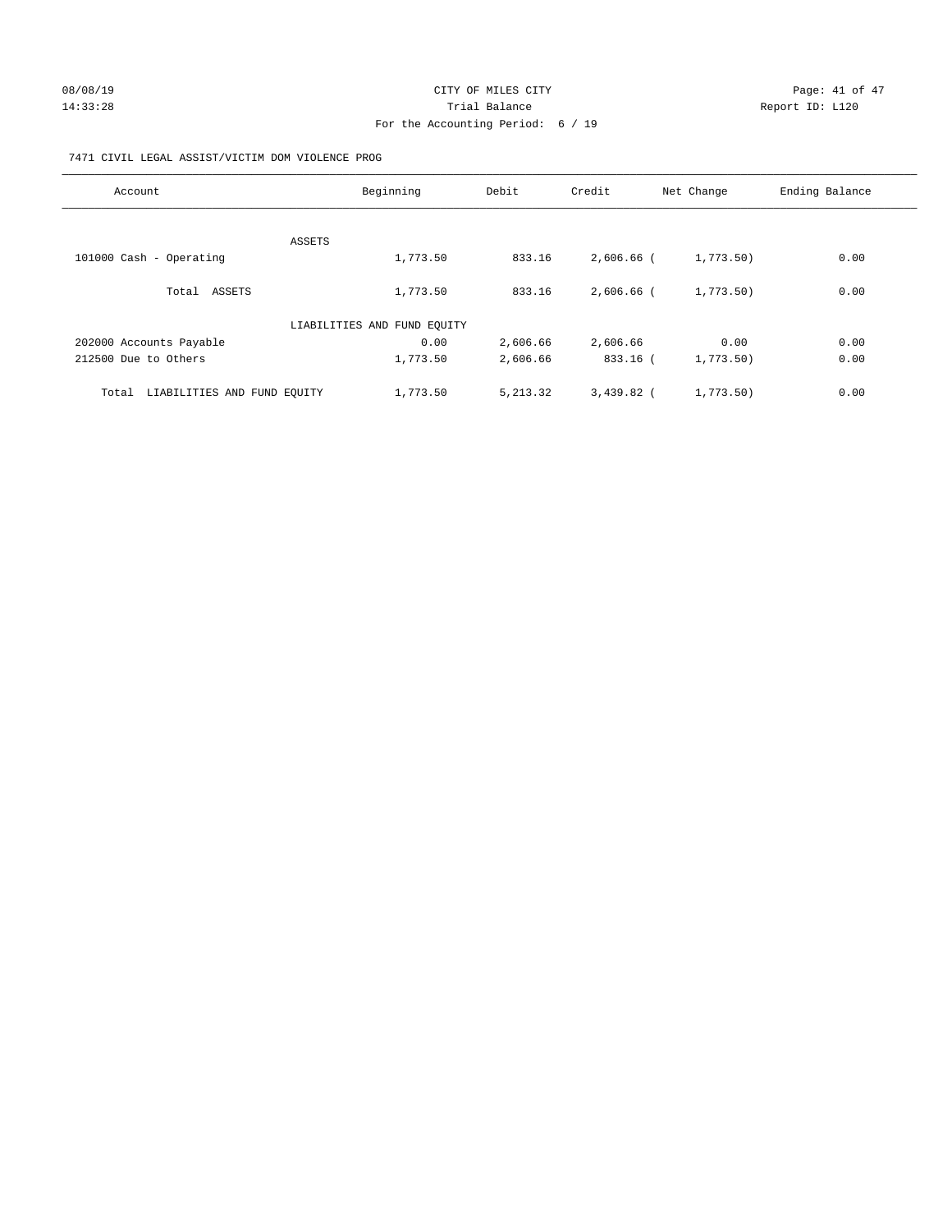CITY OF MILES CITY

Trial Balance

For the Accounting Period: 6 / 19

08/08/19 14:33:28

Report ID: L120

7471 CIVIL LEGAL ASSIST/VICTIM DOM VIOLENCE PROG

| Account | Beginning | Debit | Credit | Net Change | Ending Balance |
|---|---|---|---|---|---|
| ASSETS | | | | | |
| 101000 Cash - Operating | 1,773.50 | 833.16 | 2,606.66 | (1,773.50) | 0.00 |
| Total ASSETS | 1,773.50 | 833.16 | 2,606.66 | (1,773.50) | 0.00 |
| LIABILITIES AND FUND EQUITY | | | | | |
| 202000 Accounts Payable | 0.00 | 2,606.66 | 2,606.66 | 0.00 | 0.00 |
| 212500 Due to Others | 1,773.50 | 2,606.66 | 833.16 | (1,773.50) | 0.00 |
| Total LIABILITIES AND FUND EQUITY | 1,773.50 | 5,213.32 | 3,439.82 | (1,773.50) | 0.00 |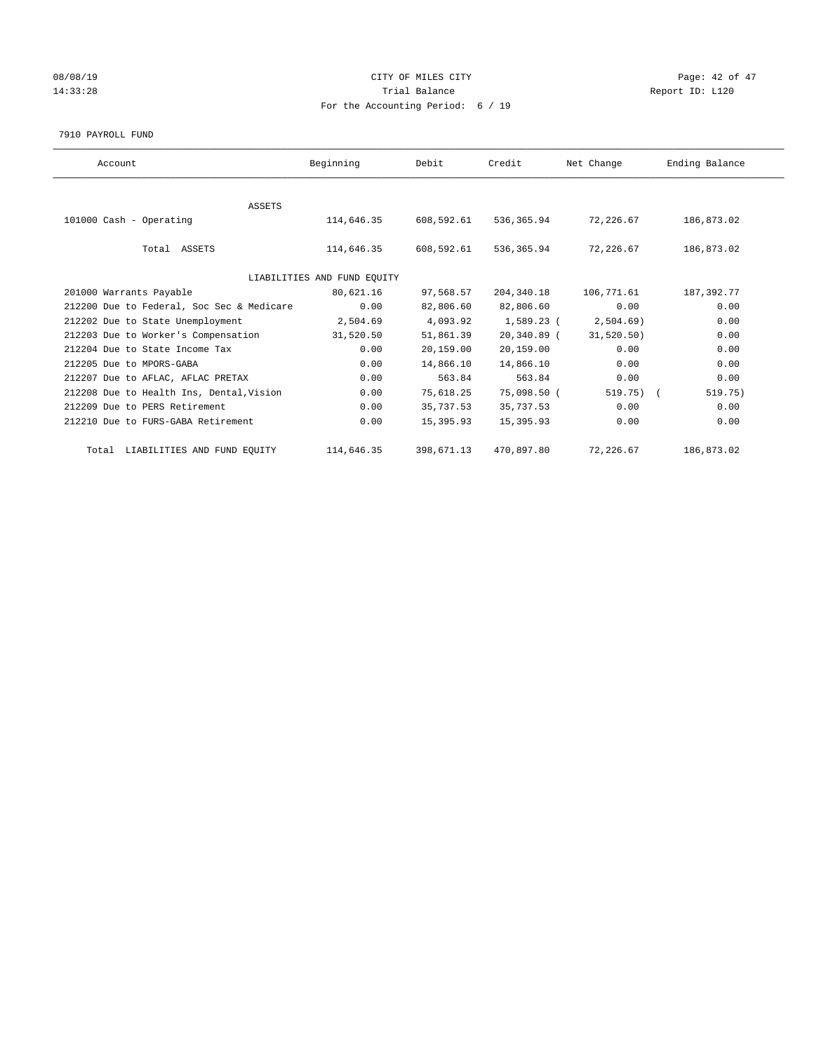08/08/19 CITY OF MILES CITY
14:33:28 Trial Balance Report ID: L120
For the Accounting Period: 6 / 19

7910 PAYROLL FUND

| Account | Beginning | Debit | Credit | Net Change | Ending Balance |
|---|---|---|---|---|---|
| ASSETS | | | | | |
| 101000 Cash - Operating | 114,646.35 | 608,592.61 | 536,365.94 | 72,226.67 | 186,873.02 |
| Total ASSETS | 114,646.35 | 608,592.61 | 536,365.94 | 72,226.67 | 186,873.02 |
| LIABILITIES AND FUND EQUITY | | | | | |
| 201000 Warrants Payable | 80,621.16 | 97,568.57 | 204,340.18 | 106,771.61 | 187,392.77 |
| 212200 Due to Federal, Soc Sec & Medicare | 0.00 | 82,806.60 | 82,806.60 | 0.00 | 0.00 |
| 212202 Due to State Unemployment | 2,504.69 | 4,093.92 | 1,589.23 | ( 2,504.69) | 0.00 |
| 212203 Due to Worker's Compensation | 31,520.50 | 51,861.39 | 20,340.89 | ( 31,520.50) | 0.00 |
| 212204 Due to State Income Tax | 0.00 | 20,159.00 | 20,159.00 | 0.00 | 0.00 |
| 212205 Due to MPORS-GABA | 0.00 | 14,866.10 | 14,866.10 | 0.00 | 0.00 |
| 212207 Due to AFLAC, AFLAC PRETAX | 0.00 | 563.84 | 563.84 | 0.00 | 0.00 |
| 212208 Due to Health Ins, Dental,Vision | 0.00 | 75,618.25 | 75,098.50 | ( 519.75) | ( 519.75) |
| 212209 Due to PERS Retirement | 0.00 | 35,737.53 | 35,737.53 | 0.00 | 0.00 |
| 212210 Due to FURS-GABA Retirement | 0.00 | 15,395.93 | 15,395.93 | 0.00 | 0.00 |
| Total LIABILITIES AND FUND EQUITY | 114,646.35 | 398,671.13 | 470,897.80 | 72,226.67 | 186,873.02 |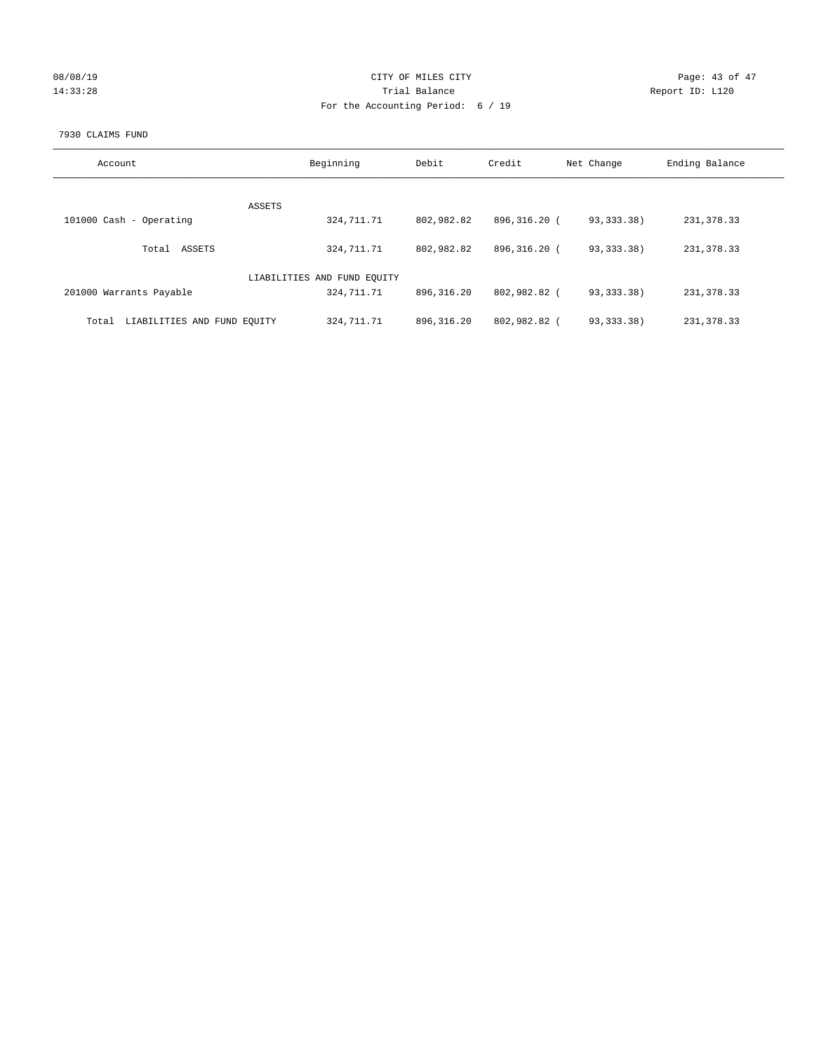CITY OF MILES CITY

Trial Balance

For the Accounting Period: 6 / 19

08/08/19
14:33:28

Report ID: L120

7930 CLAIMS FUND

| Account | Beginning | Debit | Credit | Net Change | Ending Balance |
|---|---|---|---|---|---|
| ASSETS | | | | | |
| 101000 Cash - Operating | 324,711.71 | 802,982.82 | 896,316.20 | ( 93,333.38) | 231,378.33 |
| Total ASSETS | 324,711.71 | 802,982.82 | 896,316.20 | ( 93,333.38) | 231,378.33 |
| LIABILITIES AND FUND EQUITY | | | | | |
| 201000 Warrants Payable | 324,711.71 | 896,316.20 | 802,982.82 | ( 93,333.38) | 231,378.33 |
| Total LIABILITIES AND FUND EQUITY | 324,711.71 | 896,316.20 | 802,982.82 | ( 93,333.38) | 231,378.33 |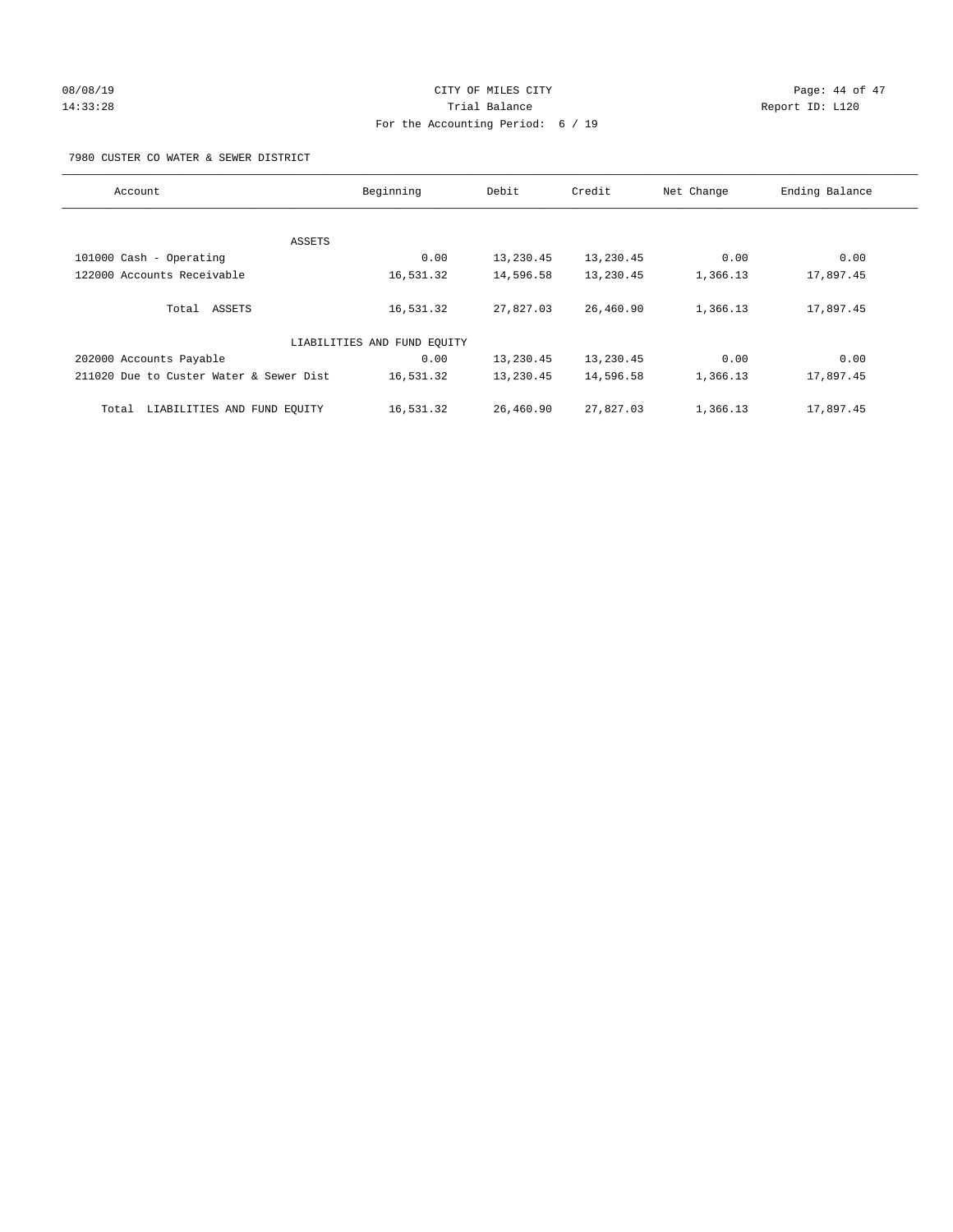CITY OF MILES CITY

Trial Balance

For the Accounting Period: 6 / 19

08/08/19
14:33:28

Report ID: L120

7980 CUSTER CO WATER & SEWER DISTRICT

| Account | Beginning | Debit | Credit | Net Change | Ending Balance |
|---|---|---|---|---|---|
| ASSETS | | | | | |
| 101000 Cash - Operating | 0.00 | 13,230.45 | 13,230.45 | 0.00 | 0.00 |
| 122000 Accounts Receivable | 16,531.32 | 14,596.58 | 13,230.45 | 1,366.13 | 17,897.45 |
| Total ASSETS | 16,531.32 | 27,827.03 | 26,460.90 | 1,366.13 | 17,897.45 |
| LIABILITIES AND FUND EQUITY | | | | | |
| 202000 Accounts Payable | 0.00 | 13,230.45 | 13,230.45 | 0.00 | 0.00 |
| 211020 Due to Custer Water & Sewer Dist | 16,531.32 | 13,230.45 | 14,596.58 | 1,366.13 | 17,897.45 |
| Total LIABILITIES AND FUND EQUITY | 16,531.32 | 26,460.90 | 27,827.03 | 1,366.13 | 17,897.45 |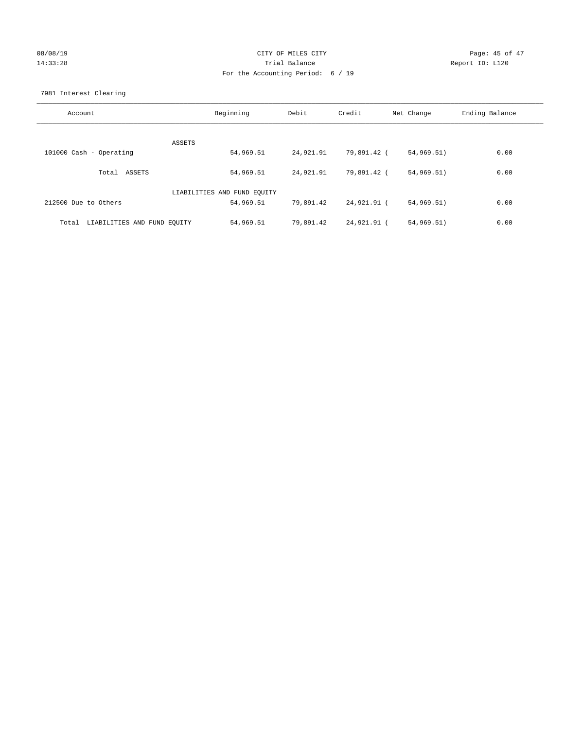CITY OF MILES CITY
Trial Balance
For the Accounting Period: 6 / 19

08/08/19
14:33:28

Report ID: L120

7981 Interest Clearing

| Account | Beginning | Debit | Credit | Net Change | Ending Balance |
|---|---|---|---|---|---|
| ASSETS | | | | | |
| 101000 Cash - Operating | 54,969.51 | 24,921.91 | 79,891.42 | ( 54,969.51) | 0.00 |
| Total ASSETS | 54,969.51 | 24,921.91 | 79,891.42 | ( 54,969.51) | 0.00 |
| LIABILITIES AND FUND EQUITY | | | | | |
| 212500 Due to Others | 54,969.51 | 79,891.42 | 24,921.91 | ( 54,969.51) | 0.00 |
| Total LIABILITIES AND FUND EQUITY | 54,969.51 | 79,891.42 | 24,921.91 | ( 54,969.51) | 0.00 |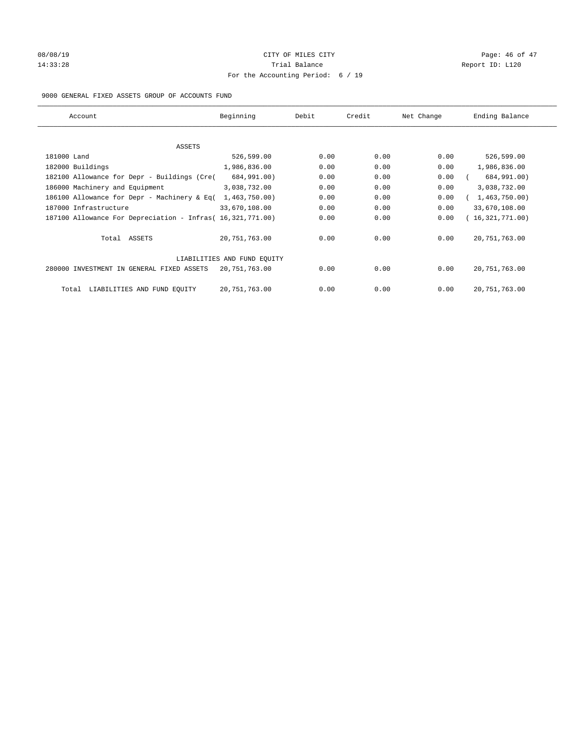# CITY OF MILES CITY

## Trial Balance

For the Accounting Period: 6 / 19

08/08/19 14:33:28 — Report ID: L120

9000 GENERAL FIXED ASSETS GROUP OF ACCOUNTS FUND

| Account | Beginning | Debit | Credit | Net Change | Ending Balance |
|---|---|---|---|---|---|
| ASSETS | | | | | |
| 181000 Land | 526,599.00 | 0.00 | 0.00 | 0.00 | 526,599.00 |
| 182000 Buildings | 1,986,836.00 | 0.00 | 0.00 | 0.00 | 1,986,836.00 |
| 182100 Allowance for Depr - Buildings (Cre( | 684,991.00) | 0.00 | 0.00 | 0.00 | ( 684,991.00) |
| 186000 Machinery and Equipment | 3,038,732.00 | 0.00 | 0.00 | 0.00 | 3,038,732.00 |
| 186100 Allowance for Depr - Machinery & Eq( | 1,463,750.00) | 0.00 | 0.00 | 0.00 | ( 1,463,750.00) |
| 187000 Infrastructure | 33,670,108.00 | 0.00 | 0.00 | 0.00 | 33,670,108.00 |
| 187100 Allowance For Depreciation - Infras( | 16,321,771.00) | 0.00 | 0.00 | 0.00 | ( 16,321,771.00) |
| Total ASSETS | 20,751,763.00 | 0.00 | 0.00 | 0.00 | 20,751,763.00 |
| LIABILITIES AND FUND EQUITY | | | | | |
| 280000 INVESTMENT IN GENERAL FIXED ASSETS | 20,751,763.00 | 0.00 | 0.00 | 0.00 | 20,751,763.00 |
| Total LIABILITIES AND FUND EQUITY | 20,751,763.00 | 0.00 | 0.00 | 0.00 | 20,751,763.00 |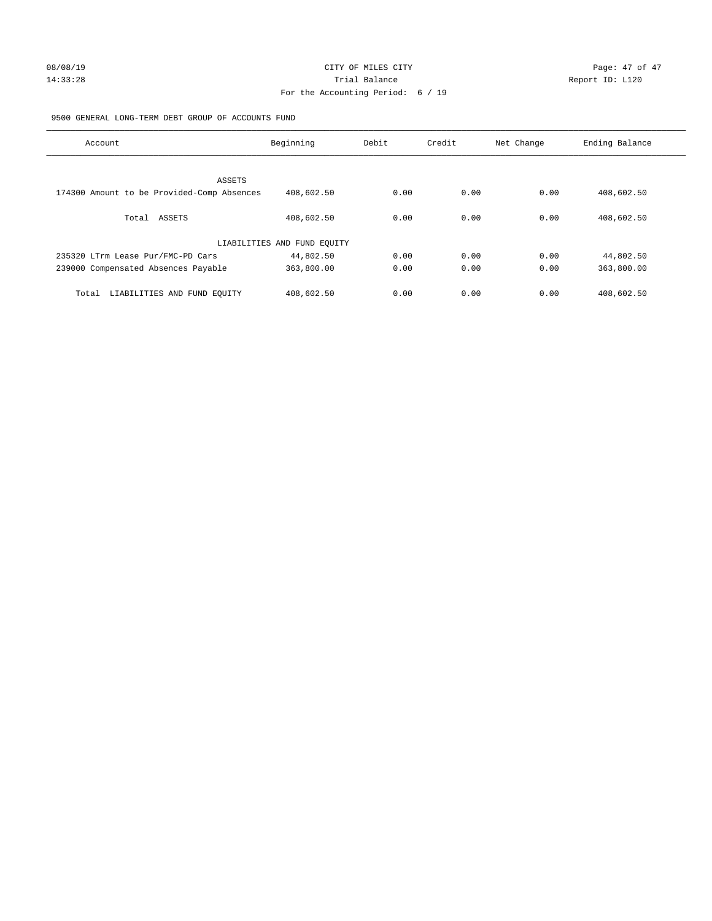CITY OF MILES CITY

Trial Balance

For the Accounting Period: 6 / 19

9500 GENERAL LONG-TERM DEBT GROUP OF ACCOUNTS FUND

| Account | Beginning | Debit | Credit | Net Change | Ending Balance |
|---|---|---|---|---|---|
| ASSETS | | | | | |
| 174300 Amount to be Provided-Comp Absences | 408,602.50 | 0.00 | 0.00 | 0.00 | 408,602.50 |
| Total ASSETS | 408,602.50 | 0.00 | 0.00 | 0.00 | 408,602.50 |
| LIABILITIES AND FUND EQUITY | | | | | |
| 235320 LTrm Lease Pur/FMC-PD Cars | 44,802.50 | 0.00 | 0.00 | 0.00 | 44,802.50 |
| 239000 Compensated Absences Payable | 363,800.00 | 0.00 | 0.00 | 0.00 | 363,800.00 |
| Total LIABILITIES AND FUND EQUITY | 408,602.50 | 0.00 | 0.00 | 0.00 | 408,602.50 |